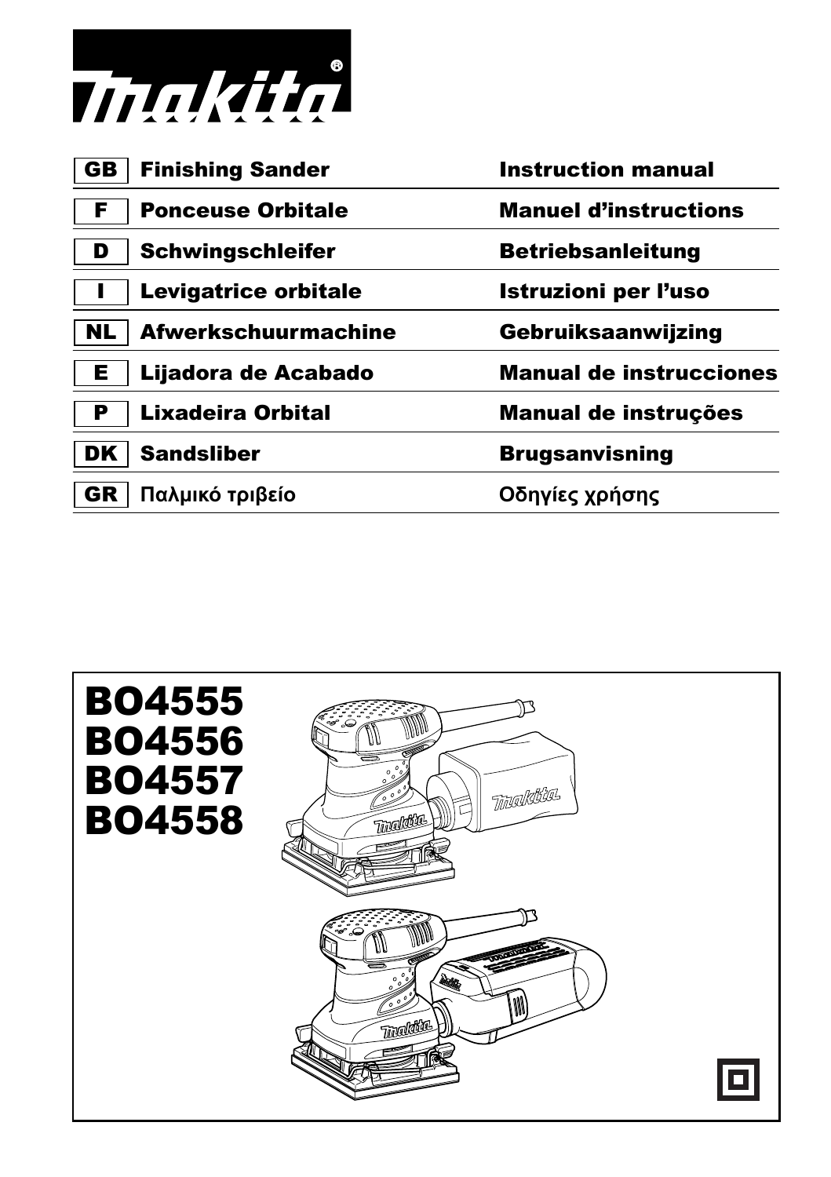# makita

| | | |
|---|---|---|
| GB | Finishing Sander | Instruction manual |
| F | Ponceuse Orbitale | Manuel d'instructions |
| D | Schwingschleifer | Betriebsanleitung |
| I | Levigatrice orbitale | Istruzioni per l'uso |
| NL | Afwerkschuurmachine | Gebruiksaanwijzing |
| E | Lijadora de Acabado | Manual de instrucciones |
| P | Lixadeira Orbital | Manual de instruções |
| DK | Sandsliber | Brugsanvisning |
| GR | Παλμικό τριβείο | Οδηγίες χρήσης |

**BO4555**
**BO4556**
**BO4557**
**BO4558**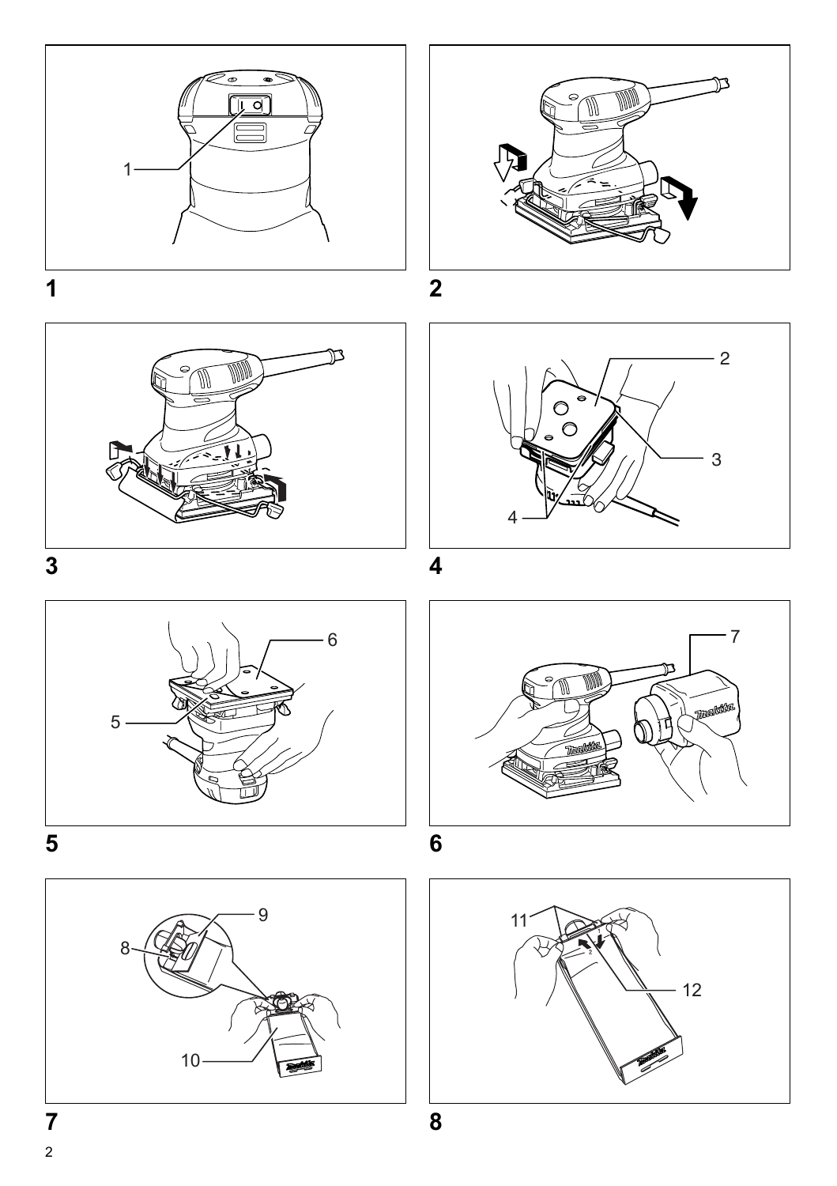1

2

3

4

5

6

7

8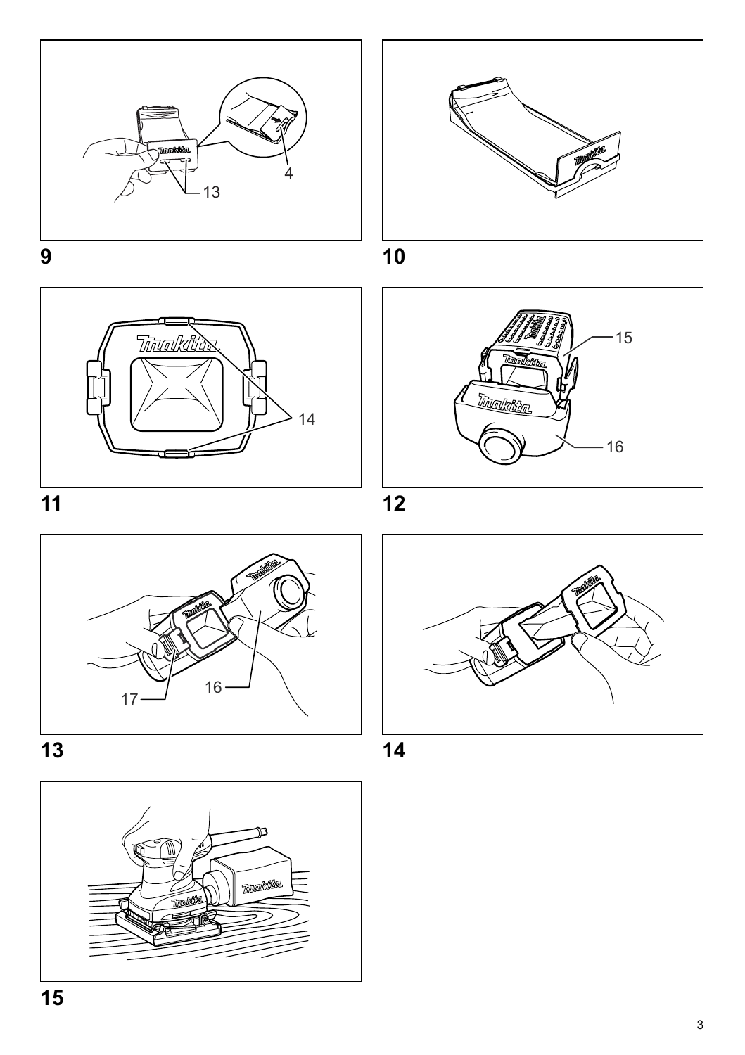4

13

9

10

14

11

15

16

12

17

16

13

14

15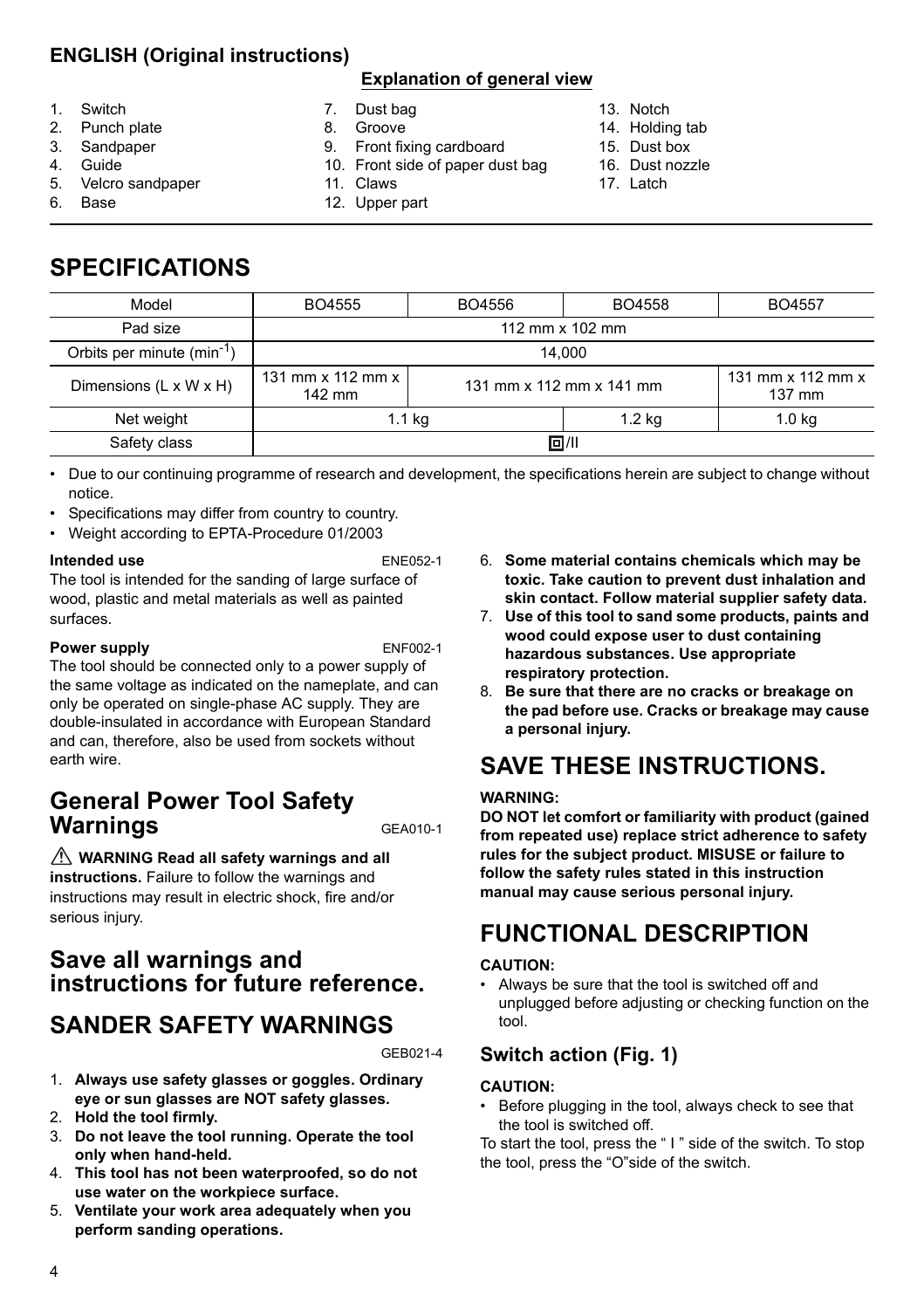## ENGLISH (Original instructions)

**Explanation of general view**

1. Switch
2. Punch plate
3. Sandpaper
4. Guide
5. Velcro sandpaper
6. Base
7. Dust bag
8. Groove
9. Front fixing cardboard
10. Front side of paper dust bag
11. Claws
12. Upper part
13. Notch
14. Holding tab
15. Dust box
16. Dust nozzle
17. Latch

# SPECIFICATIONS

| Model | BO4555 | BO4556 | BO4558 | BO4557 |
|---|---|---|---|---|
| Pad size | 112 mm x 102 mm | | | |
| Orbits per minute ($min^{-1}$) | 14,000 | | | |
| Dimensions (L x W x H) | 131 mm x 112 mm x 142 mm | 131 mm x 112 mm x 141 mm | | 131 mm x 112 mm x 137 mm |
| Net weight | 1.1 kg | | 1.2 kg | 1.0 kg |
| Safety class | ⧈/II | | | |

- Due to our continuing programme of research and development, the specifications herein are subject to change without notice.
- Specifications may differ from country to country.
- Weight according to EPTA-Procedure 01/2003

**Intended use** ENE052-1

The tool is intended for the sanding of large surface of wood, plastic and metal materials as well as painted surfaces.

**Power supply** ENF002-1

The tool should be connected only to a power supply of the same voltage as indicated on the nameplate, and can only be operated on single-phase AC supply. They are double-insulated in accordance with European Standard and can, therefore, also be used from sockets without earth wire.

## General Power Tool Safety Warnings

GEA010-1

⚠ **WARNING Read all safety warnings and all instructions.** Failure to follow the warnings and instructions may result in electric shock, fire and/or serious injury.

## Save all warnings and instructions for future reference.

# SANDER SAFETY WARNINGS

GEB021-4

1. **Always use safety glasses or goggles. Ordinary eye or sun glasses are NOT safety glasses.**
2. **Hold the tool firmly.**
3. **Do not leave the tool running. Operate the tool only when hand-held.**
4. **This tool has not been waterproofed, so do not use water on the workpiece surface.**
5. **Ventilate your work area adequately when you perform sanding operations.**
6. **Some material contains chemicals which may be toxic. Take caution to prevent dust inhalation and skin contact. Follow material supplier safety data.**
7. **Use of this tool to sand some products, paints and wood could expose user to dust containing hazardous substances. Use appropriate respiratory protection.**
8. **Be sure that there are no cracks or breakage on the pad before use. Cracks or breakage may cause a personal injury.**

# SAVE THESE INSTRUCTIONS.

**WARNING:**

**DO NOT let comfort or familiarity with product (gained from repeated use) replace strict adherence to safety rules for the subject product. MISUSE or failure to follow the safety rules stated in this instruction manual may cause serious personal injury.**

# FUNCTIONAL DESCRIPTION

**CAUTION:**

- Always be sure that the tool is switched off and unplugged before adjusting or checking function on the tool.

## Switch action (Fig. 1)

**CAUTION:**

- Before plugging in the tool, always check to see that the tool is switched off.

To start the tool, press the " I " side of the switch. To stop the tool, press the "O"side of the switch.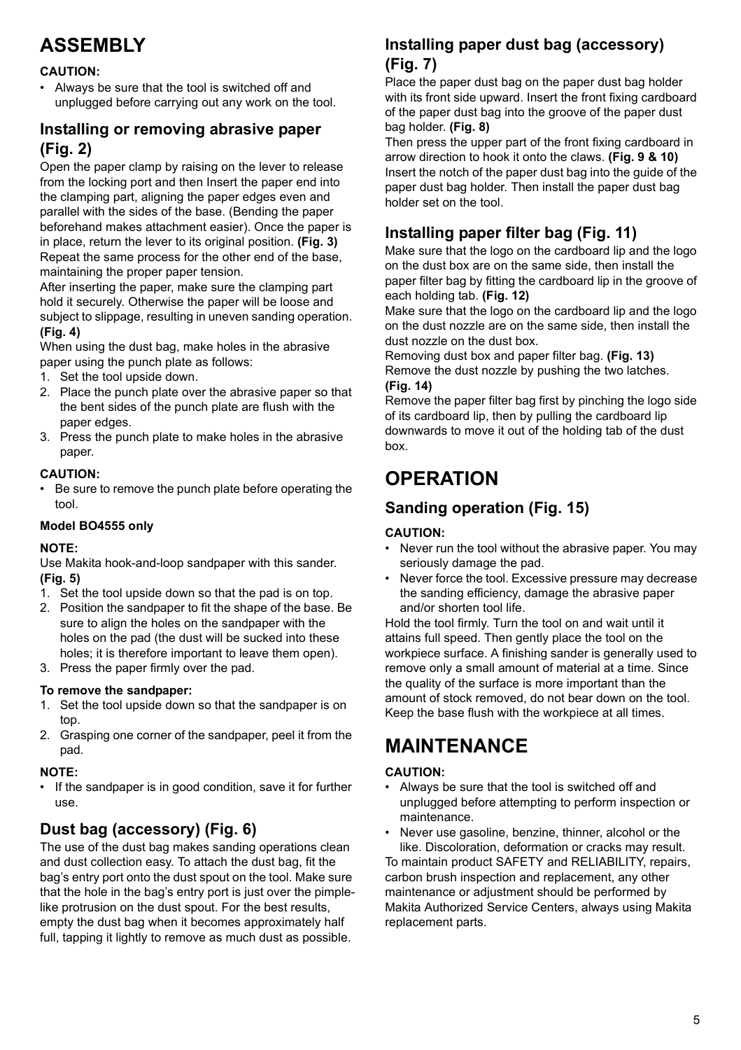# ASSEMBLY

**CAUTION:**

- Always be sure that the tool is switched off and unplugged before carrying out any work on the tool.

## Installing or removing abrasive paper (Fig. 2)

Open the paper clamp by raising on the lever to release from the locking port and then Insert the paper end into the clamping part, aligning the paper edges even and parallel with the sides of the base. (Bending the paper beforehand makes attachment easier). Once the paper is in place, return the lever to its original position. **(Fig. 3)**
Repeat the same process for the other end of the base, maintaining the proper paper tension.
After inserting the paper, make sure the clamping part hold it securely. Otherwise the paper will be loose and subject to slippage, resulting in uneven sanding operation. **(Fig. 4)**
When using the dust bag, make holes in the abrasive paper using the punch plate as follows:

1. Set the tool upside down.
2. Place the punch plate over the abrasive paper so that the bent sides of the punch plate are flush with the paper edges.
3. Press the punch plate to make holes in the abrasive paper.

**CAUTION:**

- Be sure to remove the punch plate before operating the tool.

**Model BO4555 only**

**NOTE:**

Use Makita hook-and-loop sandpaper with this sander. **(Fig. 5)**

1. Set the tool upside down so that the pad is on top.
2. Position the sandpaper to fit the shape of the base. Be sure to align the holes on the sandpaper with the holes on the pad (the dust will be sucked into these holes; it is therefore important to leave them open).
3. Press the paper firmly over the pad.

**To remove the sandpaper:**

1. Set the tool upside down so that the sandpaper is on top.
2. Grasping one corner of the sandpaper, peel it from the pad.

**NOTE:**

- If the sandpaper is in good condition, save it for further use.

## Dust bag (accessory) (Fig. 6)

The use of the dust bag makes sanding operations clean and dust collection easy. To attach the dust bag, fit the bag's entry port onto the dust spout on the tool. Make sure that the hole in the bag's entry port is just over the pimple-like protrusion on the dust spout. For the best results, empty the dust bag when it becomes approximately half full, tapping it lightly to remove as much dust as possible.

## Installing paper dust bag (accessory) (Fig. 7)

Place the paper dust bag on the paper dust bag holder with its front side upward. Insert the front fixing cardboard of the paper dust bag into the groove of the paper dust bag holder. **(Fig. 8)**
Then press the upper part of the front fixing cardboard in arrow direction to hook it onto the claws. **(Fig. 9 & 10)**
Insert the notch of the paper dust bag into the guide of the paper dust bag holder. Then install the paper dust bag holder set on the tool.

## Installing paper filter bag (Fig. 11)

Make sure that the logo on the cardboard lip and the logo on the dust box are on the same side, then install the paper filter bag by fitting the cardboard lip in the groove of each holding tab. **(Fig. 12)**
Make sure that the logo on the cardboard lip and the logo on the dust nozzle are on the same side, then install the dust nozzle on the dust box.
Removing dust box and paper filter bag. **(Fig. 13)**
Remove the dust nozzle by pushing the two latches. **(Fig. 14)**
Remove the paper filter bag first by pinching the logo side of its cardboard lip, then by pulling the cardboard lip downwards to move it out of the holding tab of the dust box.

# OPERATION

## Sanding operation (Fig. 15)

**CAUTION:**

- Never run the tool without the abrasive paper. You may seriously damage the pad.
- Never force the tool. Excessive pressure may decrease the sanding efficiency, damage the abrasive paper and/or shorten tool life.

Hold the tool firmly. Turn the tool on and wait until it attains full speed. Then gently place the tool on the workpiece surface. A finishing sander is generally used to remove only a small amount of material at a time. Since the quality of the surface is more important than the amount of stock removed, do not bear down on the tool. Keep the base flush with the workpiece at all times.

# MAINTENANCE

**CAUTION:**

- Always be sure that the tool is switched off and unplugged before attempting to perform inspection or maintenance.
- Never use gasoline, benzine, thinner, alcohol or the like. Discoloration, deformation or cracks may result.

To maintain product SAFETY and RELIABILITY, repairs, carbon brush inspection and replacement, any other maintenance or adjustment should be performed by Makita Authorized Service Centers, always using Makita replacement parts.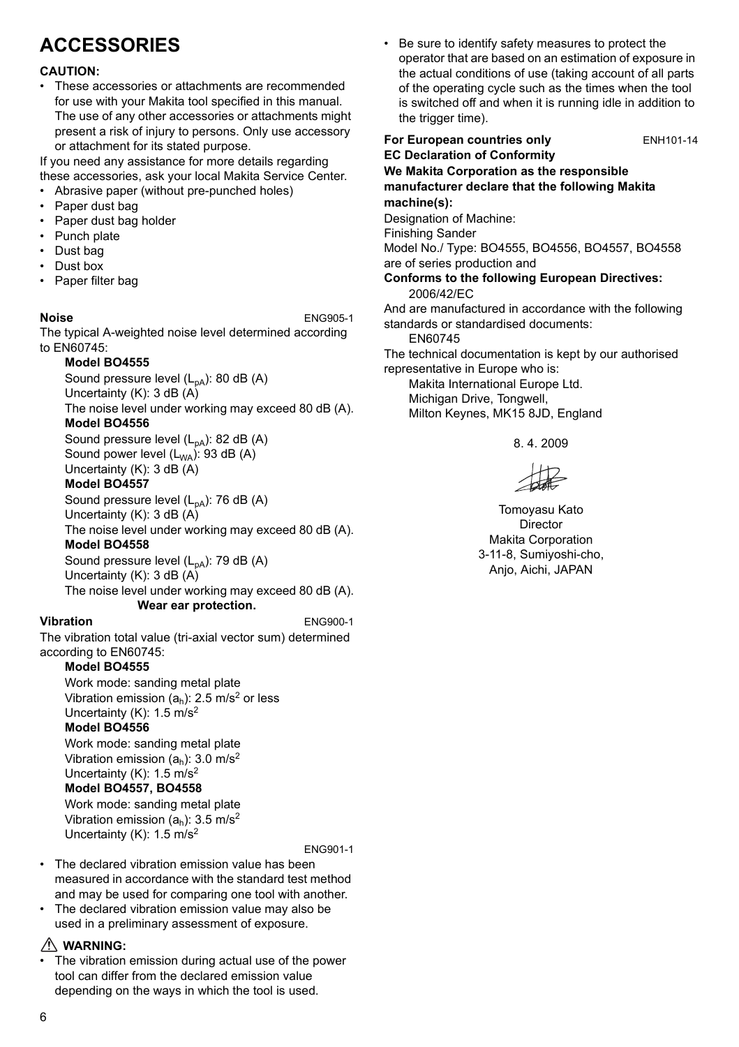## ACCESSORIES

**CAUTION:**

- These accessories or attachments are recommended for use with your Makita tool specified in this manual. The use of any other accessories or attachments might present a risk of injury to persons. Only use accessory or attachment for its stated purpose.

If you need any assistance for more details regarding these accessories, ask your local Makita Service Center.

- Abrasive paper (without pre-punched holes)
- Paper dust bag
- Paper dust bag holder
- Punch plate
- Dust bag
- Dust box
- Paper filter bag

**Noise** ENG905-1

The typical A-weighted noise level determined according to EN60745:

**Model BO4555**

Sound pressure level ($L_{pA}$): 80 dB (A)
Uncertainty (K): 3 dB (A)
The noise level under working may exceed 80 dB (A).

**Model BO4556**

Sound pressure level ($L_{pA}$): 82 dB (A)
Sound power level ($L_{WA}$): 93 dB (A)
Uncertainty (K): 3 dB (A)

**Model BO4557**

Sound pressure level ($L_{pA}$): 76 dB (A)
Uncertainty (K): 3 dB (A)
The noise level under working may exceed 80 dB (A).

**Model BO4558**

Sound pressure level ($L_{pA}$): 79 dB (A)
Uncertainty (K): 3 dB (A)
The noise level under working may exceed 80 dB (A).

**Wear ear protection.**

**Vibration** ENG900-1

The vibration total value (tri-axial vector sum) determined according to EN60745:

**Model BO4555**

Work mode: sanding metal plate
Vibration emission ($a_h$): 2.5 $m/s^2$ or less
Uncertainty (K): 1.5 $m/s^2$

**Model BO4556**

Work mode: sanding metal plate
Vibration emission ($a_h$): 3.0 $m/s^2$
Uncertainty (K): 1.5 $m/s^2$

**Model BO4557, BO4558**

Work mode: sanding metal plate
Vibration emission ($a_h$): 3.5 $m/s^2$
Uncertainty (K): 1.5 $m/s^2$

ENG901-1

- The declared vibration emission value has been measured in accordance with the standard test method and may be used for comparing one tool with another.
- The declared vibration emission value may also be used in a preliminary assessment of exposure.

**⚠ WARNING:**

- The vibration emission during actual use of the power tool can differ from the declared emission value depending on the ways in which the tool is used.
- Be sure to identify safety measures to protect the operator that are based on an estimation of exposure in the actual conditions of use (taking account of all parts of the operating cycle such as the times when the tool is switched off and when it is running idle in addition to the trigger time).

**For European countries only** ENH101-14

**EC Declaration of Conformity**

**We Makita Corporation as the responsible manufacturer declare that the following Makita machine(s):**

Designation of Machine:
Finishing Sander
Model No./ Type: BO4555, BO4556, BO4557, BO4558
are of series production and

**Conforms to the following European Directives:**

2006/42/EC

And are manufactured in accordance with the following standards or standardised documents:

EN60745

The technical documentation is kept by our authorised representative in Europe who is:

Makita International Europe Ltd.
Michigan Drive, Tongwell,
Milton Keynes, MK15 8JD, England

8. 4. 2009

Tomoyasu Kato
Director
Makita Corporation
3-11-8, Sumiyoshi-cho,
Anjo, Aichi, JAPAN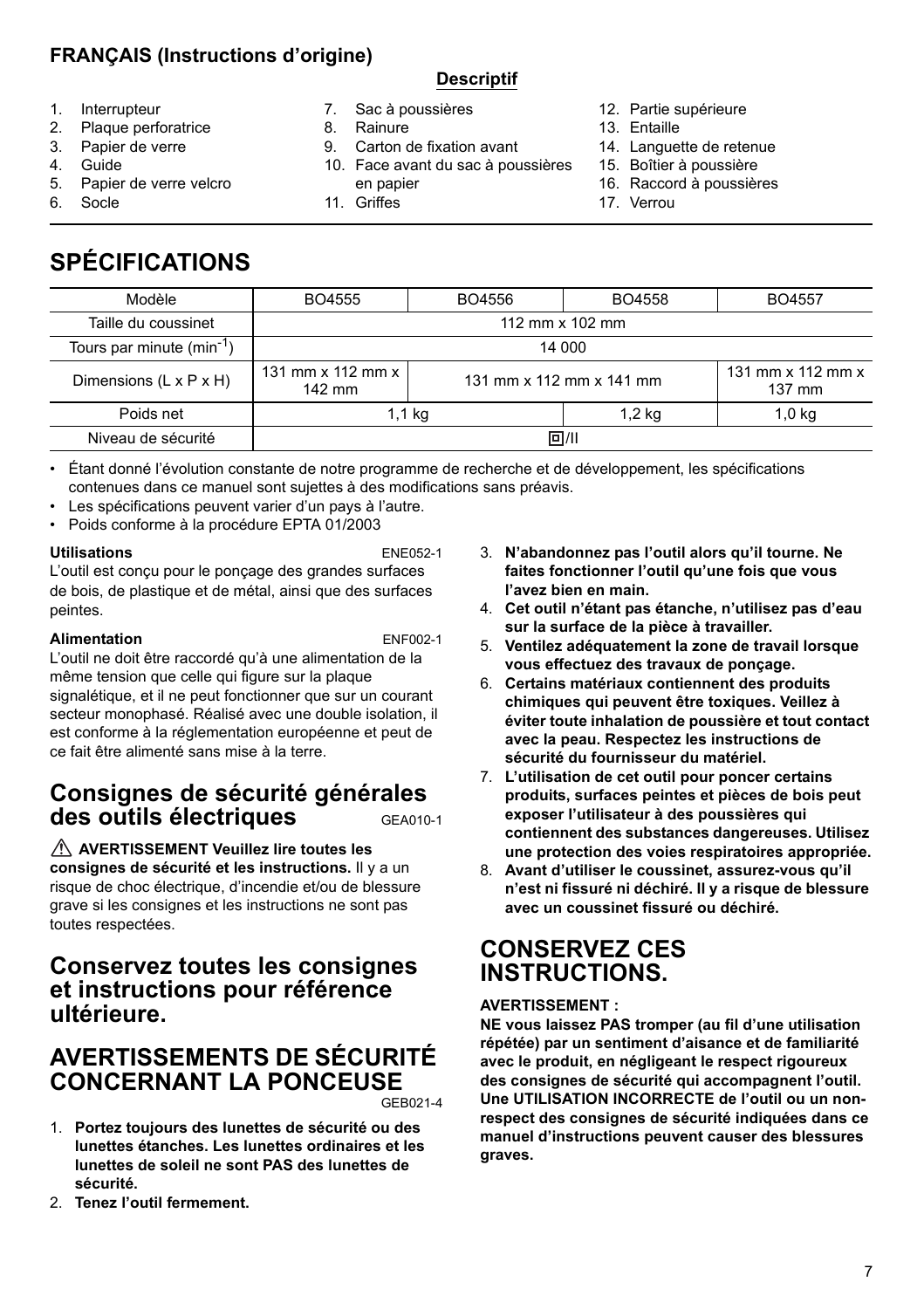**FRANÇAIS (Instructions d'origine)**

**Descriptif**

1. Interrupteur
2. Plaque perforatrice
3. Papier de verre
4. Guide
5. Papier de verre velcro
6. Socle
7. Sac à poussières
8. Rainure
9. Carton de fixation avant
10. Face avant du sac à poussières en papier
11. Griffes
12. Partie supérieure
13. Entaille
14. Languette de retenue
15. Boîtier à poussière
16. Raccord à poussières
17. Verrou

# SPÉCIFICATIONS

| Modèle | BO4555 | BO4556 | BO4558 | BO4557 |
|---|---|---|---|---|
| Taille du coussinet | 112 mm x 102 mm | | | |
| Tours par minute ($min^{-1}$) | 14 000 | | | |
| Dimensions (L x P x H) | 131 mm x 112 mm x 142 mm | 131 mm x 112 mm x 141 mm | | 131 mm x 112 mm x 137 mm |
| Poids net | 1,1 kg | | 1,2 kg | 1,0 kg |
| Niveau de sécurité | ▣/II | | | |

- Étant donné l'évolution constante de notre programme de recherche et de développement, les spécifications contenues dans ce manuel sont sujettes à des modifications sans préavis.
- Les spécifications peuvent varier d'un pays à l'autre.
- Poids conforme à la procédure EPTA 01/2003

**Utilisations** ENE052-1

L'outil est conçu pour le ponçage des grandes surfaces de bois, de plastique et de métal, ainsi que des surfaces peintes.

**Alimentation** ENF002-1

L'outil ne doit être raccordé qu'à une alimentation de la même tension que celle qui figure sur la plaque signalétique, et il ne peut fonctionner que sur un courant secteur monophasé. Réalisé avec une double isolation, il est conforme à la réglementation européenne et peut de ce fait être alimenté sans mise à la terre.

## Consignes de sécurité générales des outils électriques GEA010-1

⚠ **AVERTISSEMENT Veuillez lire toutes les consignes de sécurité et les instructions.** Il y a un risque de choc électrique, d'incendie et/ou de blessure grave si les consignes et les instructions ne sont pas toutes respectées.

## Conservez toutes les consignes et instructions pour référence ultérieure.

## AVERTISSEMENTS DE SÉCURITÉ CONCERNANT LA PONCEUSE

GEB021-4

1. **Portez toujours des lunettes de sécurité ou des lunettes étanches. Les lunettes ordinaires et les lunettes de soleil ne sont PAS des lunettes de sécurité.**
2. **Tenez l'outil fermement.**
3. **N'abandonnez pas l'outil alors qu'il tourne. Ne faites fonctionner l'outil qu'une fois que vous l'avez bien en main.**
4. **Cet outil n'étant pas étanche, n'utilisez pas d'eau sur la surface de la pièce à travailler.**
5. **Ventilez adéquatement la zone de travail lorsque vous effectuez des travaux de ponçage.**
6. **Certains matériaux contiennent des produits chimiques qui peuvent être toxiques. Veillez à éviter toute inhalation de poussière et tout contact avec la peau. Respectez les instructions de sécurité du fournisseur du matériel.**
7. **L'utilisation de cet outil pour poncer certains produits, surfaces peintes et pièces de bois peut exposer l'utilisateur à des poussières qui contiennent des substances dangereuses. Utilisez une protection des voies respiratoires appropriée.**
8. **Avant d'utiliser le coussinet, assurez-vous qu'il n'est ni fissuré ni déchiré. Il y a risque de blessure avec un coussinet fissuré ou déchiré.**

## CONSERVEZ CES INSTRUCTIONS.

**AVERTISSEMENT :**

**NE vous laissez PAS tromper (au fil d'une utilisation répétée) par un sentiment d'aisance et de familiarité avec le produit, en négligeant le respect rigoureux des consignes de sécurité qui accompagnent l'outil. Une UTILISATION INCORRECTE de l'outil ou un non-respect des consignes de sécurité indiquées dans ce manuel d'instructions peuvent causer des blessures graves.**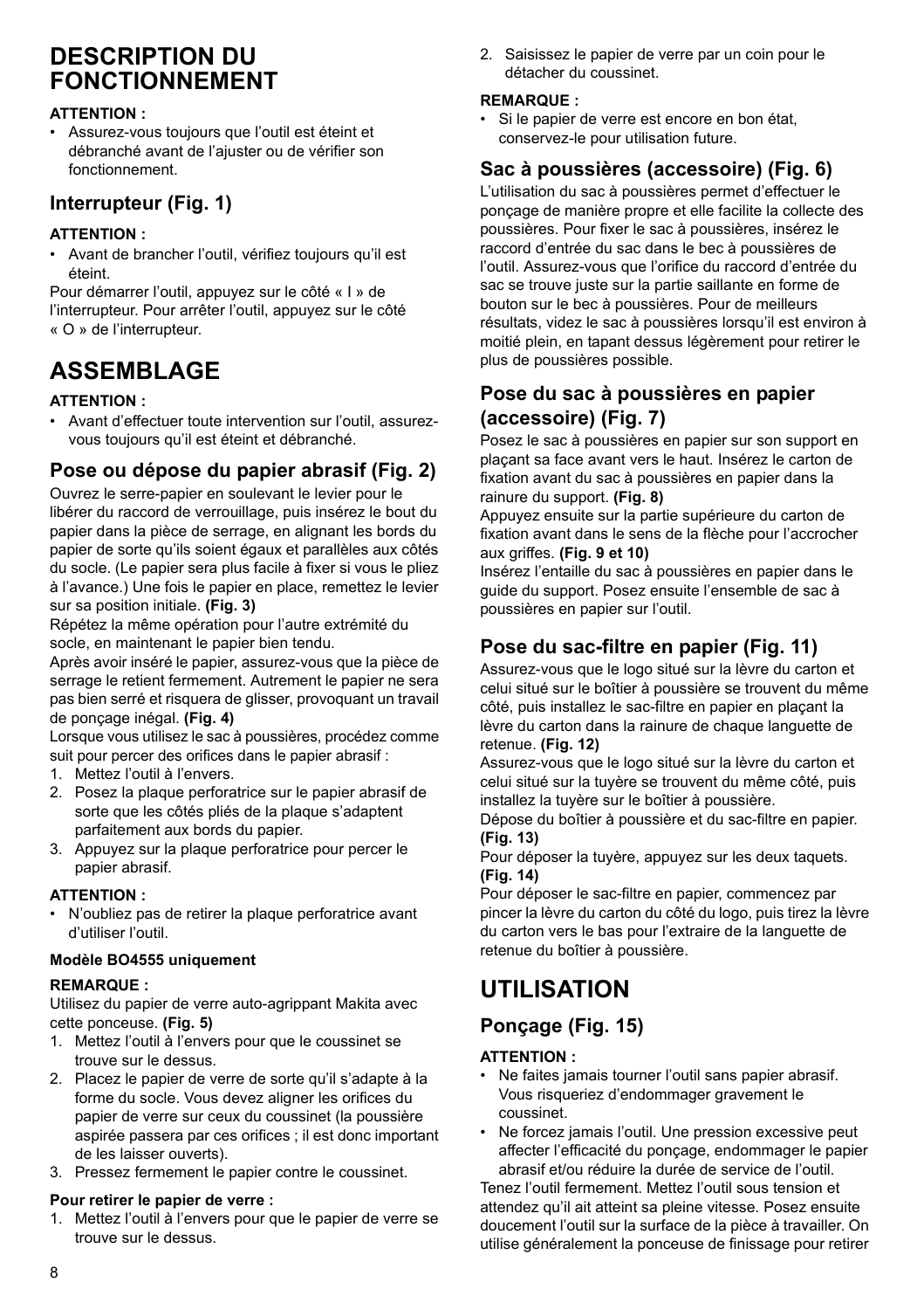# DESCRIPTION DU FONCTIONNEMENT

**ATTENTION :**

- Assurez-vous toujours que l'outil est éteint et débranché avant de l'ajuster ou de vérifier son fonctionnement.

## Interrupteur (Fig. 1)

**ATTENTION :**

- Avant de brancher l'outil, vérifiez toujours qu'il est éteint.

Pour démarrer l'outil, appuyez sur le côté « I » de l'interrupteur. Pour arrêter l'outil, appuyez sur le côté « O » de l'interrupteur.

# ASSEMBLAGE

**ATTENTION :**

- Avant d'effectuer toute intervention sur l'outil, assurez-vous toujours qu'il est éteint et débranché.

## Pose ou dépose du papier abrasif (Fig. 2)

Ouvrez le serre-papier en soulevant le levier pour le libérer du raccord de verrouillage, puis insérez le bout du papier dans la pièce de serrage, en alignant les bords du papier de sorte qu'ils soient égaux et parallèles aux côtés du socle. (Le papier sera plus facile à fixer si vous le pliez à l'avance.) Une fois le papier en place, remettez le levier sur sa position initiale. **(Fig. 3)**

Répétez la même opération pour l'autre extrémité du socle, en maintenant le papier bien tendu.

Après avoir inséré le papier, assurez-vous que la pièce de serrage le retient fermement. Autrement le papier ne sera pas bien serré et risquera de glisser, provoquant un travail de ponçage inégal. **(Fig. 4)**

Lorsque vous utilisez le sac à poussières, procédez comme suit pour percer des orifices dans le papier abrasif :

1. Mettez l'outil à l'envers.
2. Posez la plaque perforatrice sur le papier abrasif de sorte que les côtés pliés de la plaque s'adaptent parfaitement aux bords du papier.
3. Appuyez sur la plaque perforatrice pour percer le papier abrasif.

**ATTENTION :**

- N'oubliez pas de retirer la plaque perforatrice avant d'utiliser l'outil.

**Modèle BO4555 uniquement**

**REMARQUE :**

Utilisez du papier de verre auto-agrippant Makita avec cette ponceuse. **(Fig. 5)**

1. Mettez l'outil à l'envers pour que le coussinet se trouve sur le dessus.
2. Placez le papier de verre de sorte qu'il s'adapte à la forme du socle. Vous devez aligner les orifices du papier de verre sur ceux du coussinet (la poussière aspirée passera par ces orifices ; il est donc important de les laisser ouverts).
3. Pressez fermement le papier contre le coussinet.

**Pour retirer le papier de verre :**

1. Mettez l'outil à l'envers pour que le papier de verre se trouve sur le dessus.
2. Saisissez le papier de verre par un coin pour le détacher du coussinet.

**REMARQUE :**

- Si le papier de verre est encore en bon état, conservez-le pour utilisation future.

## Sac à poussières (accessoire) (Fig. 6)

L'utilisation du sac à poussières permet d'effectuer le ponçage de manière propre et elle facilite la collecte des poussières. Pour fixer le sac à poussières, insérez le raccord d'entrée du sac dans le bec à poussières de l'outil. Assurez-vous que l'orifice du raccord d'entrée du sac se trouve juste sur la partie saillante en forme de bouton sur le bec à poussières. Pour de meilleurs résultats, videz le sac à poussières lorsqu'il est environ à moitié plein, en tapant dessus légèrement pour retirer le plus de poussières possible.

## Pose du sac à poussières en papier (accessoire) (Fig. 7)

Posez le sac à poussières en papier sur son support en plaçant sa face avant vers le haut. Insérez le carton de fixation avant du sac à poussières en papier dans la rainure du support. **(Fig. 8)**

Appuyez ensuite sur la partie supérieure du carton de fixation avant dans le sens de la flèche pour l'accrocher aux griffes. **(Fig. 9 et 10)**

Insérez l'entaille du sac à poussières en papier dans le guide du support. Posez ensuite l'ensemble de sac à poussières en papier sur l'outil.

## Pose du sac-filtre en papier (Fig. 11)

Assurez-vous que le logo situé sur la lèvre du carton et celui situé sur le boîtier à poussière se trouvent du même côté, puis installez le sac-filtre en papier en plaçant la lèvre du carton dans la rainure de chaque languette de retenue. **(Fig. 12)**

Assurez-vous que le logo situé sur la lèvre du carton et celui situé sur la tuyère se trouvent du même côté, puis installez la tuyère sur le boîtier à poussière.

Dépose du boîtier à poussière et du sac-filtre en papier. **(Fig. 13)**

Pour déposer la tuyère, appuyez sur les deux taquets. **(Fig. 14)**

Pour déposer le sac-filtre en papier, commencez par pincer la lèvre du carton du côté du logo, puis tirez la lèvre du carton vers le bas pour l'extraire de la languette de retenue du boîtier à poussière.

# UTILISATION

## Ponçage (Fig. 15)

**ATTENTION :**

- Ne faites jamais tourner l'outil sans papier abrasif. Vous risqueriez d'endommager gravement le coussinet.
- Ne forcez jamais l'outil. Une pression excessive peut affecter l'efficacité du ponçage, endommager le papier abrasif et/ou réduire la durée de service de l'outil.

Tenez l'outil fermement. Mettez l'outil sous tension et attendez qu'il ait atteint sa pleine vitesse. Posez ensuite doucement l'outil sur la surface de la pièce à travailler. On utilise généralement la ponceuse de finissage pour retirer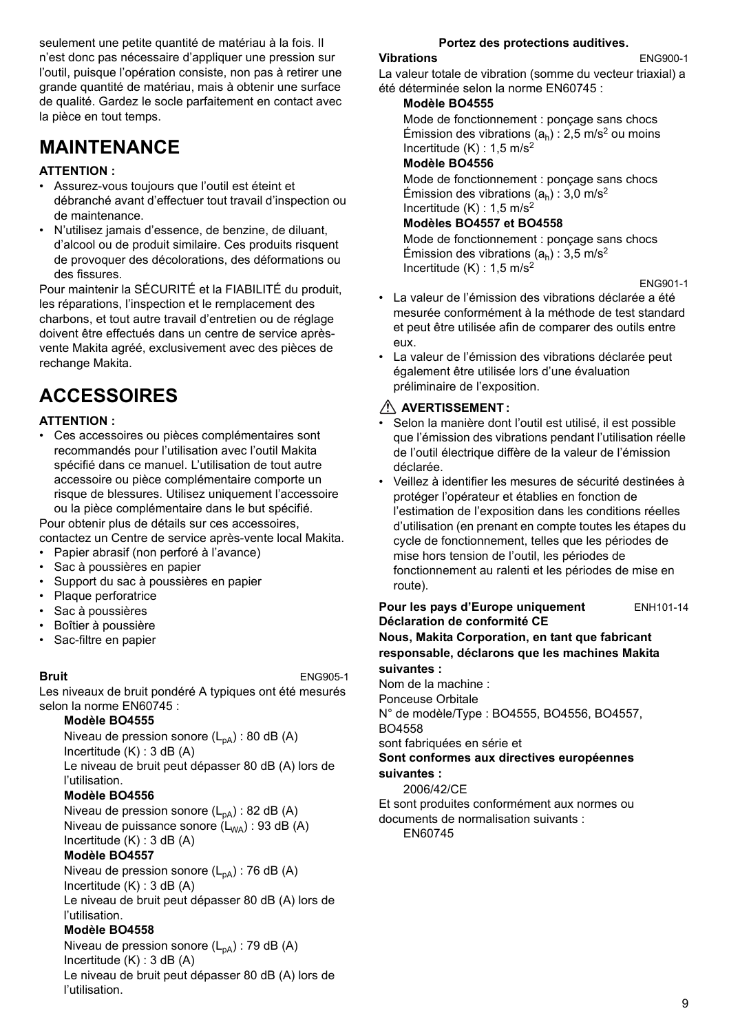seulement une petite quantité de matériau à la fois. Il n'est donc pas nécessaire d'appliquer une pression sur l'outil, puisque l'opération consiste, non pas à retirer une grande quantité de matériau, mais à obtenir une surface de qualité. Gardez le socle parfaitement en contact avec la pièce en tout temps.

# MAINTENANCE

**ATTENTION :**

- Assurez-vous toujours que l'outil est éteint et débranché avant d'effectuer tout travail d'inspection ou de maintenance.
- N'utilisez jamais d'essence, de benzine, de diluant, d'alcool ou de produit similaire. Ces produits risquent de provoquer des décolorations, des déformations ou des fissures.

Pour maintenir la SÉCURITÉ et la FIABILITÉ du produit, les réparations, l'inspection et le remplacement des charbons, et tout autre travail d'entretien ou de réglage doivent être effectués dans un centre de service après-vente Makita agréé, exclusivement avec des pièces de rechange Makita.

# ACCESSOIRES

**ATTENTION :**

- Ces accessoires ou pièces complémentaires sont recommandés pour l'utilisation avec l'outil Makita spécifié dans ce manuel. L'utilisation de tout autre accessoire ou pièce complémentaire comporte un risque de blessures. Utilisez uniquement l'accessoire ou la pièce complémentaire dans le but spécifié.

Pour obtenir plus de détails sur ces accessoires, contactez un Centre de service après-vente local Makita.

- Papier abrasif (non perforé à l'avance)
- Sac à poussières en papier
- Support du sac à poussières en papier
- Plaque perforatrice
- Sac à poussières
- Boîtier à poussière
- Sac-filtre en papier

**Bruit** ENG905-1

Les niveaux de bruit pondéré A typiques ont été mesurés selon la norme EN60745 :

**Modèle BO4555**

Niveau de pression sonore ($L_{pA}$) : 80 dB (A)
Incertitude (K) : 3 dB (A)
Le niveau de bruit peut dépasser 80 dB (A) lors de l'utilisation.

**Modèle BO4556**

Niveau de pression sonore ($L_{pA}$) : 82 dB (A)
Niveau de puissance sonore ($L_{WA}$) : 93 dB (A)
Incertitude (K) : 3 dB (A)

**Modèle BO4557**

Niveau de pression sonore ($L_{pA}$) : 76 dB (A)
Incertitude (K) : 3 dB (A)
Le niveau de bruit peut dépasser 80 dB (A) lors de l'utilisation.

**Modèle BO4558**

Niveau de pression sonore ($L_{pA}$) : 79 dB (A)
Incertitude (K) : 3 dB (A)
Le niveau de bruit peut dépasser 80 dB (A) lors de l'utilisation.

**Portez des protections auditives.**

**Vibrations** ENG900-1

La valeur totale de vibration (somme du vecteur triaxial) a été déterminée selon la norme EN60745 :

**Modèle BO4555**

Mode de fonctionnement : ponçage sans chocs
Émission des vibrations ($a_h$) : 2,5 m/s$^2$ ou moins
Incertitude (K) : 1,5 m/s$^2$

**Modèle BO4556**

Mode de fonctionnement : ponçage sans chocs
Émission des vibrations ($a_h$) : 3,0 m/s$^2$
Incertitude (K) : 1,5 m/s$^2$

**Modèles BO4557 et BO4558**

Mode de fonctionnement : ponçage sans chocs
Émission des vibrations ($a_h$) : 3,5 m/s$^2$
Incertitude (K) : 1,5 m/s$^2$

ENG901-1

- La valeur de l'émission des vibrations déclarée a été mesurée conformément à la méthode de test standard et peut être utilisée afin de comparer des outils entre eux.
- La valeur de l'émission des vibrations déclarée peut également être utilisée lors d'une évaluation préliminaire de l'exposition.

**⚠ AVERTISSEMENT :**

- Selon la manière dont l'outil est utilisé, il est possible que l'émission des vibrations pendant l'utilisation réelle de l'outil électrique diffère de la valeur de l'émission déclarée.
- Veillez à identifier les mesures de sécurité destinées à protéger l'opérateur et établies en fonction de l'estimation de l'exposition dans les conditions réelles d'utilisation (en prenant en compte toutes les étapes du cycle de fonctionnement, telles que les périodes de mise hors tension de l'outil, les périodes de fonctionnement au ralenti et les périodes de mise en route).

**Pour les pays d'Europe uniquement** ENH101-14

**Déclaration de conformité CE**

**Nous, Makita Corporation, en tant que fabricant responsable, déclarons que les machines Makita suivantes :**

Nom de la machine :
Ponceuse Orbitale
N° de modèle/Type : BO4555, BO4556, BO4557, BO4558
sont fabriquées en série et

**Sont conformes aux directives européennes suivantes :**

2006/42/CE

Et sont produites conformément aux normes ou documents de normalisation suivants :

EN60745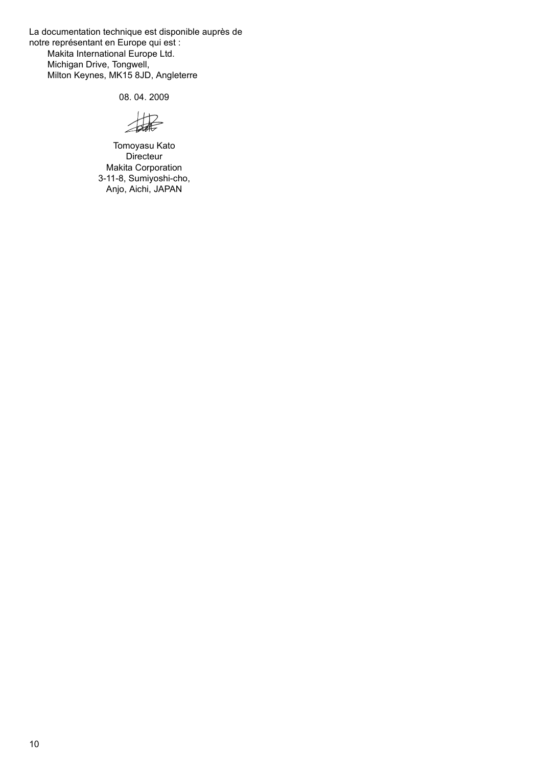La documentation technique est disponible auprès de notre représentant en Europe qui est :

Makita International Europe Ltd.
Michigan Drive, Tongwell,
Milton Keynes, MK15 8JD, Angleterre

08. 04. 2009

Tomoyasu Kato
Directeur
Makita Corporation
3-11-8, Sumiyoshi-cho,
Anjo, Aichi, JAPAN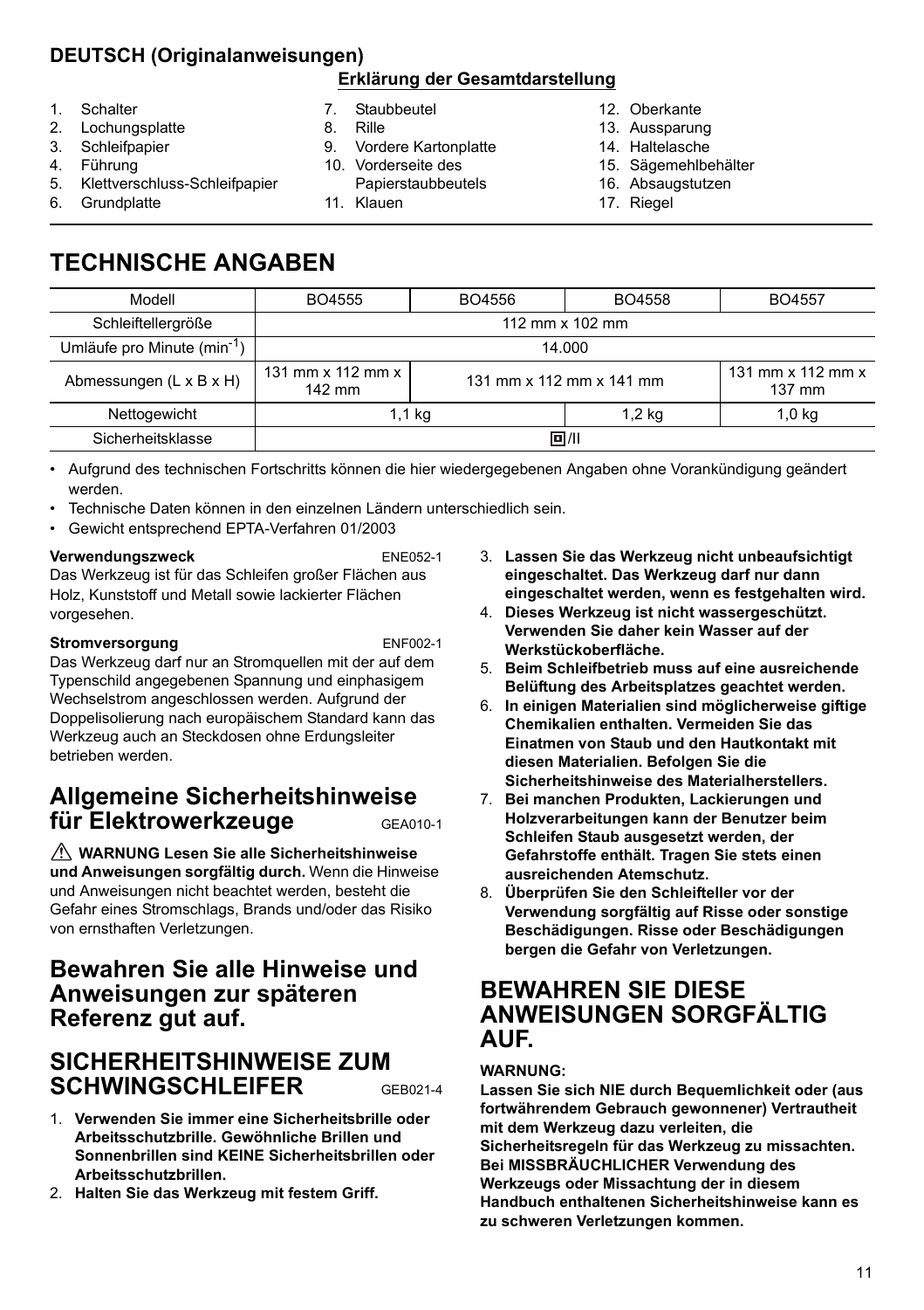**DEUTSCH (Originalanweisungen)**

**Erklärung der Gesamtdarstellung**

1. Schalter
2. Lochungsplatte
3. Schleifpapier
4. Führung
5. Klettverschluss-Schleifpapier
6. Grundplatte
7. Staubbeutel
8. Rille
9. Vordere Kartonplatte
10. Vorderseite des Papierstaubbeutels
11. Klauen
12. Oberkante
13. Aussparung
14. Haltelasche
15. Sägemehlbehälter
16. Absaugstutzen
17. Riegel

# TECHNISCHE ANGABEN

| Modell | BO4555 | BO4556 | BO4558 | BO4557 |
|---|---|---|---|---|
| Schleiftellergröße | 112 mm x 102 mm | | | |
| Umläufe pro Minute ($min^{-1}$) | 14.000 | | | |
| Abmessungen (L x B x H) | 131 mm x 112 mm x 142 mm | 131 mm x 112 mm x 141 mm | | 131 mm x 112 mm x 137 mm |
| Nettogewicht | 1,1 kg | | 1,2 kg | 1,0 kg |
| Sicherheitsklasse | ⧈/II | | | |

- Aufgrund des technischen Fortschritts können die hier wiedergegebenen Angaben ohne Vorankündigung geändert werden.
- Technische Daten können in den einzelnen Ländern unterschiedlich sein.
- Gewicht entsprechend EPTA-Verfahren 01/2003

**Verwendungszweck** ENE052-1

Das Werkzeug ist für das Schleifen großer Flächen aus Holz, Kunststoff und Metall sowie lackierter Flächen vorgesehen.

**Stromversorgung** ENF002-1

Das Werkzeug darf nur an Stromquellen mit der auf dem Typenschild angegebenen Spannung und einphasigem Wechselstrom angeschlossen werden. Aufgrund der Doppelisolierung nach europäischem Standard kann das Werkzeug auch an Steckdosen ohne Erdungsleiter betrieben werden.

## Allgemeine Sicherheitshinweise für Elektrowerkzeuge GEA010-1

⚠ **WARNUNG Lesen Sie alle Sicherheitshinweise und Anweisungen sorgfältig durch.** Wenn die Hinweise und Anweisungen nicht beachtet werden, besteht die Gefahr eines Stromschlags, Brands und/oder das Risiko von ernsthaften Verletzungen.

## Bewahren Sie alle Hinweise und Anweisungen zur späteren Referenz gut auf.

## SICHERHEITSHINWEISE ZUM SCHWINGSCHLEIFER GEB021-4

1. **Verwenden Sie immer eine Sicherheitsbrille oder Arbeitsschutzbrille. Gewöhnliche Brillen und Sonnenbrillen sind KEINE Sicherheitsbrillen oder Arbeitsschutzbrillen.**
2. **Halten Sie das Werkzeug mit festem Griff.**
3. **Lassen Sie das Werkzeug nicht unbeaufsichtigt eingeschaltet. Das Werkzeug darf nur dann eingeschaltet werden, wenn es festgehalten wird.**
4. **Dieses Werkzeug ist nicht wassergeschützt. Verwenden Sie daher kein Wasser auf der Werkstückoberfläche.**
5. **Beim Schleifbetrieb muss auf eine ausreichende Belüftung des Arbeitsplatzes geachtet werden.**
6. **In einigen Materialien sind möglicherweise giftige Chemikalien enthalten. Vermeiden Sie das Einatmen von Staub und den Hautkontakt mit diesen Materialien. Befolgen Sie die Sicherheitshinweise des Materialherstellers.**
7. **Bei manchen Produkten, Lackierungen und Holzverarbeitungen kann der Benutzer beim Schleifen Staub ausgesetzt werden, der Gefahrstoffe enthält. Tragen Sie stets einen ausreichenden Atemschutz.**
8. **Überprüfen Sie den Schleifteller vor der Verwendung sorgfältig auf Risse oder sonstige Beschädigungen. Risse oder Beschädigungen bergen die Gefahr von Verletzungen.**

## BEWAHREN SIE DIESE ANWEISUNGEN SORGFÄLTIG AUF.

**WARNUNG:**

**Lassen Sie sich NIE durch Bequemlichkeit oder (aus fortwährendem Gebrauch gewonnener) Vertrautheit mit dem Werkzeug dazu verleiten, die Sicherheitsregeln für das Werkzeug zu missachten. Bei MISSBRÄUCHLICHER Verwendung des Werkzeugs oder Missachtung der in diesem Handbuch enthaltenen Sicherheitshinweise kann es zu schweren Verletzungen kommen.**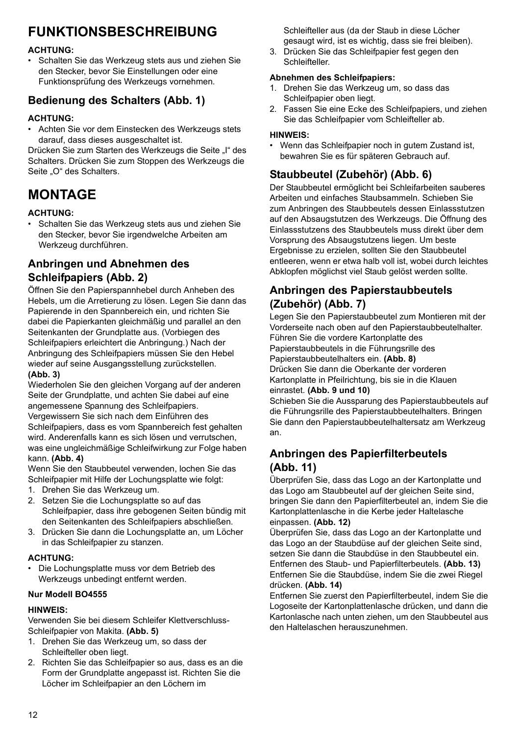# FUNKTIONSBESCHREIBUNG

**ACHTUNG:**

- Schalten Sie das Werkzeug stets aus und ziehen Sie den Stecker, bevor Sie Einstellungen oder eine Funktionsprüfung des Werkzeugs vornehmen.

## Bedienung des Schalters (Abb. 1)

**ACHTUNG:**

- Achten Sie vor dem Einstecken des Werkzeugs stets darauf, dass dieses ausgeschaltet ist.

Drücken Sie zum Starten des Werkzeugs die Seite „I" des Schalters. Drücken Sie zum Stoppen des Werkzeugs die Seite „O" des Schalters.

# MONTAGE

**ACHTUNG:**

- Schalten Sie das Werkzeug stets aus und ziehen Sie den Stecker, bevor Sie irgendwelche Arbeiten am Werkzeug durchführen.

## Anbringen und Abnehmen des Schleifpapiers (Abb. 2)

Öffnen Sie den Papierspannhebel durch Anheben des Hebels, um die Arretierung zu lösen. Legen Sie dann das Papierende in den Spannbereich ein, und richten Sie dabei die Papierkanten gleichmäßig und parallel an den Seitenkanten der Grundplatte aus. (Vorbiegen des Schleifpapiers erleichtert die Anbringung.) Nach der Anbringung des Schleifpapiers müssen Sie den Hebel wieder auf seine Ausgangsstellung zurückstellen. **(Abb. 3)**

Wiederholen Sie den gleichen Vorgang auf der anderen Seite der Grundplatte, und achten Sie dabei auf eine angemessene Spannung des Schleifpapiers.

Vergewissern Sie sich nach dem Einführen des Schleifpapiers, dass es vom Spannbereich fest gehalten wird. Anderenfalls kann es sich lösen und verrutschen, was eine ungleichmäßige Schleifwirkung zur Folge haben kann. **(Abb. 4)**

Wenn Sie den Staubbeutel verwenden, lochen Sie das Schleifpapier mit Hilfe der Lochungsplatte wie folgt:

1. Drehen Sie das Werkzeug um.
2. Setzen Sie die Lochungsplatte so auf das Schleifpapier, dass ihre gebogenen Seiten bündig mit den Seitenkanten des Schleifpapiers abschließen.
3. Drücken Sie dann die Lochungsplatte an, um Löcher in das Schleifpapier zu stanzen.

**ACHTUNG:**

- Die Lochungsplatte muss vor dem Betrieb des Werkzeugs unbedingt entfernt werden.

**Nur Modell BO4555**

**HINWEIS:**

Verwenden Sie bei diesem Schleifer Klettverschluss-Schleifpapier von Makita. **(Abb. 5)**

1. Drehen Sie das Werkzeug um, so dass der Schleifteller oben liegt.
2. Richten Sie das Schleifpapier so aus, dass es an die Form der Grundplatte angepasst ist. Richten Sie die Löcher im Schleifpapier an den Löchern im Schleifteller aus (da der Staub in diese Löcher gesaugt wird, ist es wichtig, dass sie frei bleiben).
3. Drücken Sie das Schleifpapier fest gegen den Schleifteller.

**Abnehmen des Schleifpapiers:**

1. Drehen Sie das Werkzeug um, so dass das Schleifpapier oben liegt.
2. Fassen Sie eine Ecke des Schleifpapiers, und ziehen Sie das Schleifpapier vom Schleifteller ab.

**HINWEIS:**

- Wenn das Schleifpapier noch in gutem Zustand ist, bewahren Sie es für späteren Gebrauch auf.

## Staubbeutel (Zubehör) (Abb. 6)

Der Staubbeutel ermöglicht bei Schleifarbeiten sauberes Arbeiten und einfaches Staubsammeln. Schieben Sie zum Anbringen des Staubbeutels dessen Einlassstutzen auf den Absaugstutzen des Werkzeugs. Die Öffnung des Einlassstutzens des Staubbeutels muss direkt über dem Vorsprung des Absaugstutzens liegen. Um beste Ergebnisse zu erzielen, sollten Sie den Staubbeutel entleeren, wenn er etwa halb voll ist, wobei durch leichtes Abklopfen möglichst viel Staub gelöst werden sollte.

## Anbringen des Papierstaubbeutels (Zubehör) (Abb. 7)

Legen Sie den Papierstaubbeutel zum Montieren mit der Vorderseite nach oben auf den Papierstaubbeutelhalter. Führen Sie die vordere Kartonplatte des Papierstaubbeutels in die Führungsrille des Papierstaubbeutelhalters ein. **(Abb. 8)**

Drücken Sie dann die Oberkante der vorderen Kartonplatte in Pfeilrichtung, bis sie in die Klauen einrastet. **(Abb. 9 und 10)**

Schieben Sie die Aussparung des Papierstaubbeutels auf die Führungsrille des Papierstaubbeutelhalters. Bringen Sie dann den Papierstaubbeutelhaltersatz am Werkzeug an.

## Anbringen des Papierfilterbeutels (Abb. 11)

Überprüfen Sie, dass das Logo an der Kartonplatte und das Logo am Staubbeutel auf der gleichen Seite sind, bringen Sie dann den Papierfilterbeutel an, indem Sie die Kartonplattenlasche in die Kerbe jeder Haltelasche einpassen. **(Abb. 12)**

Überprüfen Sie, dass das Logo an der Kartonplatte und das Logo an der Staubdüse auf der gleichen Seite sind, setzen Sie dann die Staubdüse in den Staubbeutel ein. Entfernen des Staub- und Papierfilterbeutels. **(Abb. 13)**

Entfernen Sie die Staubdüse, indem Sie die zwei Riegel drücken. **(Abb. 14)**

Entfernen Sie zuerst den Papierfilterbeutel, indem Sie die Logoseite der Kartonplattenlasche drücken, und dann die Kartonlasche nach unten ziehen, um den Staubbeutel aus den Haltelaschen herauszunehmen.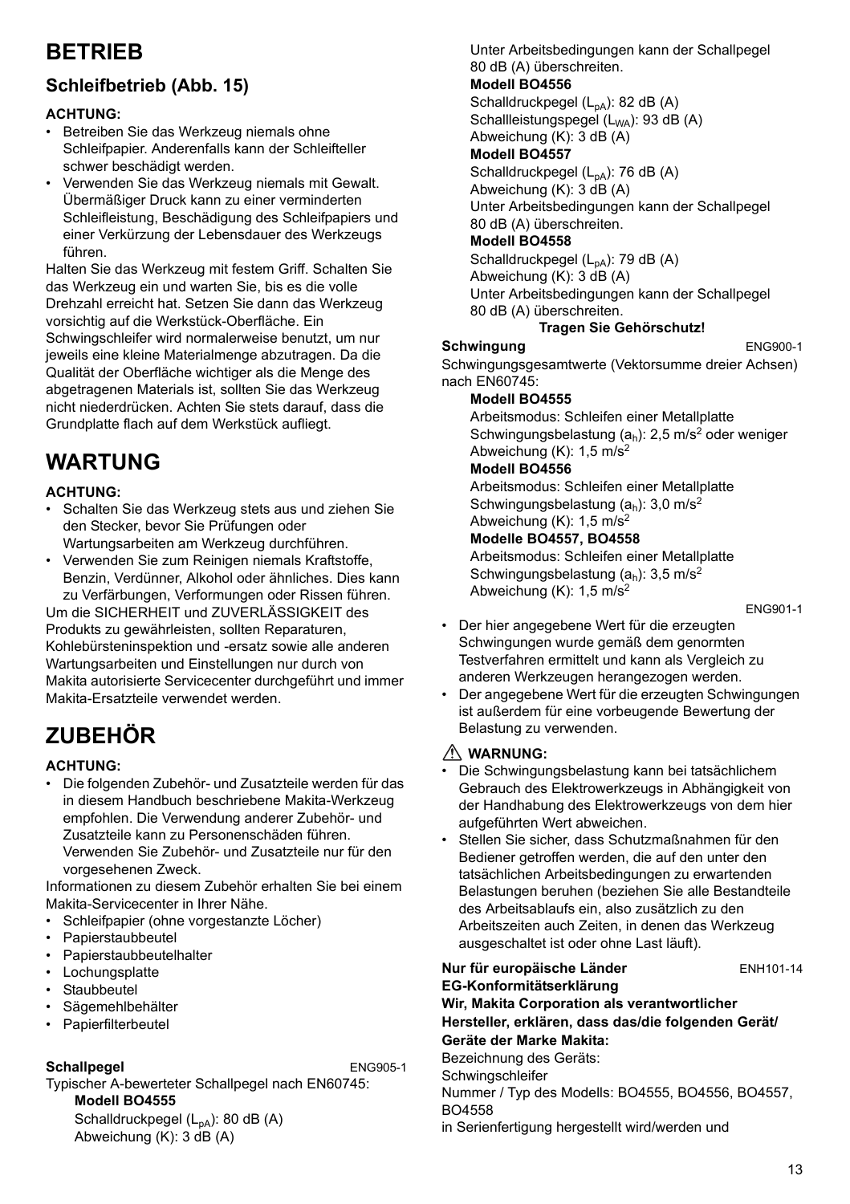# BETRIEB

## Schleifbetrieb (Abb. 15)

**ACHTUNG:**

- Betreiben Sie das Werkzeug niemals ohne Schleifpapier. Anderenfalls kann der Schleifteller schwer beschädigt werden.
- Verwenden Sie das Werkzeug niemals mit Gewalt. Übermäßiger Druck kann zu einer verminderten Schleifleistung, Beschädigung des Schleifpapiers und einer Verkürzung der Lebensdauer des Werkzeugs führen.

Halten Sie das Werkzeug mit festem Griff. Schalten Sie das Werkzeug ein und warten Sie, bis es die volle Drehzahl erreicht hat. Setzen Sie dann das Werkzeug vorsichtig auf die Werkstück-Oberfläche. Ein Schwingschleifer wird normalerweise benutzt, um nur jeweils eine kleine Materialmenge abzutragen. Da die Qualität der Oberfläche wichtiger als die Menge des abgetragenen Materials ist, sollten Sie das Werkzeug nicht niederdrücken. Achten Sie stets darauf, dass die Grundplatte flach auf dem Werkstück aufliegt.

# WARTUNG

**ACHTUNG:**

- Schalten Sie das Werkzeug stets aus und ziehen Sie den Stecker, bevor Sie Prüfungen oder Wartungsarbeiten am Werkzeug durchführen.
- Verwenden Sie zum Reinigen niemals Kraftstoffe, Benzin, Verdünner, Alkohol oder ähnliches. Dies kann zu Verfärbungen, Verformungen oder Rissen führen.

Um die SICHERHEIT und ZUVERLÄSSIGKEIT des Produkts zu gewährleisten, sollten Reparaturen, Kohlebürsteninspektion und -ersatz sowie alle anderen Wartungsarbeiten und Einstellungen nur durch von Makita autorisierte Servicecenter durchgeführt und immer Makita-Ersatzteile verwendet werden.

# ZUBEHÖR

**ACHTUNG:**

- Die folgenden Zubehör- und Zusatzteile werden für das in diesem Handbuch beschriebene Makita-Werkzeug empfohlen. Die Verwendung anderer Zubehör- und Zusatzteile kann zu Personenschäden führen. Verwenden Sie Zubehör- und Zusatzteile nur für den vorgesehenen Zweck.

Informationen zu diesem Zubehör erhalten Sie bei einem Makita-Servicecenter in Ihrer Nähe.

- Schleifpapier (ohne vorgestanzte Löcher)
- Papierstaubbeutel
- Papierstaubbeutelhalter
- Lochungsplatte
- Staubbeutel
- Sägemehlbehälter
- Papierfilterbeutel

**Schallpegel** ENG905-1

Typischer A-bewerteter Schallpegel nach EN60745:

**Modell BO4555**
Schalldruckpegel ($L_{pA}$): 80 dB (A)
Abweichung (K): 3 dB (A)
Unter Arbeitsbedingungen kann der Schallpegel 80 dB (A) überschreiten.

**Modell BO4556**
Schalldruckpegel ($L_{pA}$): 82 dB (A)
Schallleistungspegel ($L_{WA}$): 93 dB (A)
Abweichung (K): 3 dB (A)

**Modell BO4557**
Schalldruckpegel ($L_{pA}$): 76 dB (A)
Abweichung (K): 3 dB (A)
Unter Arbeitsbedingungen kann der Schallpegel 80 dB (A) überschreiten.

**Modell BO4558**
Schalldruckpegel ($L_{pA}$): 79 dB (A)
Abweichung (K): 3 dB (A)
Unter Arbeitsbedingungen kann der Schallpegel 80 dB (A) überschreiten.

**Tragen Sie Gehörschutz!**

**Schwingung** ENG900-1

Schwingungsgesamtwerte (Vektorsumme dreier Achsen) nach EN60745:

**Modell BO4555**
Arbeitsmodus: Schleifen einer Metallplatte
Schwingungsbelastung ($a_h$): 2,5 m/s$^2$ oder weniger
Abweichung (K): 1,5 m/s$^2$

**Modell BO4556**
Arbeitsmodus: Schleifen einer Metallplatte
Schwingungsbelastung ($a_h$): 3,0 m/s$^2$
Abweichung (K): 1,5 m/s$^2$

**Modelle BO4557, BO4558**
Arbeitsmodus: Schleifen einer Metallplatte
Schwingungsbelastung ($a_h$): 3,5 m/s$^2$
Abweichung (K): 1,5 m/s$^2$

ENG901-1

- Der hier angegebene Wert für die erzeugten Schwingungen wurde gemäß dem genormten Testverfahren ermittelt und kann als Vergleich zu anderen Werkzeugen herangezogen werden.
- Der angegebene Wert für die erzeugten Schwingungen ist außerdem für eine vorbeugende Bewertung der Belastung zu verwenden.

**⚠ WARNUNG:**

- Die Schwingungsbelastung kann bei tatsächlichem Gebrauch des Elektrowerkzeugs in Abhängigkeit von der Handhabung des Elektrowerkzeugs von dem hier aufgeführten Wert abweichen.
- Stellen Sie sicher, dass Schutzmaßnahmen für den Bediener getroffen werden, die auf den unter den tatsächlichen Arbeitsbedingungen zu erwartenden Belastungen beruhen (beziehen Sie alle Bestandteile des Arbeitsablaufs ein, also zusätzlich zu den Arbeitszeiten auch Zeiten, in denen das Werkzeug ausgeschaltet ist oder ohne Last läuft).

**Nur für europäische Länder** ENH101-14

**EG-Konformitätserklärung**

**Wir, Makita Corporation als verantwortlicher Hersteller, erklären, dass das/die folgenden Gerät/ Geräte der Marke Makita:**

Bezeichnung des Geräts:
Schwingschleifer
Nummer / Typ des Modells: BO4555, BO4556, BO4557, BO4558
in Serienfertigung hergestellt wird/werden und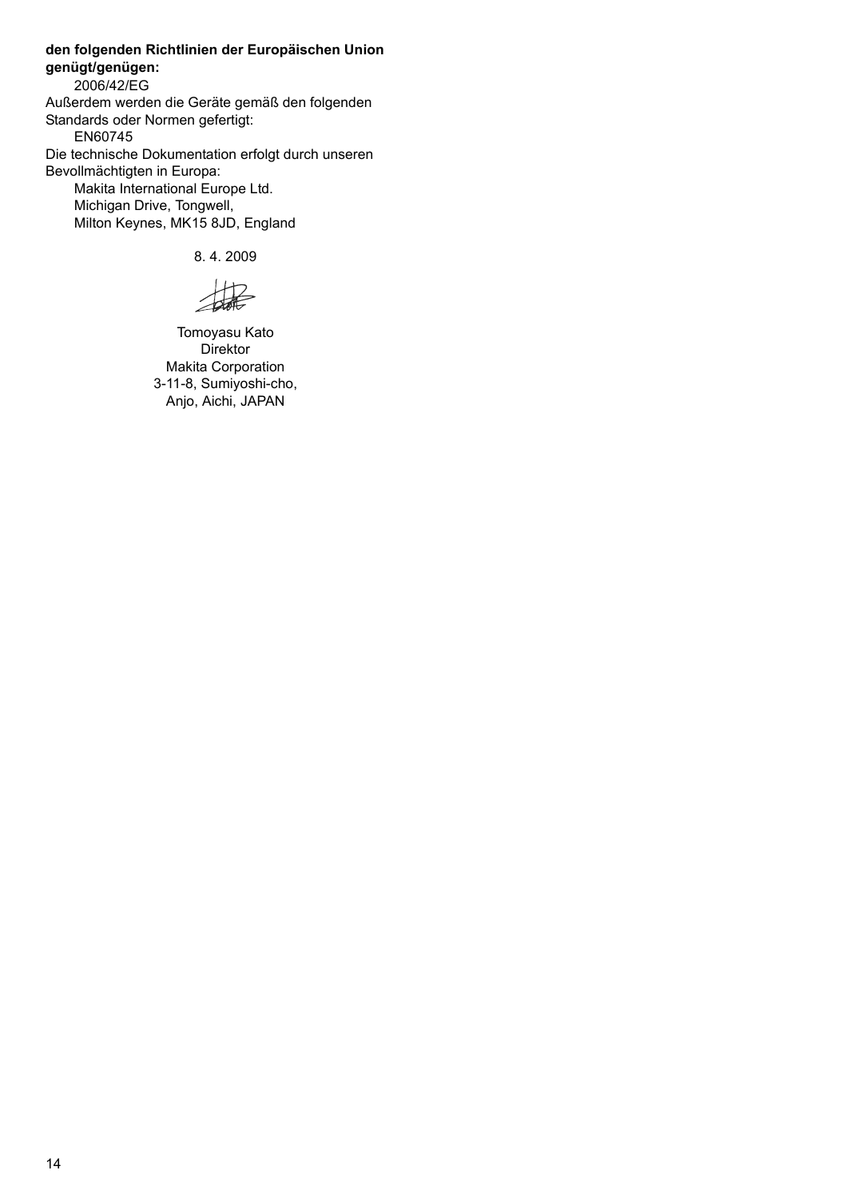**den folgenden Richtlinien der Europäischen Union genügt/genügen:**

2006/42/EG

Außerdem werden die Geräte gemäß den folgenden Standards oder Normen gefertigt:

EN60745

Die technische Dokumentation erfolgt durch unseren Bevollmächtigten in Europa:

Makita International Europe Ltd.
Michigan Drive, Tongwell,
Milton Keynes, MK15 8JD, England

8. 4. 2009

Tomoyasu Kato
Direktor
Makita Corporation
3-11-8, Sumiyoshi-cho,
Anjo, Aichi, JAPAN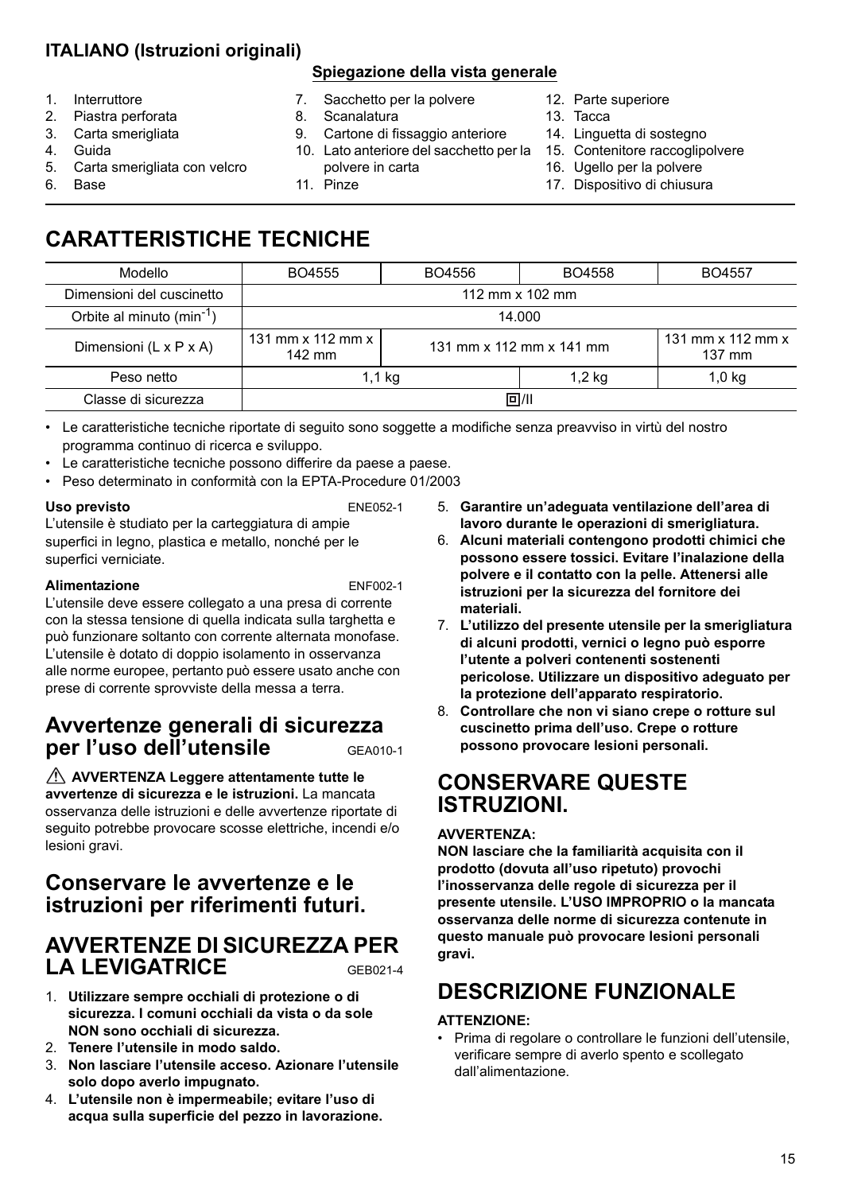**ITALIANO (Istruzioni originali)**

**Spiegazione della vista generale**

1. Interruttore
2. Piastra perforata
3. Carta smerigliata
4. Guida
5. Carta smerigliata con velcro
6. Base
7. Sacchetto per la polvere
8. Scanalatura
9. Cartone di fissaggio anteriore
10. Lato anteriore del sacchetto per la polvere in carta
11. Pinze
12. Parte superiore
13. Tacca
14. Linguetta di sostegno
15. Contenitore raccoglipolvere
16. Ugello per la polvere
17. Dispositivo di chiusura

# CARATTERISTICHE TECNICHE

| Modello | BO4555 | BO4556 | BO4558 | BO4557 |
|---|---|---|---|---|
| Dimensioni del cuscinetto | 112 mm x 102 mm | | | |
| Orbite al minuto ($min^{-1}$) | 14.000 | | | |
| Dimensioni (L x P x A) | 131 mm x 112 mm x 142 mm | 131 mm x 112 mm x 141 mm | | 131 mm x 112 mm x 137 mm |
| Peso netto | 1,1 kg | | 1,2 kg | 1,0 kg |
| Classe di sicurezza | ⧈/II | | | |

- Le caratteristiche tecniche riportate di seguito sono soggette a modifiche senza preavviso in virtù del nostro programma continuo di ricerca e sviluppo.
- Le caratteristiche tecniche possono differire da paese a paese.
- Peso determinato in conformità con la EPTA-Procedure 01/2003

**Uso previsto** ENE052-1

L'utensile è studiato per la carteggiatura di ampie superfici in legno, plastica e metallo, nonché per le superfici verniciate.

**Alimentazione** ENF002-1

L'utensile deve essere collegato a una presa di corrente con la stessa tensione di quella indicata sulla targhetta e può funzionare soltanto con corrente alternata monofase. L'utensile è dotato di doppio isolamento in osservanza alle norme europee, pertanto può essere usato anche con prese di corrente sprovviste della messa a terra.

## Avvertenze generali di sicurezza per l'uso dell'utensile GEA010-1

⚠ **AVVERTENZA Leggere attentamente tutte le avvertenze di sicurezza e le istruzioni.** La mancata osservanza delle istruzioni e delle avvertenze riportate di seguito potrebbe provocare scosse elettriche, incendi e/o lesioni gravi.

## Conservare le avvertenze e le istruzioni per riferimenti futuri.

## AVVERTENZE DI SICUREZZA PER LA LEVIGATRICE GEB021-4

1. **Utilizzare sempre occhiali di protezione o di sicurezza. I comuni occhiali da vista o da sole NON sono occhiali di sicurezza.**
2. **Tenere l'utensile in modo saldo.**
3. **Non lasciare l'utensile acceso. Azionare l'utensile solo dopo averlo impugnato.**
4. **L'utensile non è impermeabile; evitare l'uso di acqua sulla superficie del pezzo in lavorazione.**
5. **Garantire un'adeguata ventilazione dell'area di lavoro durante le operazioni di smerigliatura.**
6. **Alcuni materiali contengono prodotti chimici che possono essere tossici. Evitare l'inalazione della polvere e il contatto con la pelle. Attenersi alle istruzioni per la sicurezza del fornitore dei materiali.**
7. **L'utilizzo del presente utensile per la smerigliatura di alcuni prodotti, vernici o legno può esporre l'utente a polveri contenenti sostenenti pericolose. Utilizzare un dispositivo adeguato per la protezione dell'apparato respiratorio.**
8. **Controllare che non vi siano crepe o rotture sul cuscinetto prima dell'uso. Crepe o rotture possono provocare lesioni personali.**

## CONSERVARE QUESTE ISTRUZIONI.

**AVVERTENZA:**

**NON lasciare che la familiarità acquisita con il prodotto (dovuta all'uso ripetuto) provochi l'inosservanza delle regole di sicurezza per il presente utensile. L'USO IMPROPRIO o la mancata osservanza delle norme di sicurezza contenute in questo manuale può provocare lesioni personali gravi.**

# DESCRIZIONE FUNZIONALE

**ATTENZIONE:**

- Prima di regolare o controllare le funzioni dell'utensile, verificare sempre di averlo spento e scollegato dall'alimentazione.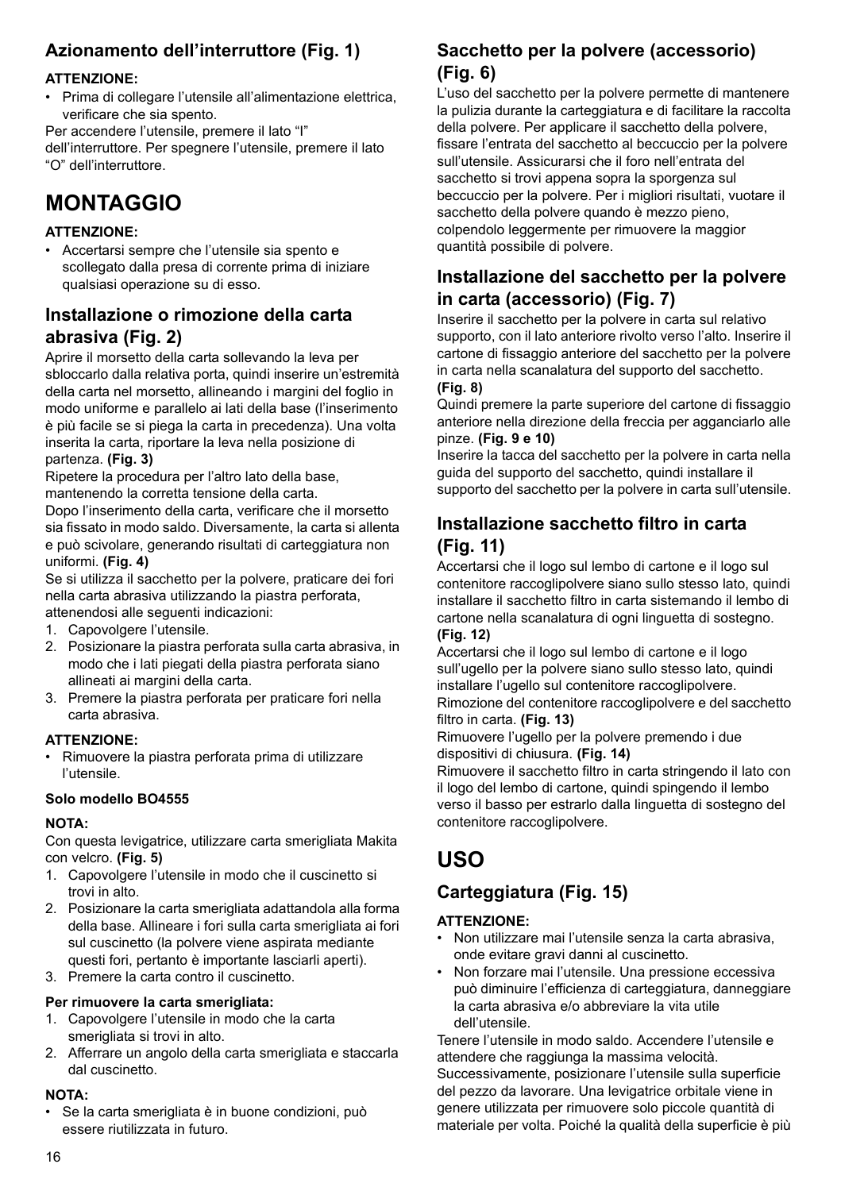## Azionamento dell'interruttore (Fig. 1)

**ATTENZIONE:**

- Prima di collegare l'utensile all'alimentazione elettrica, verificare che sia spento.

Per accendere l'utensile, premere il lato "I" dell'interruttore. Per spegnere l'utensile, premere il lato "O" dell'interruttore.

# MONTAGGIO

**ATTENZIONE:**

- Accertarsi sempre che l'utensile sia spento e scollegato dalla presa di corrente prima di iniziare qualsiasi operazione su di esso.

## Installazione o rimozione della carta abrasiva (Fig. 2)

Aprire il morsetto della carta sollevando la leva per sbloccarlo dalla relativa porta, quindi inserire un'estremità della carta nel morsetto, allineando i margini del foglio in modo uniforme e parallelo ai lati della base (l'inserimento è più facile se si piega la carta in precedenza). Una volta inserita la carta, riportare la leva nella posizione di partenza. **(Fig. 3)**

Ripetere la procedura per l'altro lato della base, mantenendo la corretta tensione della carta.

Dopo l'inserimento della carta, verificare che il morsetto sia fissato in modo saldo. Diversamente, la carta si allenta e può scivolare, generando risultati di carteggiatura non uniformi. **(Fig. 4)**

Se si utilizza il sacchetto per la polvere, praticare dei fori nella carta abrasiva utilizzando la piastra perforata, attenendosi alle seguenti indicazioni:

1. Capovolgere l'utensile.
2. Posizionare la piastra perforata sulla carta abrasiva, in modo che i lati piegati della piastra perforata siano allineati ai margini della carta.
3. Premere la piastra perforata per praticare fori nella carta abrasiva.

**ATTENZIONE:**

- Rimuovere la piastra perforata prima di utilizzare l'utensile.

**Solo modello BO4555**

**NOTA:**

Con questa levigatrice, utilizzare carta smerigliata Makita con velcro. **(Fig. 5)**

1. Capovolgere l'utensile in modo che il cuscinetto si trovi in alto.
2. Posizionare la carta smerigliata adattandola alla forma della base. Allineare i fori sulla carta smerigliata ai fori sul cuscinetto (la polvere viene aspirata mediante questi fori, pertanto è importante lasciarli aperti).
3. Premere la carta contro il cuscinetto.

**Per rimuovere la carta smerigliata:**

1. Capovolgere l'utensile in modo che la carta smerigliata si trovi in alto.
2. Afferrare un angolo della carta smerigliata e staccarla dal cuscinetto.

**NOTA:**

- Se la carta smerigliata è in buone condizioni, può essere riutilizzata in futuro.

## Sacchetto per la polvere (accessorio) (Fig. 6)

L'uso del sacchetto per la polvere permette di mantenere la pulizia durante la carteggiatura e di facilitare la raccolta della polvere. Per applicare il sacchetto della polvere, fissare l'entrata del sacchetto al beccuccio per la polvere sull'utensile. Assicurarsi che il foro nell'entrata del sacchetto si trovi appena sopra la sporgenza sul beccuccio per la polvere. Per i migliori risultati, vuotare il sacchetto della polvere quando è mezzo pieno, colpendolo leggermente per rimuovere la maggior quantità possibile di polvere.

## Installazione del sacchetto per la polvere in carta (accessorio) (Fig. 7)

Inserire il sacchetto per la polvere in carta sul relativo supporto, con il lato anteriore rivolto verso l'alto. Inserire il cartone di fissaggio anteriore del sacchetto per la polvere in carta nella scanalatura del supporto del sacchetto. **(Fig. 8)**

Quindi premere la parte superiore del cartone di fissaggio anteriore nella direzione della freccia per agganciarlo alle pinze. **(Fig. 9 e 10)**

Inserire la tacca del sacchetto per la polvere in carta nella guida del supporto del sacchetto, quindi installare il supporto del sacchetto per la polvere in carta sull'utensile.

## Installazione sacchetto filtro in carta (Fig. 11)

Accertarsi che il logo sul lembo di cartone e il logo sul contenitore raccoglipolvere siano sullo stesso lato, quindi installare il sacchetto filtro in carta sistemando il lembo di cartone nella scanalatura di ogni linguetta di sostegno. **(Fig. 12)**

Accertarsi che il logo sul lembo di cartone e il logo sull'ugello per la polvere siano sullo stesso lato, quindi installare l'ugello sul contenitore raccoglipolvere.

Rimozione del contenitore raccoglipolvere e del sacchetto filtro in carta. **(Fig. 13)**

Rimuovere l'ugello per la polvere premendo i due dispositivi di chiusura. **(Fig. 14)**

Rimuovere il sacchetto filtro in carta stringendo il lato con il logo del lembo di cartone, quindi spingendo il lembo verso il basso per estrarlo dalla linguetta di sostegno del contenitore raccoglipolvere.

# USO

## Carteggiatura (Fig. 15)

**ATTENZIONE:**

- Non utilizzare mai l'utensile senza la carta abrasiva, onde evitare gravi danni al cuscinetto.
- Non forzare mai l'utensile. Una pressione eccessiva può diminuire l'efficienza di carteggiatura, danneggiare la carta abrasiva e/o abbreviare la vita utile dell'utensile.

Tenere l'utensile in modo saldo. Accendere l'utensile e attendere che raggiunga la massima velocità. Successivamente, posizionare l'utensile sulla superficie del pezzo da lavorare. Una levigatrice orbitale viene in genere utilizzata per rimuovere solo piccole quantità di materiale per volta. Poiché la qualità della superficie è più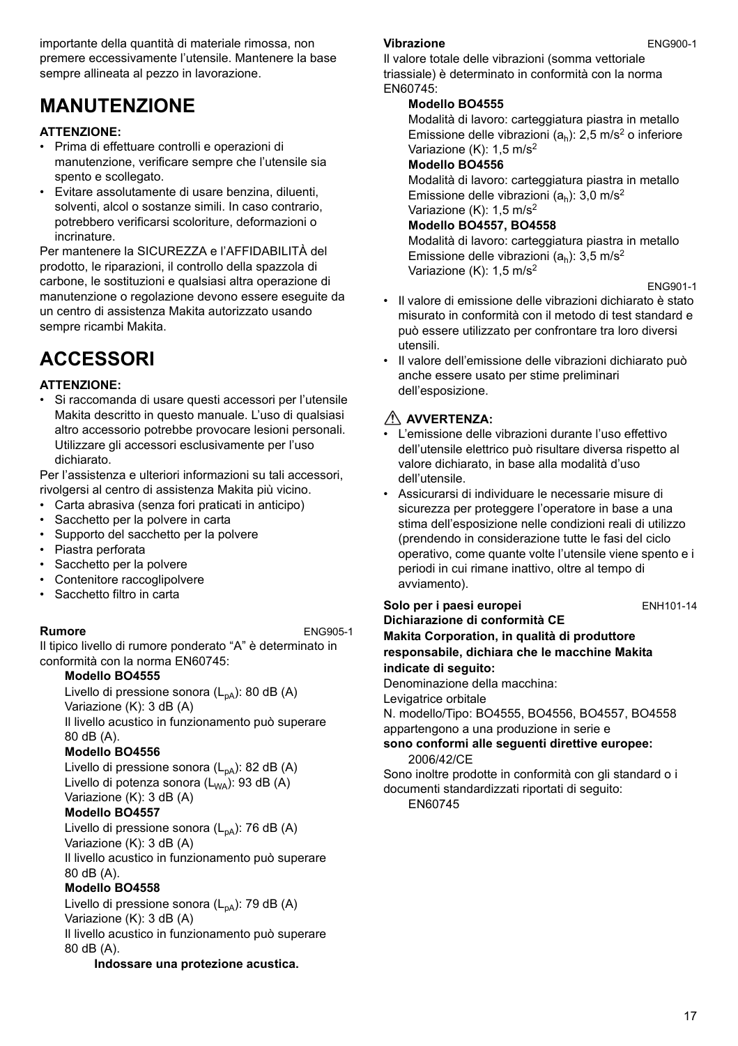importante della quantità di materiale rimossa, non premere eccessivamente l'utensile. Mantenere la base sempre allineata al pezzo in lavorazione.

# MANUTENZIONE

**ATTENZIONE:**

- Prima di effettuare controlli e operazioni di manutenzione, verificare sempre che l'utensile sia spento e scollegato.
- Evitare assolutamente di usare benzina, diluenti, solventi, alcol o sostanze simili. In caso contrario, potrebbero verificarsi scoloriture, deformazioni o incrinature.

Per mantenere la SICUREZZA e l'AFFIDABILITÀ del prodotto, le riparazioni, il controllo della spazzola di carbone, le sostituzioni e qualsiasi altra operazione di manutenzione o regolazione devono essere eseguite da un centro di assistenza Makita autorizzato usando sempre ricambi Makita.

# ACCESSORI

**ATTENZIONE:**

- Si raccomanda di usare questi accessori per l'utensile Makita descritto in questo manuale. L'uso di qualsiasi altro accessorio potrebbe provocare lesioni personali. Utilizzare gli accessori esclusivamente per l'uso dichiarato.

Per l'assistenza e ulteriori informazioni su tali accessori, rivolgersi al centro di assistenza Makita più vicino.

- Carta abrasiva (senza fori praticati in anticipo)
- Sacchetto per la polvere in carta
- Supporto del sacchetto per la polvere
- Piastra perforata
- Sacchetto per la polvere
- Contenitore raccoglipolvere
- Sacchetto filtro in carta

**Rumore** ENG905-1

Il tipico livello di rumore ponderato "A" è determinato in conformità con la norma EN60745:

**Modello BO4555**
Livello di pressione sonora ($L_{pA}$): 80 dB (A)
Variazione (K): 3 dB (A)
Il livello acustico in funzionamento può superare 80 dB (A).

**Modello BO4556**
Livello di pressione sonora ($L_{pA}$): 82 dB (A)
Livello di potenza sonora ($L_{WA}$): 93 dB (A)
Variazione (K): 3 dB (A)

**Modello BO4557**
Livello di pressione sonora ($L_{pA}$): 76 dB (A)
Variazione (K): 3 dB (A)
Il livello acustico in funzionamento può superare 80 dB (A).

**Modello BO4558**
Livello di pressione sonora ($L_{pA}$): 79 dB (A)
Variazione (K): 3 dB (A)
Il livello acustico in funzionamento può superare 80 dB (A).

**Indossare una protezione acustica.**

**Vibrazione** ENG900-1

Il valore totale delle vibrazioni (somma vettoriale triassiale) è determinato in conformità con la norma EN60745:

**Modello BO4555**
Modalità di lavoro: carteggiatura piastra in metallo
Emissione delle vibrazioni ($a_h$): 2,5 $m/s^2$ o inferiore
Variazione (K): 1,5 $m/s^2$

**Modello BO4556**
Modalità di lavoro: carteggiatura piastra in metallo
Emissione delle vibrazioni ($a_h$): 3,0 $m/s^2$
Variazione (K): 1,5 $m/s^2$

**Modello BO4557, BO4558**
Modalità di lavoro: carteggiatura piastra in metallo
Emissione delle vibrazioni ($a_h$): 3,5 $m/s^2$
Variazione (K): 1,5 $m/s^2$

ENG901-1

- Il valore di emissione delle vibrazioni dichiarato è stato misurato in conformità con il metodo di test standard e può essere utilizzato per confrontare tra loro diversi utensili.
- Il valore dell'emissione delle vibrazioni dichiarato può anche essere usato per stime preliminari dell'esposizione.

**⚠ AVVERTENZA:**

- L'emissione delle vibrazioni durante l'uso effettivo dell'utensile elettrico può risultare diversa rispetto al valore dichiarato, in base alla modalità d'uso dell'utensile.
- Assicurarsi di individuare le necessarie misure di sicurezza per proteggere l'operatore in base a una stima dell'esposizione nelle condizioni reali di utilizzo (prendendo in considerazione tutte le fasi del ciclo operativo, come quante volte l'utensile viene spento e i periodi in cui rimane inattivo, oltre al tempo di avviamento).

**Solo per i paesi europei** ENH101-14

**Dichiarazione di conformità CE**

**Makita Corporation, in qualità di produttore responsabile, dichiara che le macchine Makita indicate di seguito:**

Denominazione della macchina:
Levigatrice orbitale
N. modello/Tipo: BO4555, BO4556, BO4557, BO4558
appartengono a una produzione in serie e

**sono conformi alle seguenti direttive europee:**

2006/42/CE

Sono inoltre prodotte in conformità con gli standard o i documenti standardizzati riportati di seguito:

EN60745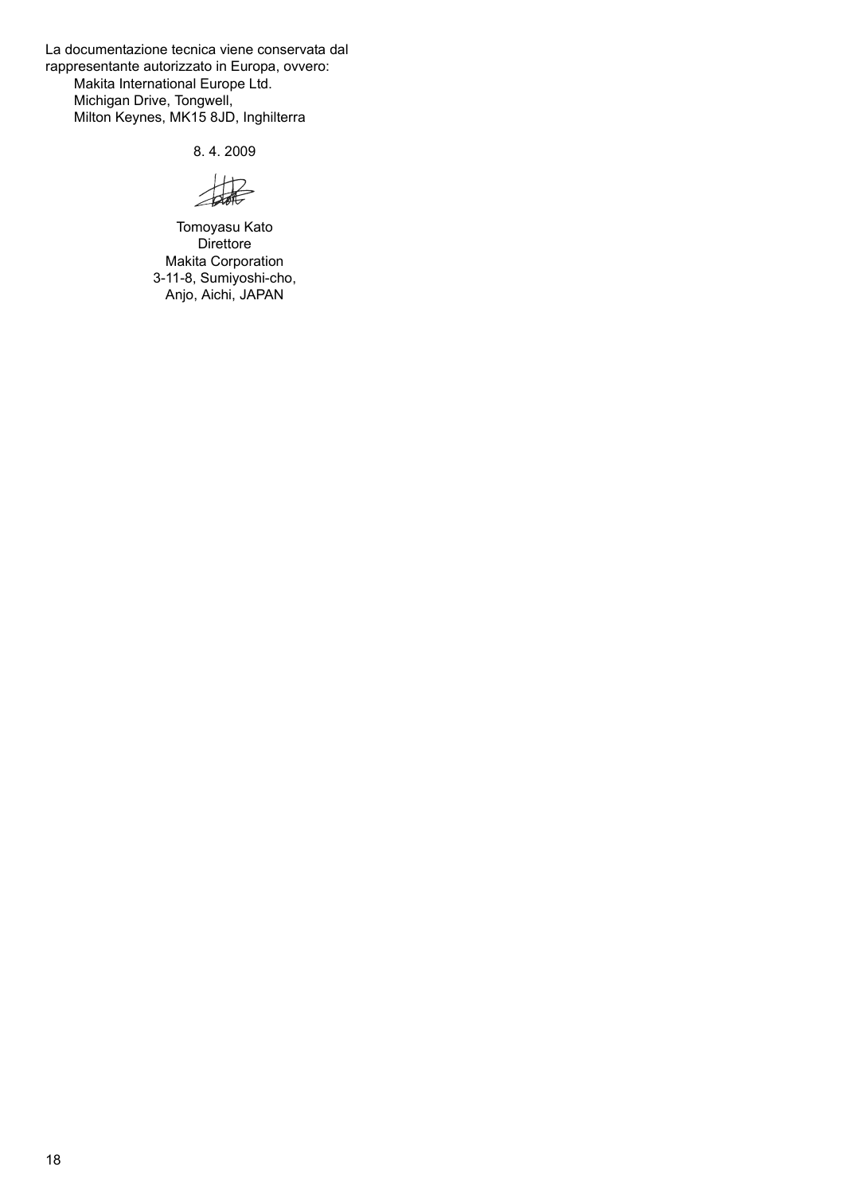La documentazione tecnica viene conservata dal rappresentante autorizzato in Europa, ovvero:

Makita International Europe Ltd.
Michigan Drive, Tongwell,
Milton Keynes, MK15 8JD, Inghilterra

8. 4. 2009

Tomoyasu Kato
Direttore
Makita Corporation
3-11-8, Sumiyoshi-cho,
Anjo, Aichi, JAPAN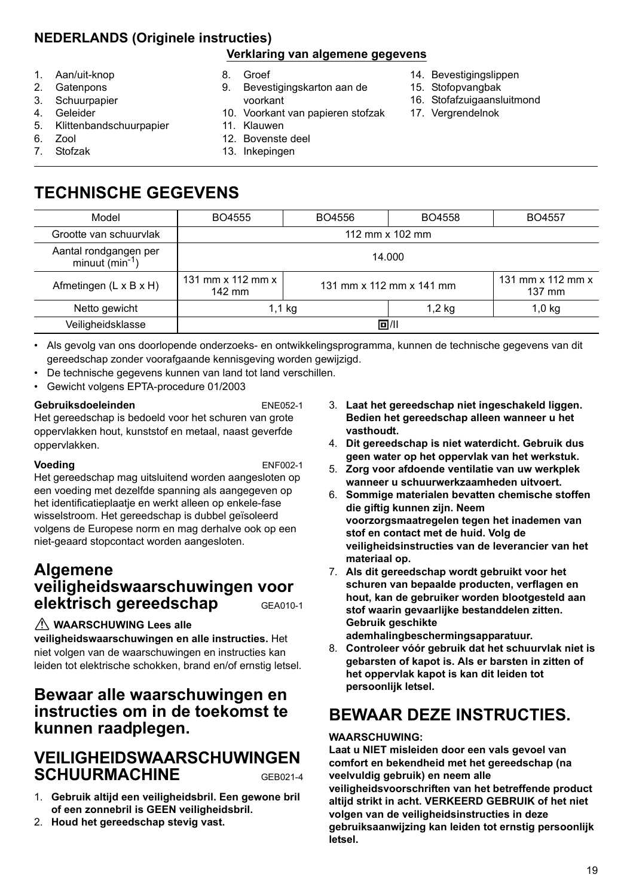**NEDERLANDS (Originele instructies)**

**Verklaring van algemene gegevens**

1. Aan/uit-knop
2. Gatenpons
3. Schuurpapier
4. Geleider
5. Klittenbandschuurpapier
6. Zool
7. Stofzak
8. Groef
9. Bevestigingskarton aan de voorkant
10. Voorkant van papieren stofzak
11. Klauwen
12. Bovenste deel
13. Inkepingen
14. Bevestigingslippen
15. Stofopvangbak
16. Stofafzuigaansluitmond
17. Vergrendelnok

# TECHNISCHE GEGEVENS

| Model | BO4555 | BO4556 | BO4558 | BO4557 |
|---|---|---|---|---|
| Grootte van schuurvlak | 112 mm x 102 mm | | | |
| Aantal rondgangen per minuut ($min^{-1}$) | 14.000 | | | |
| Afmetingen (L x B x H) | 131 mm x 112 mm x 142 mm | 131 mm x 112 mm x 141 mm | | 131 mm x 112 mm x 137 mm |
| Netto gewicht | 1,1 kg | | 1,2 kg | 1,0 kg |
| Veiligheidsklasse | ⧈/II | | | |

- Als gevolg van ons doorlopende onderzoeks- en ontwikkelingsprogramma, kunnen de technische gegevens van dit gereedschap zonder voorafgaande kennisgeving worden gewijzigd.
- De technische gegevens kunnen van land tot land verschillen.
- Gewicht volgens EPTA-procedure 01/2003

**Gebruiksdoeleinden** ENE052-1

Het gereedschap is bedoeld voor het schuren van grote oppervlakken hout, kunststof en metaal, naast geverfde oppervlakken.

**Voeding** ENF002-1

Het gereedschap mag uitsluitend worden aangesloten op een voeding met dezelfde spanning als aangegeven op het identificatieplaatje en werkt alleen op enkele-fase wisselstroom. Het gereedschap is dubbel geïsoleerd volgens de Europese norm en mag derhalve ook op een niet-geaard stopcontact worden aangesloten.

## Algemene veiligheidswaarschuwingen voor elektrisch gereedschap GEA010-1

⚠ **WAARSCHUWING Lees alle veiligheidswaarschuwingen en alle instructies.** Het niet volgen van de waarschuwingen en instructies kan leiden tot elektrische schokken, brand en/of ernstig letsel.

## Bewaar alle waarschuwingen en instructies om in de toekomst te kunnen raadplegen.

## VEILIGHEIDSWAARSCHUWINGEN SCHUURMACHINE GEB021-4

1. **Gebruik altijd een veiligheidsbril. Een gewone bril of een zonnebril is GEEN veiligheidsbril.**
2. **Houd het gereedschap stevig vast.**
3. **Laat het gereedschap niet ingeschakeld liggen. Bedien het gereedschap alleen wanneer u het vasthoudt.**
4. **Dit gereedschap is niet waterdicht. Gebruik dus geen water op het oppervlak van het werkstuk.**
5. **Zorg voor afdoende ventilatie van uw werkplek wanneer u schuurwerkzaamheden uitvoert.**
6. **Sommige materialen bevatten chemische stoffen die giftig kunnen zijn. Neem voorzorgsmaatregelen tegen het inademen van stof en contact met de huid. Volg de veiligheidsinstructies van de leverancier van het materiaal op.**
7. **Als dit gereedschap wordt gebruikt voor het schuren van bepaalde producten, verflagen en hout, kan de gebruiker worden blootgesteld aan stof waarin gevaarlijke bestanddelen zitten. Gebruik geschikte ademhalingbeschermingsapparatuur.**
8. **Controleer vóór gebruik dat het schuurvlak niet is gebarsten of kapot is. Als er barsten in zitten of het oppervlak kapot is kan dit leiden tot persoonlijk letsel.**

# BEWAAR DEZE INSTRUCTIES.

**WAARSCHUWING:**

**Laat u NIET misleiden door een vals gevoel van comfort en bekendheid met het gereedschap (na veelvuldig gebruik) en neem alle veiligheidsvoorschriften van het betreffende product altijd strikt in acht. VERKEERD GEBRUIK of het niet volgen van de veiligheidsinstructies in deze gebruiksaanwijzing kan leiden tot ernstig persoonlijk letsel.**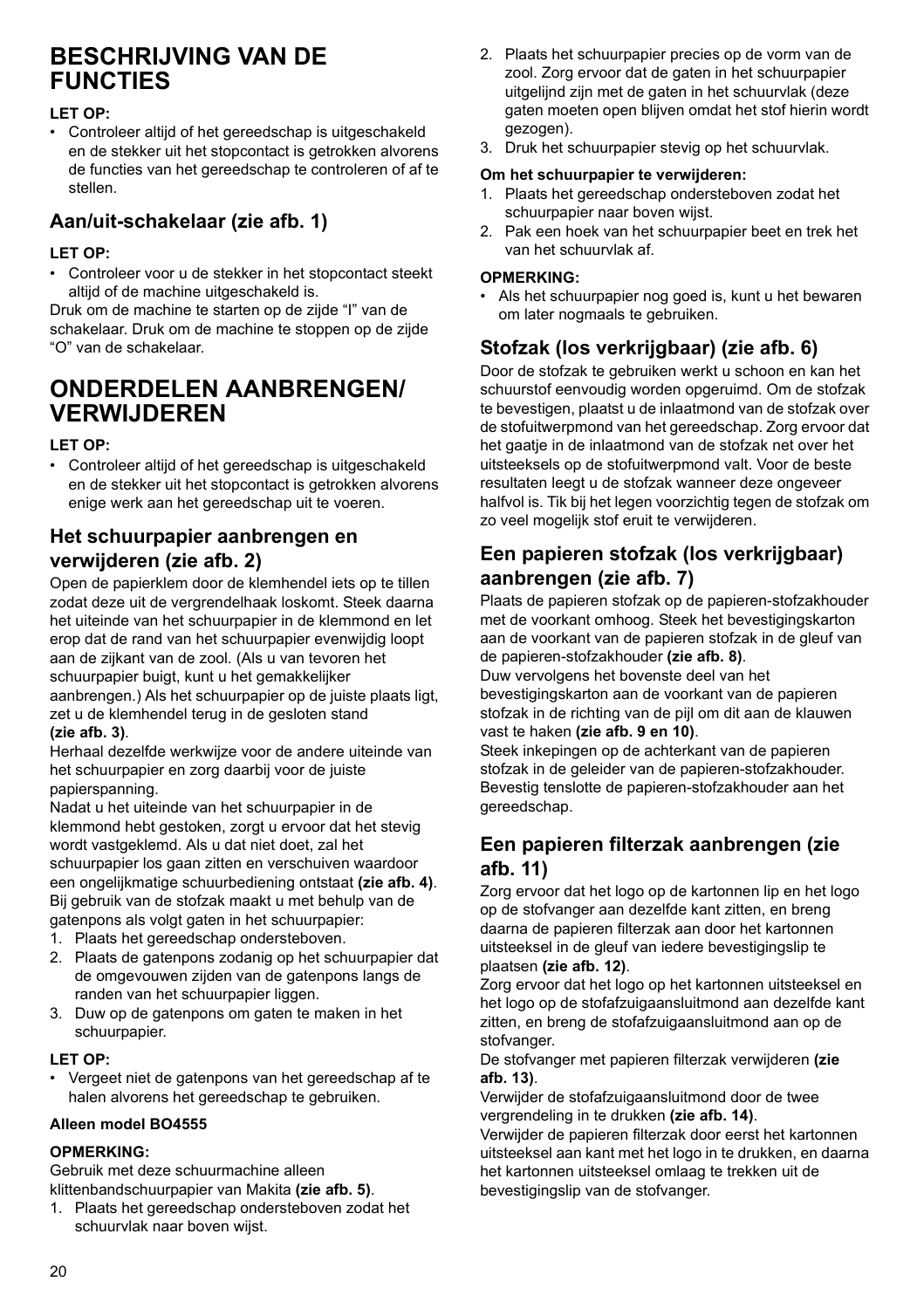# BESCHRIJVING VAN DE FUNCTIES

**LET OP:**

- Controleer altijd of het gereedschap is uitgeschakeld en de stekker uit het stopcontact is getrokken alvorens de functies van het gereedschap te controleren of af te stellen.

## Aan/uit-schakelaar (zie afb. 1)

**LET OP:**

- Controleer voor u de stekker in het stopcontact steekt altijd of de machine uitgeschakeld is.

Druk om de machine te starten op de zijde "I" van de schakelaar. Druk om de machine te stoppen op de zijde "O" van de schakelaar.

# ONDERDELEN AANBRENGEN/ VERWIJDEREN

**LET OP:**

- Controleer altijd of het gereedschap is uitgeschakeld en de stekker uit het stopcontact is getrokken alvorens enige werk aan het gereedschap uit te voeren.

## Het schuurpapier aanbrengen en verwijderen (zie afb. 2)

Open de papierklem door de klemhendel iets op te tillen zodat deze uit de vergrendelhaak loskomt. Steek daarna het uiteinde van het schuurpapier in de klemmond en let erop dat de rand van het schuurpapier evenwijdig loopt aan de zijkant van de zool. (Als u van tevoren het schuurpapier buigt, kunt u het gemakkelijker aanbrengen.) Als het schuurpapier op de juiste plaats ligt, zet u de klemhendel terug in de gesloten stand **(zie afb. 3)**.

Herhaal dezelfde werkwijze voor de andere uiteinde van het schuurpapier en zorg daarbij voor de juiste papierspanning.

Nadat u het uiteinde van het schuurpapier in de klemmond hebt gestoken, zorgt u ervoor dat het stevig wordt vastgeklemd. Als u dat niet doet, zal het schuurpapier los gaan zitten en verschuiven waardoor een ongelijkmatige schuurbediening ontstaat **(zie afb. 4)**.

Bij gebruik van de stofzak maakt u met behulp van de gatenpons als volgt gaten in het schuurpapier:

1. Plaats het gereedschap ondersteboven.
2. Plaats de gatenpons zodanig op het schuurpapier dat de omgevouwen zijden van de gatenpons langs de randen van het schuurpapier liggen.
3. Duw op de gatenpons om gaten te maken in het schuurpapier.

**LET OP:**

- Vergeet niet de gatenpons van het gereedschap af te halen alvorens het gereedschap te gebruiken.

**Alleen model BO4555**

**OPMERKING:**

Gebruik met deze schuurmachine alleen klittenbandschuurpapier van Makita **(zie afb. 5)**.

1. Plaats het gereedschap ondersteboven zodat het schuurvlak naar boven wijst.
2. Plaats het schuurpapier precies op de vorm van de zool. Zorg ervoor dat de gaten in het schuurpapier uitgelijnd zijn met de gaten in het schuurvlak (deze gaten moeten open blijven omdat het stof hierin wordt gezogen).
3. Druk het schuurpapier stevig op het schuurvlak.

**Om het schuurpapier te verwijderen:**

1. Plaats het gereedschap ondersteboven zodat het schuurpapier naar boven wijst.
2. Pak een hoek van het schuurpapier beet en trek het van het schuurvlak af.

**OPMERKING:**

- Als het schuurpapier nog goed is, kunt u het bewaren om later nogmaals te gebruiken.

## Stofzak (los verkrijgbaar) (zie afb. 6)

Door de stofzak te gebruiken werkt u schoon en kan het schuurstof eenvoudig worden opgeruimd. Om de stofzak te bevestigen, plaatst u de inlaatmond van de stofzak over de stofuitwerpmond van het gereedschap. Zorg ervoor dat het gaatje in de inlaatmond van de stofzak net over het uitsteeksels op de stofuitwerpmond valt. Voor de beste resultaten leegt u de stofzak wanneer deze ongeveer halfvol is. Tik bij het legen voorzichtig tegen de stofzak om zo veel mogelijk stof eruit te verwijderen.

## Een papieren stofzak (los verkrijgbaar) aanbrengen (zie afb. 7)

Plaats de papieren stofzak op de papieren-stofzakhouder met de voorkant omhoog. Steek het bevestigingskarton aan de voorkant van de papieren stofzak in de gleuf van de papieren-stofzakhouder **(zie afb. 8)**.

Duw vervolgens het bovenste deel van het bevestigingskarton aan de voorkant van de papieren stofzak in de richting van de pijl om dit aan de klauwen vast te haken **(zie afb. 9 en 10)**.

Steek inkepingen op de achterkant van de papieren stofzak in de geleider van de papieren-stofzakhouder. Bevestig tenslotte de papieren-stofzakhouder aan het gereedschap.

## Een papieren filterzak aanbrengen (zie afb. 11)

Zorg ervoor dat het logo op de kartonnen lip en het logo op de stofvanger aan dezelfde kant zitten, en breng daarna de papieren filterzak aan door het kartonnen uitsteeksel in de gleuf van iedere bevestigingslip te plaatsen **(zie afb. 12)**.

Zorg ervoor dat het logo op het kartonnen uitsteeksel en het logo op de stofafzuigaansluitmond aan dezelfde kant zitten, en breng de stofafzuigaansluitmond aan op de stofvanger.

De stofvanger met papieren filterzak verwijderen **(zie afb. 13)**.

Verwijder de stofafzuigaansluitmond door de twee vergrendeling in te drukken **(zie afb. 14)**.

Verwijder de papieren filterzak door eerst het kartonnen uitsteeksel aan kant met het logo in te drukken, en daarna het kartonnen uitsteeksel omlaag te trekken uit de bevestigingslip van de stofvanger.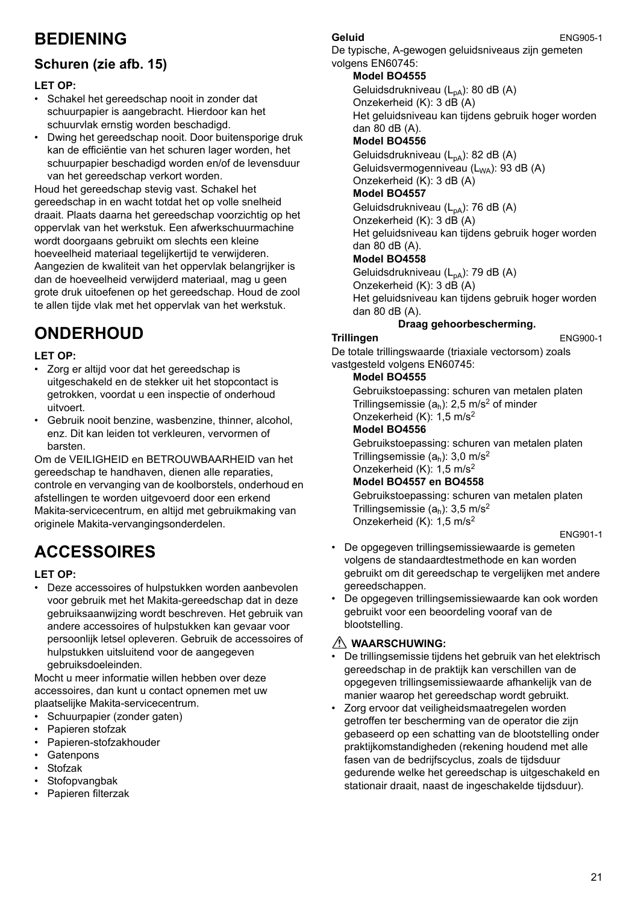# BEDIENING

## Schuren (zie afb. 15)

**LET OP:**

- Schakel het gereedschap nooit in zonder dat schuurpapier is aangebracht. Hierdoor kan het schuurvlak ernstig worden beschadigd.
- Dwing het gereedschap nooit. Door buitensporige druk kan de efficiëntie van het schuren lager worden, het schuurpapier beschadigd worden en/of de levensduur van het gereedschap verkort worden.

Houd het gereedschap stevig vast. Schakel het gereedschap in en wacht totdat het op volle snelheid draait. Plaats daarna het gereedschap voorzichtig op het oppervlak van het werkstuk. Een afwerkschuurmachine wordt doorgaans gebruikt om slechts een kleine hoeveelheid materiaal tegelijkertijd te verwijderen. Aangezien de kwaliteit van het oppervlak belangrijker is dan de hoeveelheid verwijderd materiaal, mag u geen grote druk uitoefenen op het gereedschap. Houd de zool te allen tijde vlak met het oppervlak van het werkstuk.

# ONDERHOUD

**LET OP:**

- Zorg er altijd voor dat het gereedschap is uitgeschakeld en de stekker uit het stopcontact is getrokken, voordat u een inspectie of onderhoud uitvoert.
- Gebruik nooit benzine, wasbenzine, thinner, alcohol, enz. Dit kan leiden tot verkleuren, vervormen of barsten.

Om de VEILIGHEID en BETROUWBAARHEID van het gereedschap te handhaven, dienen alle reparaties, controle en vervanging van de koolborstels, onderhoud en afstellingen te worden uitgevoerd door een erkend Makita-servicecentrum, en altijd met gebruikmaking van originele Makita-vervangingsonderdelen.

# ACCESSOIRES

**LET OP:**

- Deze accessoires of hulpstukken worden aanbevolen voor gebruik met het Makita-gereedschap dat in deze gebruiksaanwijzing wordt beschreven. Het gebruik van andere accessoires of hulpstukken kan gevaar voor persoonlijk letsel opleveren. Gebruik de accessoires of hulpstukken uitsluitend voor de aangegeven gebruiksdoeleinden.

Mocht u meer informatie willen hebben over deze accessoires, dan kunt u contact opnemen met uw plaatselijke Makita-servicecentrum.

- Schuurpapier (zonder gaten)
- Papieren stofzak
- Papieren-stofzakhouder
- Gatenpons
- Stofzak
- Stofopvangbak
- Papieren filterzak

**Geluid** ENG905-1

De typische, A-gewogen geluidsniveaus zijn gemeten volgens EN60745:

**Model BO4555**

Geluidsdrukniveau ($L_{pA}$): 80 dB (A)
Onzekerheid (K): 3 dB (A)
Het geluidsniveau kan tijdens gebruik hoger worden dan 80 dB (A).

**Model BO4556**

Geluidsdrukniveau ($L_{pA}$): 82 dB (A)
Geluidsvermogenniveau ($L_{WA}$): 93 dB (A)
Onzekerheid (K): 3 dB (A)

**Model BO4557**

Geluidsdrukniveau ($L_{pA}$): 76 dB (A)
Onzekerheid (K): 3 dB (A)
Het geluidsniveau kan tijdens gebruik hoger worden dan 80 dB (A).

**Model BO4558**

Geluidsdrukniveau ($L_{pA}$): 79 dB (A)
Onzekerheid (K): 3 dB (A)
Het geluidsniveau kan tijdens gebruik hoger worden dan 80 dB (A).

**Draag gehoorbescherming.**

**Trillingen** ENG900-1

De totale trillingswaarde (triaxiale vectorsom) zoals vastgesteld volgens EN60745:

**Model BO4555**

Gebruikstoepassing: schuren van metalen platen
Trillingsemissie ($a_h$): 2,5 m/s$^2$ of minder
Onzekerheid (K): 1,5 m/s$^2$

**Model BO4556**

Gebruikstoepassing: schuren van metalen platen
Trillingsemissie ($a_h$): 3,0 m/s$^2$
Onzekerheid (K): 1,5 m/s$^2$

**Model BO4557 en BO4558**

Gebruikstoepassing: schuren van metalen platen
Trillingsemissie ($a_h$): 3,5 m/s$^2$
Onzekerheid (K): 1,5 m/s$^2$

ENG901-1

- De opgegeven trillingsemissiewaarde is gemeten volgens de standaardtestmethode en kan worden gebruikt om dit gereedschap te vergelijken met andere gereedschappen.
- De opgegeven trillingsemissiewaarde kan ook worden gebruikt voor een beoordeling vooraf van de blootstelling.

**⚠ WAARSCHUWING:**

- De trillingsemissie tijdens het gebruik van het elektrisch gereedschap in de praktijk kan verschillen van de opgegeven trillingsemissiewaarde afhankelijk van de manier waarop het gereedschap wordt gebruikt.
- Zorg ervoor dat veiligheidsmaatregelen worden getroffen ter bescherming van de operator die zijn gebaseerd op een schatting van de blootstelling onder praktijkomstandigheden (rekening houdend met alle fasen van de bedrijfscyclus, zoals de tijdsduur gedurende welke het gereedschap is uitgeschakeld en stationair draait, naast de ingeschakelde tijdsduur).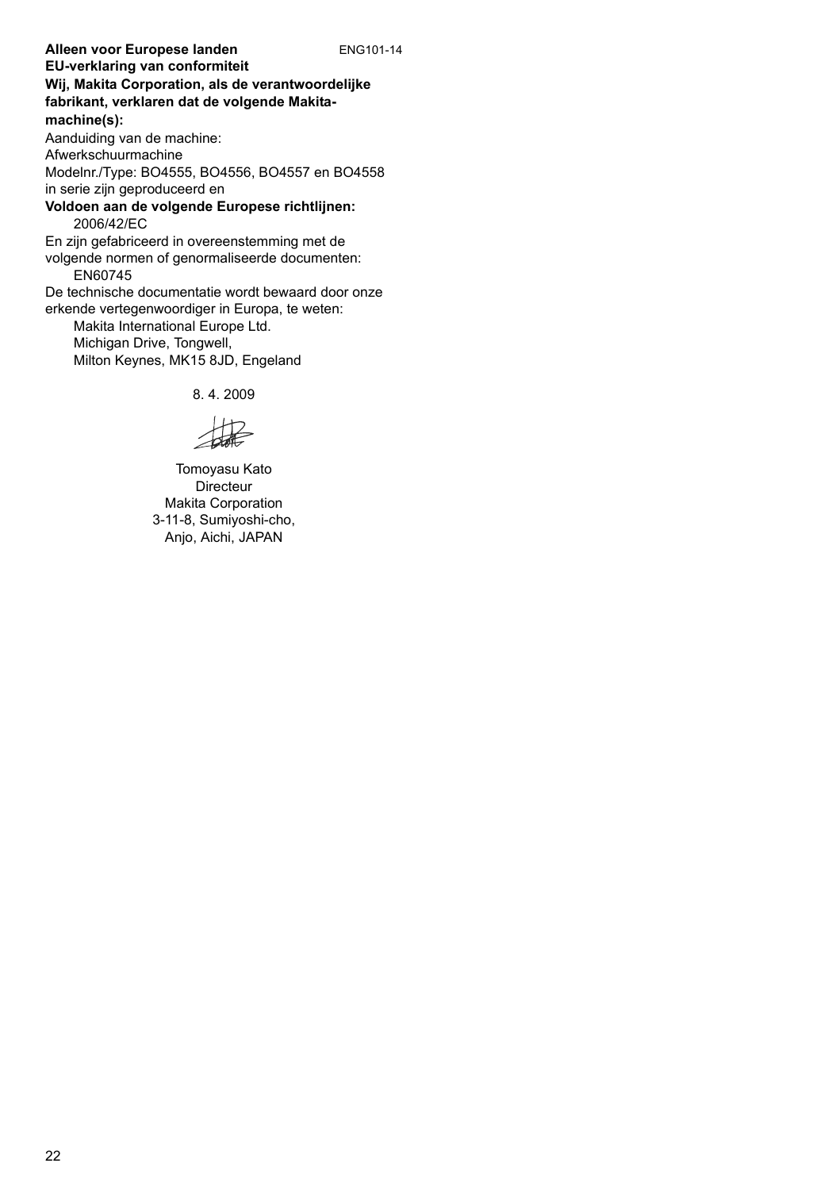**Alleen voor Europese landen** ENG101-14

**EU-verklaring van conformiteit**

**Wij, Makita Corporation, als de verantwoordelijke fabrikant, verklaren dat de volgende Makita-machine(s):**

Aanduiding van de machine:
Afwerkschuurmachine
Modelnr./Type: BO4555, BO4556, BO4557 en BO4558
in serie zijn geproduceerd en

**Voldoen aan de volgende Europese richtlijnen:**

2006/42/EC

En zijn gefabriceerd in overeenstemming met de volgende normen of genormaliseerde documenten:

EN60745

De technische documentatie wordt bewaard door onze erkende vertegenwoordiger in Europa, te weten:

Makita International Europe Ltd.
Michigan Drive, Tongwell,
Milton Keynes, MK15 8JD, Engeland

8. 4. 2009

Tomoyasu Kato
Directeur
Makita Corporation
3-11-8, Sumiyoshi-cho,
Anjo, Aichi, JAPAN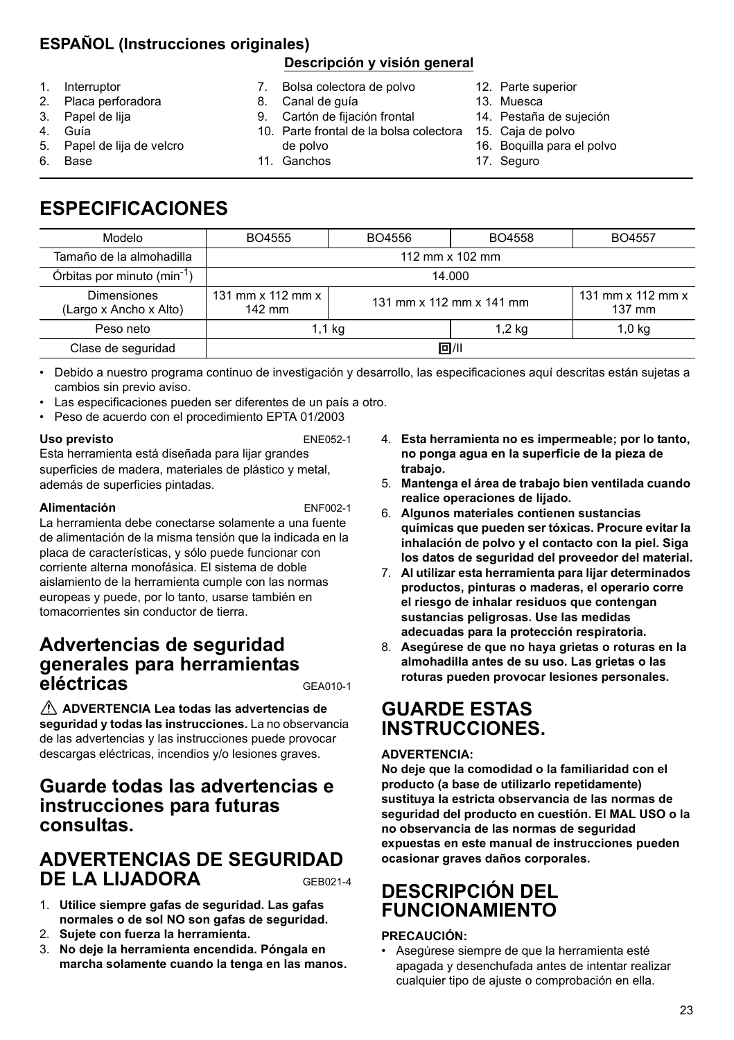**ESPAÑOL (Instrucciones originales)**

**Descripción y visión general**

1. Interruptor
2. Placa perforadora
3. Papel de lija
4. Guía
5. Papel de lija de velcro
6. Base
7. Bolsa colectora de polvo
8. Canal de guía
9. Cartón de fijación frontal
10. Parte frontal de la bolsa colectora de polvo
11. Ganchos
12. Parte superior
13. Muesca
14. Pestaña de sujeción
15. Caja de polvo
16. Boquilla para el polvo
17. Seguro

# ESPECIFICACIONES

| Modelo | BO4555 | BO4556 | BO4558 | BO4557 |
|---|---|---|---|---|
| Tamaño de la almohadilla | 112 mm x 102 mm | | | |
| Órbitas por minuto ($min^{-1}$) | 14.000 | | | |
| Dimensiones (Largo x Ancho x Alto) | 131 mm x 112 mm x 142 mm | 131 mm x 112 mm x 141 mm | | 131 mm x 112 mm x 137 mm |
| Peso neto | 1,1 kg | | 1,2 kg | 1,0 kg |
| Clase de seguridad | ⧈/II | | | |

- Debido a nuestro programa continuo de investigación y desarrollo, las especificaciones aquí descritas están sujetas a cambios sin previo aviso.
- Las especificaciones pueden ser diferentes de un país a otro.
- Peso de acuerdo con el procedimiento EPTA 01/2003

**Uso previsto** ENE052-1

Esta herramienta está diseñada para lijar grandes superficies de madera, materiales de plástico y metal, además de superficies pintadas.

**Alimentación** ENF002-1

La herramienta debe conectarse solamente a una fuente de alimentación de la misma tensión que la indicada en la placa de características, y sólo puede funcionar con corriente alterna monofásica. El sistema de doble aislamiento de la herramienta cumple con las normas europeas y puede, por lo tanto, usarse también en tomacorrientes sin conductor de tierra.

## Advertencias de seguridad generales para herramientas eléctricas GEA010-1

⚠ **ADVERTENCIA Lea todas las advertencias de seguridad y todas las instrucciones.** La no observancia de las advertencias y las instrucciones puede provocar descargas eléctricas, incendios y/o lesiones graves.

## Guarde todas las advertencias e instrucciones para futuras consultas.

## ADVERTENCIAS DE SEGURIDAD DE LA LIJADORA GEB021-4

1. **Utilice siempre gafas de seguridad. Las gafas normales o de sol NO son gafas de seguridad.**
2. **Sujete con fuerza la herramienta.**
3. **No deje la herramienta encendida. Póngala en marcha solamente cuando la tenga en las manos.**
4. **Esta herramienta no es impermeable; por lo tanto, no ponga agua en la superficie de la pieza de trabajo.**
5. **Mantenga el área de trabajo bien ventilada cuando realice operaciones de lijado.**
6. **Algunos materiales contienen sustancias químicas que pueden ser tóxicas. Procure evitar la inhalación de polvo y el contacto con la piel. Siga los datos de seguridad del proveedor del material.**
7. **Al utilizar esta herramienta para lijar determinados productos, pinturas o maderas, el operario corre el riesgo de inhalar residuos que contengan sustancias peligrosas. Use las medidas adecuadas para la protección respiratoria.**
8. **Asegúrese de que no haya grietas o roturas en la almohadilla antes de su uso. Las grietas o las roturas pueden provocar lesiones personales.**

## GUARDE ESTAS INSTRUCCIONES.

**ADVERTENCIA:**

**No deje que la comodidad o la familiaridad con el producto (a base de utilizarlo repetidamente) sustituya la estricta observancia de las normas de seguridad del producto en cuestión. El MAL USO o la no observancia de las normas de seguridad expuestas en este manual de instrucciones pueden ocasionar graves daños corporales.**

## DESCRIPCIÓN DEL FUNCIONAMIENTO

**PRECAUCIÓN:**

- Asegúrese siempre de que la herramienta esté apagada y desenchufada antes de intentar realizar cualquier tipo de ajuste o comprobación en ella.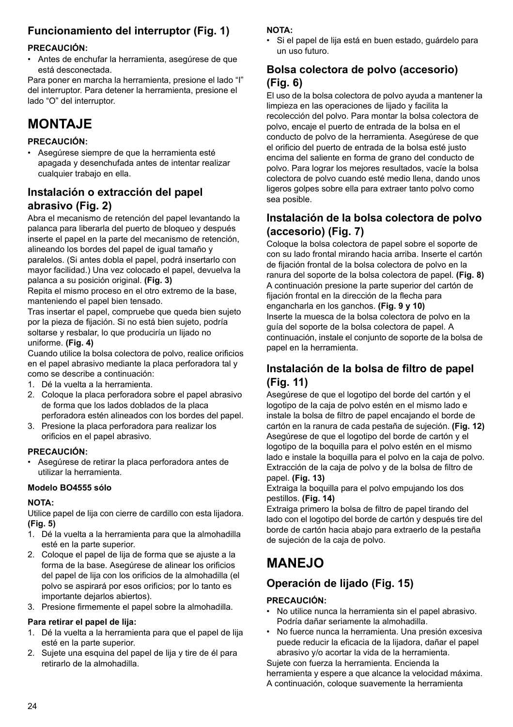### Funcionamiento del interruptor (Fig. 1)

**PRECAUCIÓN:**

- Antes de enchufar la herramienta, asegúrese de que está desconectada.

Para poner en marcha la herramienta, presione el lado “I” del interruptor. Para detener la herramienta, presione el lado “O” del interruptor.

# MONTAJE

**PRECAUCIÓN:**

- Asegúrese siempre de que la herramienta esté apagada y desenchufada antes de intentar realizar cualquier trabajo en ella.

### Instalación o extracción del papel abrasivo (Fig. 2)

Abra el mecanismo de retención del papel levantando la palanca para liberarla del puerto de bloqueo y después inserte el papel en la parte del mecanismo de retención, alineando los bordes del papel de igual tamaño y paralelos. (Si antes dobla el papel, podrá insertarlo con mayor facilidad.) Una vez colocado el papel, devuelva la palanca a su posición original. **(Fig. 3)**

Repita el mismo proceso en el otro extremo de la base, manteniendo el papel bien tensado.

Tras insertar el papel, compruebe que queda bien sujeto por la pieza de fijación. Si no está bien sujeto, podría soltarse y resbalar, lo que produciría un lijado no uniforme. **(Fig. 4)**

Cuando utilice la bolsa colectora de polvo, realice orificios en el papel abrasivo mediante la placa perforadora tal y como se describe a continuación:

1. Dé la vuelta a la herramienta.
2. Coloque la placa perforadora sobre el papel abrasivo de forma que los lados doblados de la placa perforadora estén alineados con los bordes del papel.
3. Presione la placa perforadora para realizar los orificios en el papel abrasivo.

**PRECAUCIÓN:**

- Asegúrese de retirar la placa perforadora antes de utilizar la herramienta.

**Modelo BO4555 sólo**

**NOTA:**

Utilice papel de lija con cierre de cardillo con esta lijadora. **(Fig. 5)**

1. Dé la vuelta a la herramienta para que la almohadilla esté en la parte superior.
2. Coloque el papel de lija de forma que se ajuste a la forma de la base. Asegúrese de alinear los orificios del papel de lija con los orificios de la almohadilla (el polvo se aspirará por esos orificios; por lo tanto es importante dejarlos abiertos).
3. Presione firmemente el papel sobre la almohadilla.

**Para retirar el papel de lija:**

1. Dé la vuelta a la herramienta para que el papel de lija esté en la parte superior.
2. Sujete una esquina del papel de lija y tire de él para retirarlo de la almohadilla.

**NOTA:**

- Si el papel de lija está en buen estado, guárdelo para un uso futuro.

### Bolsa colectora de polvo (accesorio) (Fig. 6)

El uso de la bolsa colectora de polvo ayuda a mantener la limpieza en las operaciones de lijado y facilita la recolección del polvo. Para montar la bolsa colectora de polvo, encaje el puerto de entrada de la bolsa en el conducto de polvo de la herramienta. Asegúrese de que el orificio del puerto de entrada de la bolsa esté justo encima del saliente en forma de grano del conducto de polvo. Para lograr los mejores resultados, vacíe la bolsa colectora de polvo cuando esté medio llena, dando unos ligeros golpes sobre ella para extraer tanto polvo como sea posible.

### Instalación de la bolsa colectora de polvo (accesorio) (Fig. 7)

Coloque la bolsa colectora de papel sobre el soporte de con su lado frontal mirando hacia arriba. Inserte el cartón de fijación frontal de la bolsa colectora de polvo en la ranura del soporte de la bolsa colectora de papel. **(Fig. 8)**

A continuación presione la parte superior del cartón de fijación frontal en la dirección de la flecha para engancharla en los ganchos. **(Fig. 9 y 10)**

Inserte la muesca de la bolsa colectora de polvo en la guía del soporte de la bolsa colectora de papel. A continuación, instale el conjunto de soporte de la bolsa de papel en la herramienta.

### Instalación de la bolsa de filtro de papel (Fig. 11)

Asegúrese de que el logotipo del borde del cartón y el logotipo de la caja de polvo estén en el mismo lado e instale la bolsa de filtro de papel encajando el borde de cartón en la ranura de cada pestaña de sujeción. **(Fig. 12)**

Asegúrese de que el logotipo del borde de cartón y el logotipo de la boquilla para el polvo estén en el mismo lado e instale la boquilla para el polvo en la caja de polvo.

Extracción de la caja de polvo y de la bolsa de filtro de papel. **(Fig. 13)**

Extraiga la boquilla para el polvo empujando los dos pestillos. **(Fig. 14)**

Extraiga primero la bolsa de filtro de papel tirando del lado con el logotipo del borde de cartón y después tire del borde de cartón hacia abajo para extraerlo de la pestaña de sujeción de la caja de polvo.

# MANEJO

### Operación de lijado (Fig. 15)

**PRECAUCIÓN:**

- No utilice nunca la herramienta sin el papel abrasivo. Podría dañar seriamente la almohadilla.
- No fuerce nunca la herramienta. Una presión excesiva puede reducir la eficacia de la lijadora, dañar el papel abrasivo y/o acortar la vida de la herramienta.

Sujete con fuerza la herramienta. Encienda la herramienta y espere a que alcance la velocidad máxima. A continuación, coloque suavemente la herramienta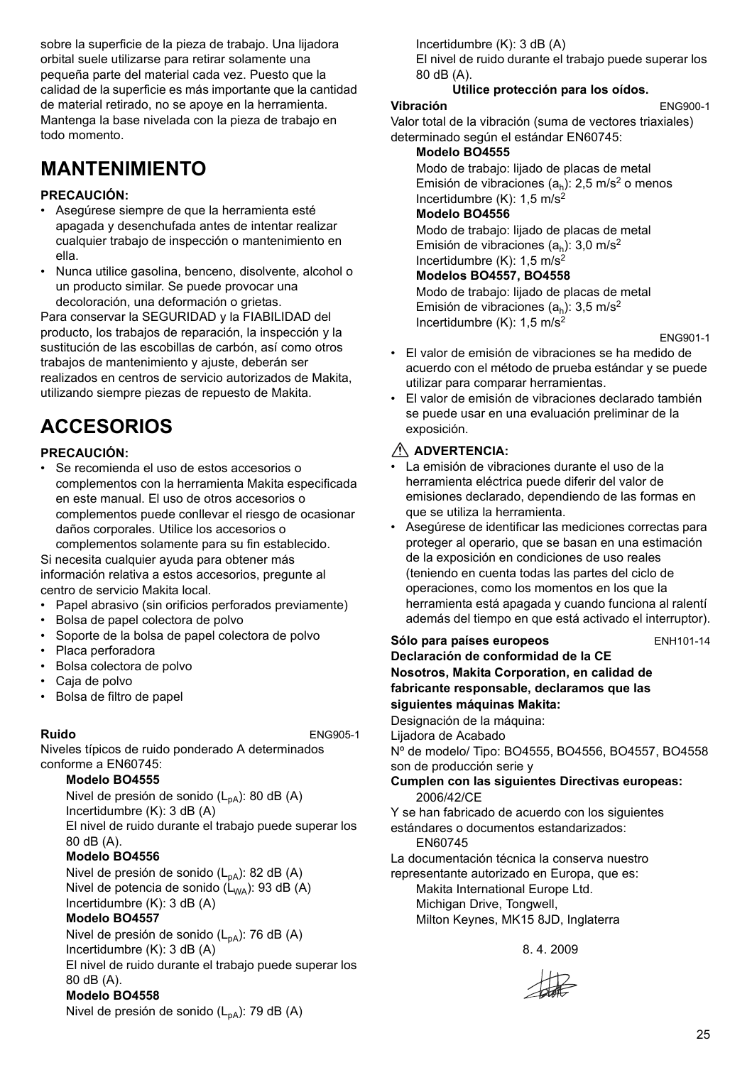sobre la superficie de la pieza de trabajo. Una lijadora orbital suele utilizarse para retirar solamente una pequeña parte del material cada vez. Puesto que la calidad de la superficie es más importante que la cantidad de material retirado, no se apoye en la herramienta. Mantenga la base nivelada con la pieza de trabajo en todo momento.

# MANTENIMIENTO

**PRECAUCIÓN:**

- Asegúrese siempre de que la herramienta esté apagada y desenchufada antes de intentar realizar cualquier trabajo de inspección o mantenimiento en ella.
- Nunca utilice gasolina, benceno, disolvente, alcohol o un producto similar. Se puede provocar una decoloración, una deformación o grietas.

Para conservar la SEGURIDAD y la FIABILIDAD del producto, los trabajos de reparación, la inspección y la sustitución de las escobillas de carbón, así como otros trabajos de mantenimiento y ajuste, deberán ser realizados en centros de servicio autorizados de Makita, utilizando siempre piezas de repuesto de Makita.

# ACCESORIOS

**PRECAUCIÓN:**

- Se recomienda el uso de estos accesorios o complementos con la herramienta Makita especificada en este manual. El uso de otros accesorios o complementos puede conllevar el riesgo de ocasionar daños corporales. Utilice los accesorios o complementos solamente para su fin establecido.

Si necesita cualquier ayuda para obtener más información relativa a estos accesorios, pregunte al centro de servicio Makita local.

- Papel abrasivo (sin orificios perforados previamente)
- Bolsa de papel colectora de polvo
- Soporte de la bolsa de papel colectora de polvo
- Placa perforadora
- Bolsa colectora de polvo
- Caja de polvo
- Bolsa de filtro de papel

**Ruido** ENG905-1

Niveles típicos de ruido ponderado A determinados conforme a EN60745:

**Modelo BO4555**

Nivel de presión de sonido ($L_{pA}$): 80 dB (A)
Incertidumbre (K): 3 dB (A)
El nivel de ruido durante el trabajo puede superar los 80 dB (A).

**Modelo BO4556**

Nivel de presión de sonido ($L_{pA}$): 82 dB (A)
Nivel de potencia de sonido ($L_{WA}$): 93 dB (A)
Incertidumbre (K): 3 dB (A)

**Modelo BO4557**

Nivel de presión de sonido ($L_{pA}$): 76 dB (A)
Incertidumbre (K): 3 dB (A)
El nivel de ruido durante el trabajo puede superar los 80 dB (A).

**Modelo BO4558**

Nivel de presión de sonido ($L_{pA}$): 79 dB (A)
Incertidumbre (K): 3 dB (A)
El nivel de ruido durante el trabajo puede superar los 80 dB (A).

**Utilice protección para los oídos.**

**Vibración** ENG900-1

Valor total de la vibración (suma de vectores triaxiales) determinado según el estándar EN60745:

**Modelo BO4555**

Modo de trabajo: lijado de placas de metal
Emisión de vibraciones ($a_h$): 2,5 m/s$^2$ o menos
Incertidumbre (K): 1,5 m/s$^2$

**Modelo BO4556**

Modo de trabajo: lijado de placas de metal
Emisión de vibraciones ($a_h$): 3,0 m/s$^2$
Incertidumbre (K): 1,5 m/s$^2$

**Modelos BO4557, BO4558**

Modo de trabajo: lijado de placas de metal
Emisión de vibraciones ($a_h$): 3,5 m/s$^2$
Incertidumbre (K): 1,5 m/s$^2$

ENG901-1

- El valor de emisión de vibraciones se ha medido de acuerdo con el método de prueba estándar y se puede utilizar para comparar herramientas.
- El valor de emisión de vibraciones declarado también se puede usar en una evaluación preliminar de la exposición.

**⚠ ADVERTENCIA:**

- La emisión de vibraciones durante el uso de la herramienta eléctrica puede diferir del valor de emisiones declarado, dependiendo de las formas en que se utiliza la herramienta.
- Asegúrese de identificar las mediciones correctas para proteger al operario, que se basan en una estimación de la exposición en condiciones de uso reales (teniendo en cuenta todas las partes del ciclo de operaciones, como los momentos en los que la herramienta está apagada y cuando funciona al ralentí además del tiempo en que está activado el interruptor).

**Sólo para países europeos** ENH101-14

**Declaración de conformidad de la CE**

**Nosotros, Makita Corporation, en calidad de fabricante responsable, declaramos que las siguientes máquinas Makita:**

Designación de la máquina:
Lijadora de Acabado
Nº de modelo/ Tipo: BO4555, BO4556, BO4557, BO4558
son de producción serie y

**Cumplen con las siguientes Directivas europeas:**

2006/42/CE

Y se han fabricado de acuerdo con los siguientes estándares o documentos estandarizados:

EN60745

La documentación técnica la conserva nuestro representante autorizado en Europa, que es:

Makita International Europe Ltd.
Michigan Drive, Tongwell,
Milton Keynes, MK15 8JD, Inglaterra

8. 4. 2009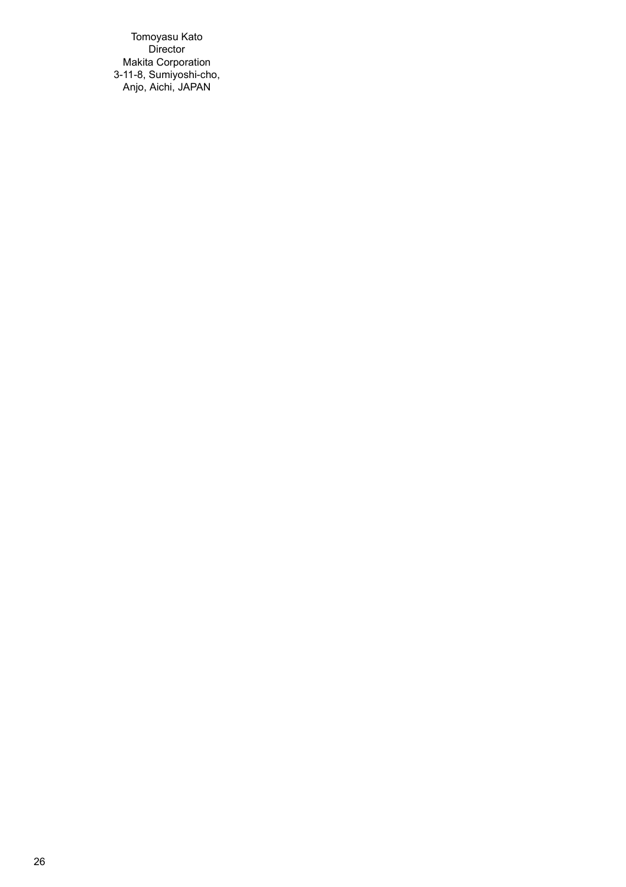Tomoyasu Kato
Director
Makita Corporation
3-11-8, Sumiyoshi-cho,
Anjo, Aichi, JAPAN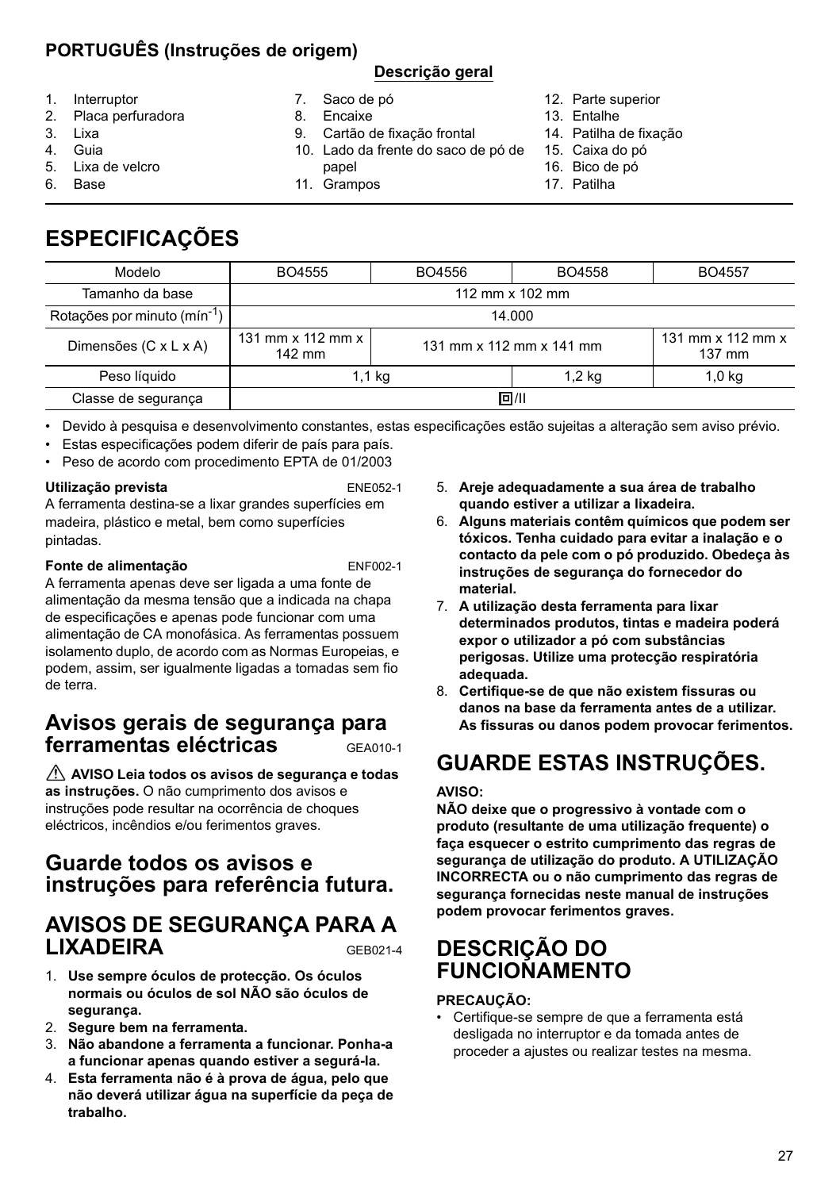**PORTUGUÊS (Instruções de origem)**

**Descrição geral**

1. Interruptor
2. Placa perfuradora
3. Lixa
4. Guia
5. Lixa de velcro
6. Base
7. Saco de pó
8. Encaixe
9. Cartão de fixação frontal
10. Lado da frente do saco de pó de papel
11. Grampos
12. Parte superior
13. Entalhe
14. Patilha de fixação
15. Caixa do pó
16. Bico de pó
17. Patilha

# ESPECIFICAÇÕES

| Modelo | BO4555 | BO4556 | BO4558 | BO4557 |
|---|---|---|---|---|
| Tamanho da base | 112 mm x 102 mm | | | |
| Rotações por minuto ($min^{-1}$) | 14.000 | | | |
| Dimensões (C x L x A) | 131 mm x 112 mm x 142 mm | 131 mm x 112 mm x 141 mm | | 131 mm x 112 mm x 137 mm |
| Peso líquido | 1,1 kg | | 1,2 kg | 1,0 kg |
| Classe de segurança | ⧈/II | | | |

- Devido à pesquisa e desenvolvimento constantes, estas especificações estão sujeitas a alteração sem aviso prévio.
- Estas especificações podem diferir de país para país.
- Peso de acordo com procedimento EPTA de 01/2003

**Utilização prevista** ENE052-1

A ferramenta destina-se a lixar grandes superfícies em madeira, plástico e metal, bem como superfícies pintadas.

**Fonte de alimentação** ENF002-1

A ferramenta apenas deve ser ligada a uma fonte de alimentação da mesma tensão que a indicada na chapa de especificações e apenas pode funcionar com uma alimentação de CA monofásica. As ferramentas possuem isolamento duplo, de acordo com as Normas Europeias, e podem, assim, ser igualmente ligadas a tomadas sem fio de terra.

## Avisos gerais de segurança para ferramentas eléctricas GEA010-1

⚠ **AVISO Leia todos os avisos de segurança e todas as instruções.** O não cumprimento dos avisos e instruções pode resultar na ocorrência de choques eléctricos, incêndios e/ou ferimentos graves.

## Guarde todos os avisos e instruções para referência futura.

## AVISOS DE SEGURANÇA PARA A LIXADEIRA GEB021-4

1. **Use sempre óculos de protecção. Os óculos normais ou óculos de sol NÃO são óculos de segurança.**
2. **Segure bem na ferramenta.**
3. **Não abandone a ferramenta a funcionar. Ponha-a a funcionar apenas quando estiver a segurá-la.**
4. **Esta ferramenta não é à prova de água, pelo que não deverá utilizar água na superfície da peça de trabalho.**
5. **Areje adequadamente a sua área de trabalho quando estiver a utilizar a lixadeira.**
6. **Alguns materiais contêm químicos que podem ser tóxicos. Tenha cuidado para evitar a inalação e o contacto da pele com o pó produzido. Obedeça às instruções de segurança do fornecedor do material.**
7. **A utilização desta ferramenta para lixar determinados produtos, tintas e madeira poderá expor o utilizador a pó com substâncias perigosas. Utilize uma protecção respiratória adequada.**
8. **Certifique-se de que não existem fissuras ou danos na base da ferramenta antes de a utilizar. As fissuras ou danos podem provocar ferimentos.**

# GUARDE ESTAS INSTRUÇÕES.

**AVISO:**

**NÃO deixe que o progressivo à vontade com o produto (resultante de uma utilização frequente) o faça esquecer o estrito cumprimento das regras de segurança de utilização do produto. A UTILIZAÇÃO INCORRECTA ou o não cumprimento das regras de segurança fornecidas neste manual de instruções podem provocar ferimentos graves.**

# DESCRIÇÃO DO FUNCIONAMENTO

**PRECAUÇÃO:**

- Certifique-se sempre de que a ferramenta está desligada no interruptor e da tomada antes de proceder a ajustes ou realizar testes na mesma.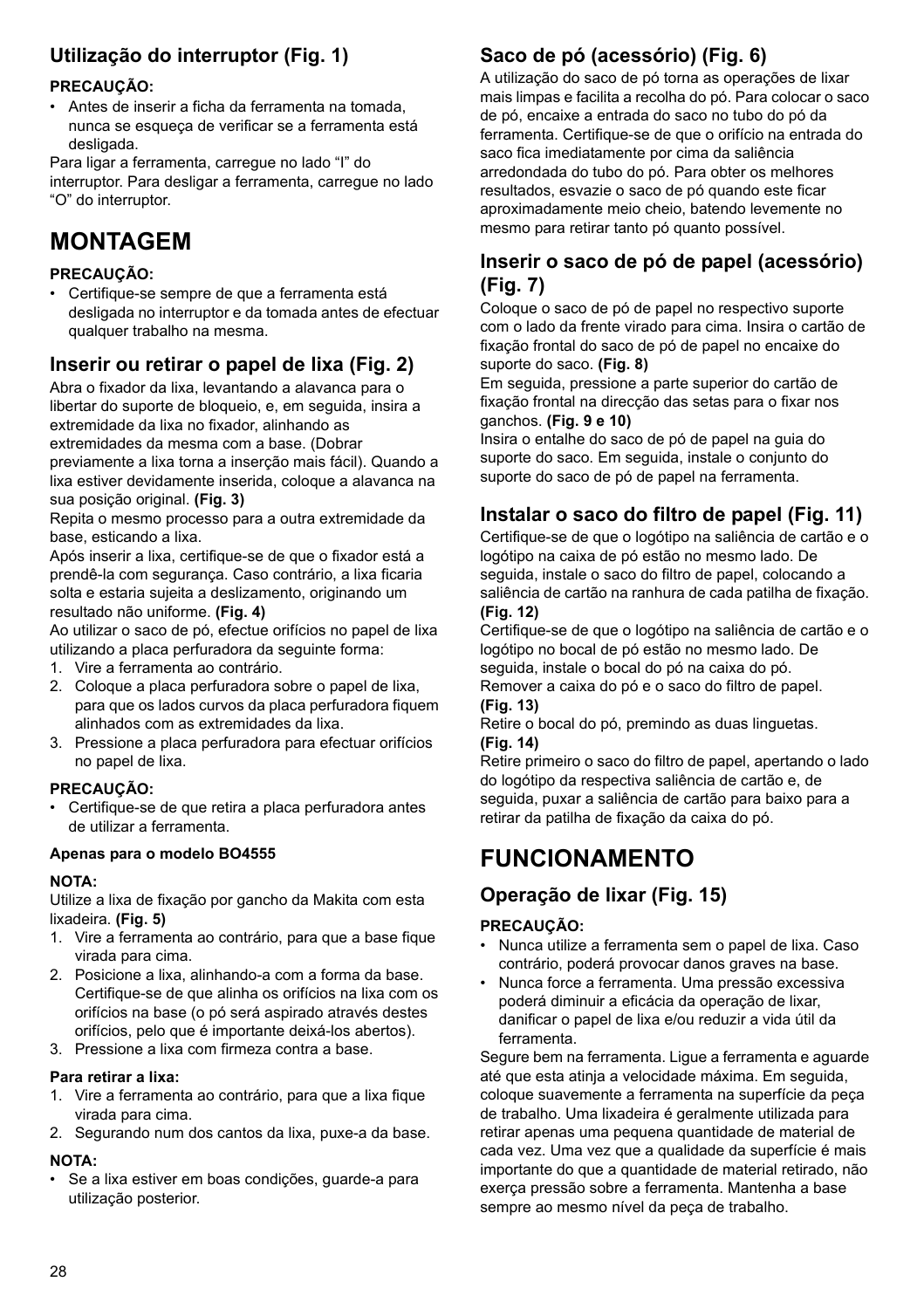### Utilização do interruptor (Fig. 1)

**PRECAUÇÃO:**

- Antes de inserir a ficha da ferramenta na tomada, nunca se esqueça de verificar se a ferramenta está desligada.

Para ligar a ferramenta, carregue no lado "I" do interruptor. Para desligar a ferramenta, carregue no lado "O" do interruptor.

# MONTAGEM

**PRECAUÇÃO:**

- Certifique-se sempre de que a ferramenta está desligada no interruptor e da tomada antes de efectuar qualquer trabalho na mesma.

### Inserir ou retirar o papel de lixa (Fig. 2)

Abra o fixador da lixa, levantando a alavanca para o libertar do suporte de bloqueio, e, em seguida, insira a extremidade da lixa no fixador, alinhando as extremidades da mesma com a base. (Dobrar previamente a lixa torna a inserção mais fácil). Quando a lixa estiver devidamente inserida, coloque a alavanca na sua posição original. **(Fig. 3)**

Repita o mesmo processo para a outra extremidade da base, esticando a lixa.

Após inserir a lixa, certifique-se de que o fixador está a prendê-la com segurança. Caso contrário, a lixa ficaria solta e estaria sujeita a deslizamento, originando um resultado não uniforme. **(Fig. 4)**

Ao utilizar o saco de pó, efectue orifícios no papel de lixa utilizando a placa perfuradora da seguinte forma:

1. Vire a ferramenta ao contrário.
2. Coloque a placa perfuradora sobre o papel de lixa, para que os lados curvos da placa perfuradora fiquem alinhados com as extremidades da lixa.
3. Pressione a placa perfuradora para efectuar orifícios no papel de lixa.

**PRECAUÇÃO:**

- Certifique-se de que retira a placa perfuradora antes de utilizar a ferramenta.

**Apenas para o modelo BO4555**

**NOTA:**

Utilize a lixa de fixação por gancho da Makita com esta lixadeira. **(Fig. 5)**

1. Vire a ferramenta ao contrário, para que a base fique virada para cima.
2. Posicione a lixa, alinhando-a com a forma da base. Certifique-se de que alinha os orifícios na lixa com os orifícios na base (o pó será aspirado através destes orifícios, pelo que é importante deixá-los abertos).
3. Pressione a lixa com firmeza contra a base.

**Para retirar a lixa:**

1. Vire a ferramenta ao contrário, para que a lixa fique virada para cima.
2. Segurando num dos cantos da lixa, puxe-a da base.

**NOTA:**

- Se a lixa estiver em boas condições, guarde-a para utilização posterior.

### Saco de pó (acessório) (Fig. 6)

A utilização do saco de pó torna as operações de lixar mais limpas e facilita a recolha do pó. Para colocar o saco de pó, encaixe a entrada do saco no tubo do pó da ferramenta. Certifique-se de que o orifício na entrada do saco fica imediatamente por cima da saliência arredondada do tubo do pó. Para obter os melhores resultados, esvazie o saco de pó quando este ficar aproximadamente meio cheio, batendo levemente no mesmo para retirar tanto pó quanto possível.

### Inserir o saco de pó de papel (acessório) (Fig. 7)

Coloque o saco de pó de papel no respectivo suporte com o lado da frente virado para cima. Insira o cartão de fixação frontal do saco de pó de papel no encaixe do suporte do saco. **(Fig. 8)**

Em seguida, pressione a parte superior do cartão de fixação frontal na direcção das setas para o fixar nos ganchos. **(Fig. 9 e 10)**

Insira o entalhe do saco de pó de papel na guia do suporte do saco. Em seguida, instale o conjunto do suporte do saco de pó de papel na ferramenta.

### Instalar o saco do filtro de papel (Fig. 11)

Certifique-se de que o logótipo na saliência de cartão e o logótipo na caixa de pó estão no mesmo lado. De seguida, instale o saco do filtro de papel, colocando a saliência de cartão na ranhura de cada patilha de fixação. **(Fig. 12)**

Certifique-se de que o logótipo na saliência de cartão e o logótipo no bocal de pó estão no mesmo lado. De seguida, instale o bocal do pó na caixa do pó.

Remover a caixa do pó e o saco do filtro de papel. **(Fig. 13)**

Retire o bocal do pó, premindo as duas linguetas. **(Fig. 14)**

Retire primeiro o saco do filtro de papel, apertando o lado do logótipo da respectiva saliência de cartão e, de seguida, puxar a saliência de cartão para baixo para a retirar da patilha de fixação da caixa do pó.

# FUNCIONAMENTO

### Operação de lixar (Fig. 15)

**PRECAUÇÃO:**

- Nunca utilize a ferramenta sem o papel de lixa. Caso contrário, poderá provocar danos graves na base.
- Nunca force a ferramenta. Uma pressão excessiva poderá diminuir a eficácia da operação de lixar, danificar o papel de lixa e/ou reduzir a vida útil da ferramenta.

Segure bem na ferramenta. Ligue a ferramenta e aguarde até que esta atinja a velocidade máxima. Em seguida, coloque suavemente a ferramenta na superfície da peça de trabalho. Uma lixadeira é geralmente utilizada para retirar apenas uma pequena quantidade de material de cada vez. Uma vez que a qualidade da superfície é mais importante do que a quantidade de material retirado, não exerça pressão sobre a ferramenta. Mantenha a base sempre ao mesmo nível da peça de trabalho.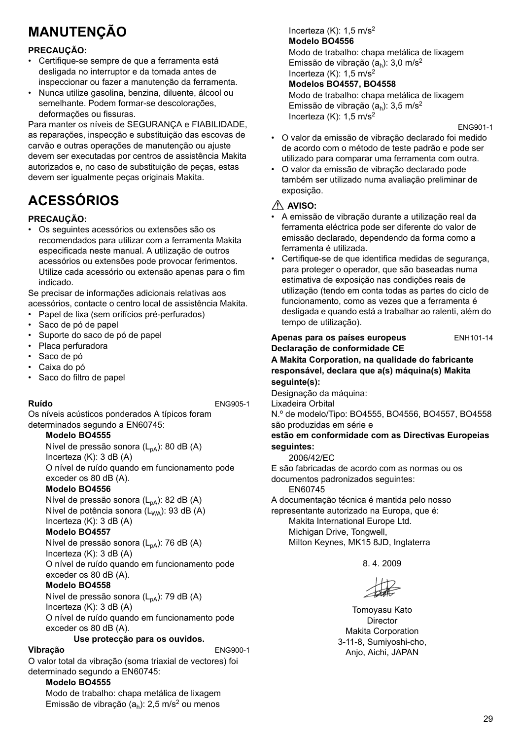# MANUTENÇÃO

**PRECAUÇÃO:**

- Certifique-se sempre de que a ferramenta está desligada no interruptor e da tomada antes de inspeccionar ou fazer a manutenção da ferramenta.
- Nunca utilize gasolina, benzina, diluente, álcool ou semelhante. Podem formar-se descolorações, deformações ou fissuras.

Para manter os níveis de SEGURANÇA e FIABILIDADE, as reparações, inspecção e substituição das escovas de carvão e outras operações de manutenção ou ajuste devem ser executadas por centros de assistência Makita autorizados e, no caso de substituição de peças, estas devem ser igualmente peças originais Makita.

# ACESSÓRIOS

**PRECAUÇÃO:**

- Os seguintes acessórios ou extensões são os recomendados para utilizar com a ferramenta Makita especificada neste manual. A utilização de outros acessórios ou extensões pode provocar ferimentos. Utilize cada acessório ou extensão apenas para o fim indicado.

Se precisar de informações adicionais relativas aos acessórios, contacte o centro local de assistência Makita.

- Papel de lixa (sem orifícios pré-perfurados)
- Saco de pó de papel
- Suporte do saco de pó de papel
- Placa perfuradora
- Saco de pó
- Caixa do pó
- Saco do filtro de papel

**Ruído** ENG905-1

Os níveis acústicos ponderados A típicos foram determinados segundo a EN60745:

**Modelo BO4555**
Nível de pressão sonora ($L_{pA}$): 80 dB (A)
Incerteza (K): 3 dB (A)
O nível de ruído quando em funcionamento pode exceder os 80 dB (A).

**Modelo BO4556**
Nível de pressão sonora ($L_{pA}$): 82 dB (A)
Nível de potência sonora ($L_{WA}$): 93 dB (A)
Incerteza (K): 3 dB (A)

**Modelo BO4557**
Nível de pressão sonora ($L_{pA}$): 76 dB (A)
Incerteza (K): 3 dB (A)
O nível de ruído quando em funcionamento pode exceder os 80 dB (A).

**Modelo BO4558**
Nível de pressão sonora ($L_{pA}$): 79 dB (A)
Incerteza (K): 3 dB (A)
O nível de ruído quando em funcionamento pode exceder os 80 dB (A).

**Use protecção para os ouvidos.**

**Vibração** ENG900-1

O valor total da vibração (soma triaxial de vectores) foi determinado segundo a EN60745:

**Modelo BO4555**
Modo de trabalho: chapa metálica de lixagem
Emissão de vibração ($a_h$): 2,5 m/s$^2$ ou menos
Incerteza (K): 1,5 m/s$^2$

**Modelo BO4556**
Modo de trabalho: chapa metálica de lixagem
Emissão de vibração ($a_h$): 3,0 m/s$^2$
Incerteza (K): 1,5 m/s$^2$

**Modelos BO4557, BO4558**
Modo de trabalho: chapa metálica de lixagem
Emissão de vibração ($a_h$): 3,5 m/s$^2$
Incerteza (K): 1,5 m/s$^2$

ENG901-1

- O valor da emissão de vibração declarado foi medido de acordo com o método de teste padrão e pode ser utilizado para comparar uma ferramenta com outra.
- O valor da emissão de vibração declarado pode também ser utilizado numa avaliação preliminar de exposição.

**⚠ AVISO:**

- A emissão de vibração durante a utilização real da ferramenta eléctrica pode ser diferente do valor de emissão declarado, dependendo da forma como a ferramenta é utilizada.
- Certifique-se de que identifica medidas de segurança, para proteger o operador, que são baseadas numa estimativa de exposição nas condições reais de utilização (tendo em conta todas as partes do ciclo de funcionamento, como as vezes que a ferramenta é desligada e quando está a trabalhar ao ralenti, além do tempo de utilização).

**Apenas para os países europeus** ENH101-14
**Declaração de conformidade CE**

**A Makita Corporation, na qualidade do fabricante responsável, declara que a(s) máquina(s) Makita seguinte(s):**

Designação da máquina:
Lixadeira Orbital
N.º de modelo/Tipo: BO4555, BO4556, BO4557, BO4558
são produzidas em série e

**estão em conformidade com as Directivas Europeias seguintes:**

2006/42/EC

E são fabricadas de acordo com as normas ou os documentos padronizados seguintes:

EN60745

A documentação técnica é mantida pelo nosso representante autorizado na Europa, que é:

Makita International Europe Ltd.
Michigan Drive, Tongwell,
Milton Keynes, MK15 8JD, Inglaterra

8. 4. 2009

Tomoyasu Kato
Director
Makita Corporation
3-11-8, Sumiyoshi-cho,
Anjo, Aichi, JAPAN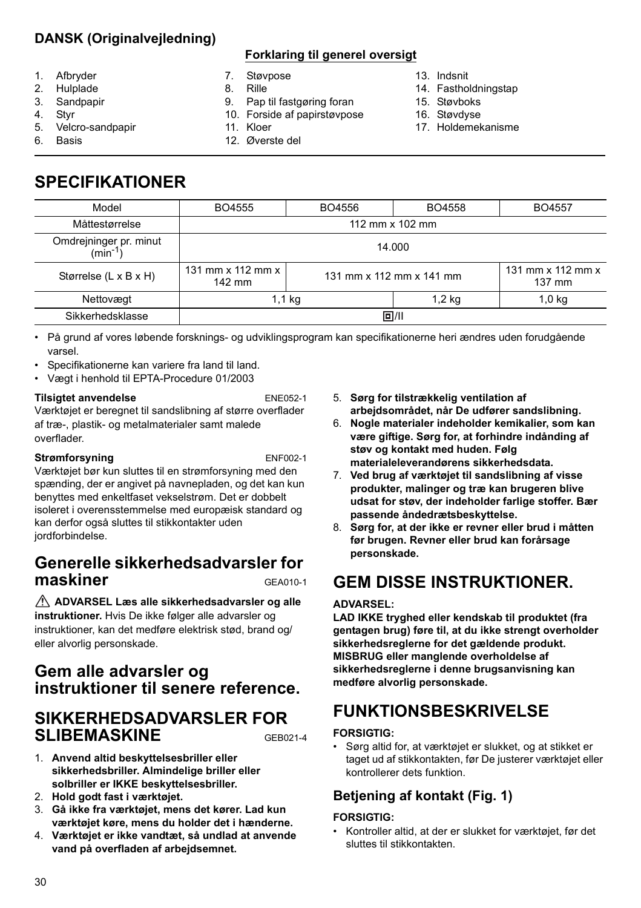## DANSK (Originalvejledning)

**Forklaring til generel oversigt**

1. Afbryder
2. Hulplade
3. Sandpapir
4. Styr
5. Velcro-sandpapir
6. Basis
7. Støvpose
8. Rille
9. Pap til fastgøring foran
10. Forside af papirstøvpose
11. Kloer
12. Øverste del
13. Indsnit
14. Fastholdningstap
15. Støvboks
16. Støvdyse
17. Holdemekanisme

# SPECIFIKATIONER

| Model | BO4555 | BO4556 | BO4558 | BO4557 |
|---|---|---|---|---|
| Måttestørrelse | 112 mm x 102 mm | | | |
| Omdrejninger pr. minut ($min^{-1}$) | 14.000 | | | |
| Størrelse (L x B x H) | 131 mm x 112 mm x 142 mm | 131 mm x 112 mm x 141 mm | | 131 mm x 112 mm x 137 mm |
| Nettovægt | 1,1 kg | | 1,2 kg | 1,0 kg |
| Sikkerhedsklasse | ⧈/II | | | |

- På grund af vores løbende forsknings- og udviklingsprogram kan specifikationerne heri ændres uden forudgående varsel.
- Specifikationerne kan variere fra land til land.
- Vægt i henhold til EPTA-Procedure 01/2003

**Tilsigtet anvendelse** ENE052-1

Værktøjet er beregnet til sandslibning af større overflader af træ-, plastik- og metalmaterialer samt malede overflader.

**Strømforsyning** ENF002-1

Værktøjet bør kun sluttes til en strømforsyning med den spænding, der er angivet på navnepladen, og det kan kun benyttes med enkeltfaset vekselstrøm. Det er dobbelt isoleret i overensstemmelse med europæisk standard og kan derfor også sluttes til stikkontakter uden jordforbindelse.

## Generelle sikkerhedsadvarsler for maskiner GEA010-1

⚠ **ADVARSEL Læs alle sikkerhedsadvarsler og alle instruktioner.** Hvis De ikke følger alle advarsler og instruktioner, kan det medføre elektrisk stød, brand og/ eller alvorlig personskade.

## Gem alle advarsler og instruktioner til senere reference.

## SIKKERHEDSADVARSLER FOR SLIBEMASKINE GEB021-4

1. **Anvend altid beskyttelsesbriller eller sikkerhedsbriller. Almindelige briller eller solbriller er IKKE beskyttelsesbriller.**
2. **Hold godt fast i værktøjet.**
3. **Gå ikke fra værktøjet, mens det kører. Lad kun værktøjet køre, mens du holder det i hænderne.**
4. **Værktøjet er ikke vandtæt, så undlad at anvende vand på overfladen af arbejdsemnet.**
5. **Sørg for tilstrækkelig ventilation af arbejdsområdet, når De udfører sandslibning.**
6. **Nogle materialer indeholder kemikalier, som kan være giftige. Sørg for, at forhindre indånding af støv og kontakt med huden. Følg materialeleverandørens sikkerhedsdata.**
7. **Ved brug af værktøjet til sandslibning af visse produkter, malinger og træ kan brugeren blive udsat for støv, der indeholder farlige stoffer. Bær passende åndedrætsbeskyttelse.**
8. **Sørg for, at der ikke er revner eller brud i måtten før brugen. Revner eller brud kan forårsage personskade.**

# GEM DISSE INSTRUKTIONER.

**ADVARSEL:**

**LAD IKKE tryghed eller kendskab til produktet (fra gentagen brug) føre til, at du ikke strengt overholder sikkerhedsreglerne for det gældende produkt. MISBRUG eller manglende overholdelse af sikkerhedsreglerne i denne brugsanvisning kan medføre alvorlig personskade.**

# FUNKTIONSBESKRIVELSE

**FORSIGTIG:**

- Sørg altid for, at værktøjet er slukket, og at stikket er taget ud af stikkontakten, før De justerer værktøjet eller kontrollerer dets funktion.

### Betjening af kontakt (Fig. 1)

**FORSIGTIG:**

- Kontroller altid, at der er slukket for værktøjet, før det sluttes til stikkontakten.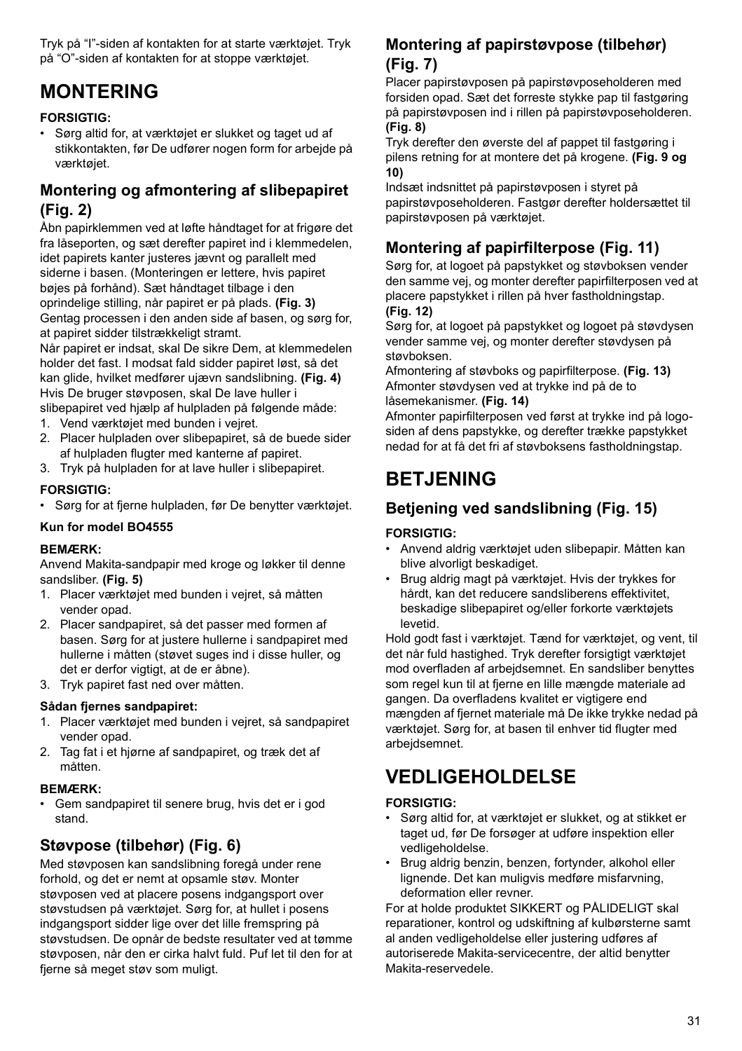Tryk på "I"-siden af kontakten for at starte værktøjet. Tryk på "O"-siden af kontakten for at stoppe værktøjet.

# MONTERING

**FORSIGTIG:**

- Sørg altid for, at værktøjet er slukket og taget ud af stikkontakten, før De udfører nogen form for arbejde på værktøjet.

## Montering og afmontering af slibepapiret (Fig. 2)

Åbn papirklemmen ved at løfte håndtaget for at frigøre det fra låseporten, og sæt derefter papiret ind i klemmedelen, idet papirets kanter justeres jævnt og parallelt med siderne i basen. (Monteringen er lettere, hvis papiret bøjes på forhånd). Sæt håndtaget tilbage i den oprindelige stilling, når papiret er på plads. **(Fig. 3)**
Gentag processen i den anden side af basen, og sørg for, at papiret sidder tilstrækkeligt stramt.
Når papiret er indsat, skal De sikre Dem, at klemmedelen holder det fast. I modsat fald sidder papiret løst, så det kan glide, hvilket medfører ujævn sandslibning. **(Fig. 4)**
Hvis De bruger støvposen, skal De lave huller i slibepapiret ved hjælp af hulpladen på følgende måde:

1. Vend værktøjet med bunden i vejret.
2. Placer hulpladen over slibepapiret, så de buede sider af hulpladen flugter med kanterne af papiret.
3. Tryk på hulpladen for at lave huller i slibepapiret.

**FORSIGTIG:**

- Sørg for at fjerne hulpladen, før De benytter værktøjet.

**Kun for model BO4555**

**BEMÆRK:**

Anvend Makita-sandpapir med kroge og løkker til denne sandsliber. **(Fig. 5)**

1. Placer værktøjet med bunden i vejret, så måtten vender opad.
2. Placer sandpapiret, så det passer med formen af basen. Sørg for at justere hullerne i sandpapiret med hullerne i måtten (støvet suges ind i disse huller, og det er derfor vigtigt, at de er åbne).
3. Tryk papiret fast ned over måtten.

**Sådan fjernes sandpapiret:**

1. Placer værktøjet med bunden i vejret, så sandpapiret vender opad.
2. Tag fat i et hjørne af sandpapiret, og træk det af måtten.

**BEMÆRK:**

- Gem sandpapiret til senere brug, hvis det er i god stand.

## Støvpose (tilbehør) (Fig. 6)

Med støvposen kan sandslibning foregå under rene forhold, og det er nemt at opsamle støv. Monter støvposen ved at placere posens indgangsport over støvstudsen på værktøjet. Sørg for, at hullet i posens indgangsport sidder lige over det lille fremspring på støvstudsen. De opnår de bedste resultater ved at tømme støvposen, når den er cirka halvt fuld. Puf let til den for at fjerne så meget støv som muligt.

## Montering af papirstøvpose (tilbehør) (Fig. 7)

Placer papirstøvposen på papirstøvposeholderen med forsiden opad. Sæt det forreste stykke pap til fastgøring på papirstøvposen ind i rillen på papirstøvposeholderen. **(Fig. 8)**
Tryk derefter den øverste del af pappet til fastgøring i pilens retning for at montere det på krogene. **(Fig. 9 og 10)**
Indsæt indsnittet på papirstøvposen i styret på papirstøvposeholderen. Fastgør derefter holdersættet til papirstøvposen på værktøjet.

## Montering af papirfilterpose (Fig. 11)

Sørg for, at logoet på papstykket og støvboksen vender den samme vej, og monter derefter papirfilterposen ved at placere papstykket i rillen på hver fastholdningstap. **(Fig. 12)**
Sørg for, at logoet på papstykket og logoet på støvdysen vender samme vej, og monter derefter støvdysen på støvboksen.
Afmontering af støvboks og papirfilterpose. **(Fig. 13)**
Afmonter støvdysen ved at trykke ind på de to låsemekanismer. **(Fig. 14)**
Afmonter papirfilterposen ved først at trykke ind på logo-siden af dens papstykke, og derefter trække papstykket nedad for at få det fri af støvboksens fastholdningstap.

# BETJENING

## Betjening ved sandslibning (Fig. 15)

**FORSIGTIG:**

- Anvend aldrig værktøjet uden slibepapir. Måtten kan blive alvorligt beskadiget.
- Brug aldrig magt på værktøjet. Hvis der trykkes for hårdt, kan det reducere sandsliberens effektivitet, beskadige slibepapiret og/eller forkorte værktøjets levetid.

Hold godt fast i værktøjet. Tænd for værktøjet, og vent, til det når fuld hastighed. Tryk derefter forsigtigt værktøjet mod overfladen af arbejdsemnet. En sandsliber benyttes som regel kun til at fjerne en lille mængde materiale ad gangen. Da overfladens kvalitet er vigtigere end mængden af fjernet materiale må De ikke trykke nedad på værktøjet. Sørg for, at basen til enhver tid flugter med arbejdsemnet.

# VEDLIGEHOLDELSE

**FORSIGTIG:**

- Sørg altid for, at værktøjet er slukket, og at stikket er taget ud, før De forsøger at udføre inspektion eller vedligeholdelse.
- Brug aldrig benzin, benzen, fortynder, alkohol eller lignende. Det kan muligvis medføre misfarvning, deformation eller revner.

For at holde produktet SIKKERT og PÅLIDELIGT skal reparationer, kontrol og udskiftning af kulbørsterne samt al anden vedligeholdelse eller justering udføres af autoriserede Makita-servicecentre, der altid benytter Makita-reservedele.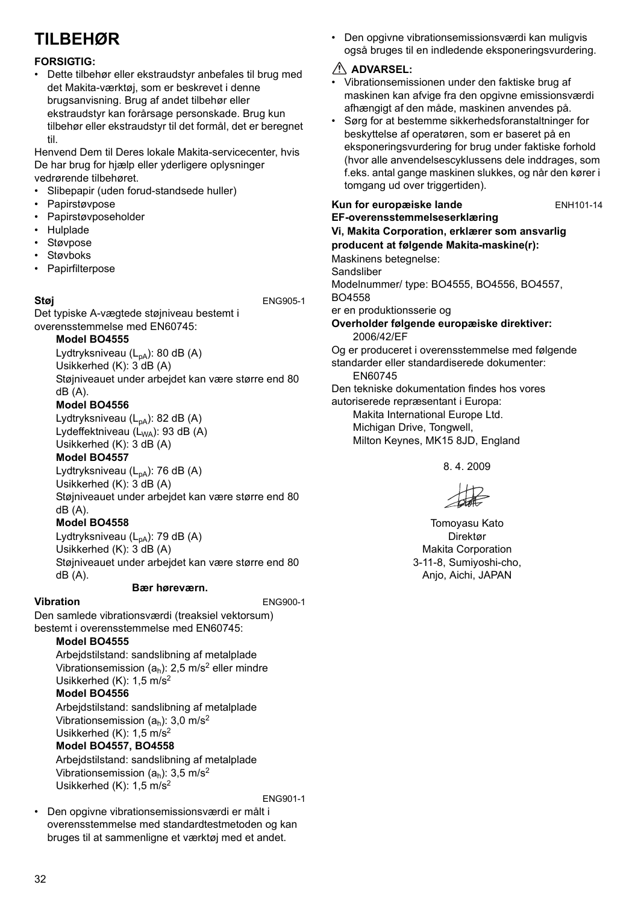# TILBEHØR

**FORSIGTIG:**

- Dette tilbehør eller ekstraudstyr anbefales til brug med det Makita-værktøj, som er beskrevet i denne brugsanvisning. Brug af andet tilbehør eller ekstraudstyr kan forårsage personskade. Brug kun tilbehør eller ekstraudstyr til det formål, det er beregnet til.

Henvend Dem til Deres lokale Makita-servicecenter, hvis De har brug for hjælp eller yderligere oplysninger vedrørende tilbehøret.

- Slibepapir (uden forud-standsede huller)
- Papirstøvpose
- Papirstøvposeholder
- Hulplade
- Støvpose
- Støvboks
- Papirfilterpose

**Støj** ENG905-1

Det typiske A-vægtede støjniveau bestemt i overensstemmelse med EN60745:

**Model BO4555**

Lydtryksniveau ($L_{pA}$): 80 dB (A)
Usikkerhed (K): 3 dB (A)
Støjniveauet under arbejdet kan være større end 80 dB (A).

**Model BO4556**

Lydtryksniveau ($L_{pA}$): 82 dB (A)
Lydeffektniveau ($L_{WA}$): 93 dB (A)
Usikkerhed (K): 3 dB (A)

**Model BO4557**

Lydtryksniveau ($L_{pA}$): 76 dB (A)
Usikkerhed (K): 3 dB (A)
Støjniveauet under arbejdet kan være større end 80 dB (A).

**Model BO4558**

Lydtryksniveau ($L_{pA}$): 79 dB (A)
Usikkerhed (K): 3 dB (A)
Støjniveauet under arbejdet kan være større end 80 dB (A).

**Bær høreværn.**

**Vibration** ENG900-1

Den samlede vibrationsværdi (treaksiel vektorsum) bestemt i overensstemmelse med EN60745:

**Model BO4555**

Arbejdstilstand: sandslibning af metalplade
Vibrationsemission ($a_h$): 2,5 m/s$^2$ eller mindre
Usikkerhed (K): 1,5 m/s$^2$

**Model BO4556**

Arbejdstilstand: sandslibning af metalplade
Vibrationsemission ($a_h$): 3,0 m/s$^2$
Usikkerhed (K): 1,5 m/s$^2$

**Model BO4557, BO4558**

Arbejdstilstand: sandslibning af metalplade
Vibrationsemission ($a_h$): 3,5 m/s$^2$
Usikkerhed (K): 1,5 m/s$^2$

ENG901-1

- Den opgivne vibrationsemissionsværdi er målt i overensstemmelse med standardtestmetoden og kan bruges til at sammenligne et værktøj med et andet.
- Den opgivne vibrationsemissionsværdi kan muligvis også bruges til en indledende eksponeringsvurdering.

**⚠ ADVARSEL:**

- Vibrationsemissionen under den faktiske brug af maskinen kan afvige fra den opgivne emissionsværdi afhængigt af den måde, maskinen anvendes på.
- Sørg for at bestemme sikkerhedsforanstaltninger for beskyttelse af operatøren, som er baseret på en eksponeringsvurdering for brug under faktiske forhold (hvor alle anvendelsescyklussens dele inddrages, som f.eks. antal gange maskinen slukkes, og når den kører i tomgang ud over triggertiden).

**Kun for europæiske lande** ENH101-14

**EF-overensstemmelseserklæring**

**Vi, Makita Corporation, erklærer som ansvarlig producent at følgende Makita-maskine(r):**

Maskinens betegnelse:
Sandsliber
Modelnummer/ type: BO4555, BO4556, BO4557, BO4558
er en produktionsserie og

**Overholder følgende europæiske direktiver:**

2006/42/EF

Og er produceret i overensstemmelse med følgende standarder eller standardiserede dokumenter:

EN60745

Den tekniske dokumentation findes hos vores autoriserede repræsentant i Europa:

Makita International Europe Ltd.
Michigan Drive, Tongwell,
Milton Keynes, MK15 8JD, England

8. 4. 2009

Tomoyasu Kato
Direktør
Makita Corporation
3-11-8, Sumiyoshi-cho,
Anjo, Aichi, JAPAN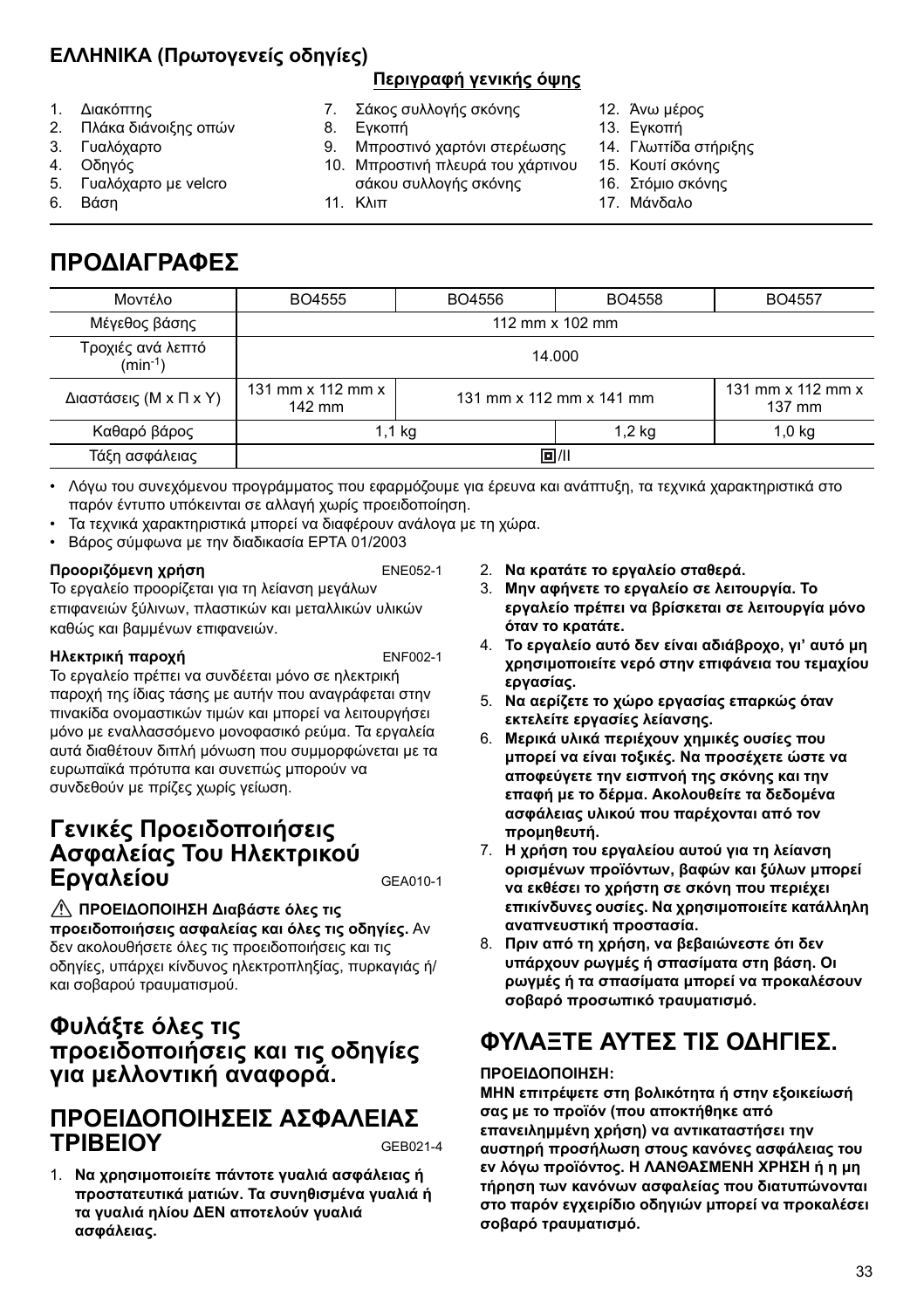**ΕΛΛΗΝΙΚΑ (Πρωτογενείς οδηγίες)**

**Περιγραφή γενικής όψης**

1. Διακόπτης
2. Πλάκα διάνοιξης οπών
3. Γυαλόχαρτο
4. Οδηγός
5. Γυαλόχαρτο με velcro
6. Βάση
7. Σάκος συλλογής σκόνης
8. Εγκοπή
9. Μπροστινό χαρτόνι στερέωσης
10. Μπροστινή πλευρά του χάρτινου σάκου συλλογής σκόνης
11. Κλιπ
12. Άνω μέρος
13. Εγκοπή
14. Γλωττίδα στήριξης
15. Κουτί σκόνης
16. Στόμιο σκόνης
17. Μάνδαλο

# ΠΡΟΔΙΑΓΡΑΦΕΣ

| Μοντέλο | BO4555 | BO4556 | BO4558 | BO4557 |
|---|---|---|---|---|
| Μέγεθος βάσης | 112 mm x 102 mm | | | |
| Τροχιές ανά λεπτό ($min^{-1}$) | 14.000 | | | |
| Διαστάσεις (Μ x Π x Υ) | 131 mm x 112 mm x 142 mm | 131 mm x 112 mm x 141 mm | | 131 mm x 112 mm x 137 mm |
| Καθαρό βάρος | 1,1 kg | | 1,2 kg | 1,0 kg |
| Τάξη ασφάλειας | ⧈/II | | | |

- Λόγω του συνεχόμενου προγράμματος που εφαρμόζουμε για έρευνα και ανάπτυξη, τα τεχνικά χαρακτηριστικά στο παρόν έντυπο υπόκεινται σε αλλαγή χωρίς προειδοποίηση.
- Τα τεχνικά χαρακτηριστικά μπορεί να διαφέρουν ανάλογα με τη χώρα.
- Βάρος σύμφωνα με την διαδικασία EPTA 01/2003

**Προοριζόμενη χρήση** ENE052-1

Το εργαλείο προορίζεται για τη λείανση μεγάλων επιφανειών ξύλινων, πλαστικών και μεταλλικών υλικών καθώς και βαμμένων επιφανειών.

**Ηλεκτρική παροχή** ENF002-1

Το εργαλείο πρέπει να συνδέεται μόνο σε ηλεκτρική παροχή της ίδιας τάσης με αυτήν που αναγράφεται στην πινακίδα ονομαστικών τιμών και μπορεί να λειτουργήσει μόνο με εναλλασσόμενο μονοφασικό ρεύμα. Τα εργαλεία αυτά διαθέτουν διπλή μόνωση που συμμορφώνεται με τα ευρωπαϊκά πρότυπα και συνεπώς μπορούν να συνδεθούν με πρίζες χωρίς γείωση.

## Γενικές Προειδοποιήσεις Ασφαλείας Του Ηλεκτρικού Εργαλείου

GEA010-1

⚠ **ΠΡΟΕΙΔΟΠΟΙΗΣΗ Διαβάστε όλες τις προειδοποιήσεις ασφαλείας και όλες τις οδηγίες.** Αν δεν ακολουθήσετε όλες τις προειδοποιήσεις και τις οδηγίες, υπάρχει κίνδυνος ηλεκτροπληξίας, πυρκαγιάς ή/ και σοβαρού τραυματισμού.

## Φυλάξτε όλες τις προειδοποιήσεις και τις οδηγίες για μελλοντική αναφορά.

## ΠΡΟΕΙΔΟΠΟΙΗΣΕΙΣ ΑΣΦΑΛΕΙΑΣ ΤΡΙΒΕΙΟΥ

GEB021-4

1. **Να χρησιμοποιείτε πάντοτε γυαλιά ασφάλειας ή προστατευτικά ματιών. Τα συνηθισμένα γυαλιά ή τα γυαλιά ηλίου ΔΕΝ αποτελούν γυαλιά ασφάλειας.**
2. **Να κρατάτε το εργαλείο σταθερά.**
3. **Μην αφήνετε το εργαλείο σε λειτουργία. Το εργαλείο πρέπει να βρίσκεται σε λειτουργία μόνο όταν το κρατάτε.**
4. **Το εργαλείο αυτό δεν είναι αδιάβροχο, γι' αυτό μη χρησιμοποιείτε νερό στην επιφάνεια του τεμαχίου εργασίας.**
5. **Να αερίζετε το χώρο εργασίας επαρκώς όταν εκτελείτε εργασίες λείανσης.**
6. **Μερικά υλικά περιέχουν χημικές ουσίες που μπορεί να είναι τοξικές. Να προσέχετε ώστε να αποφεύγετε την εισπνοή της σκόνης και την επαφή με το δέρμα. Ακολουθείτε τα δεδομένα ασφάλειας υλικού που παρέχονται από τον προμηθευτή.**
7. **Η χρήση του εργαλείου αυτού για τη λείανση ορισμένων προϊόντων, βαφών και ξύλων μπορεί να εκθέσει το χρήστη σε σκόνη που περιέχει επικίνδυνες ουσίες. Να χρησιμοποιείτε κατάλληλη αναπνευστική προστασία.**
8. **Πριν από τη χρήση, να βεβαιώνεστε ότι δεν υπάρχουν ρωγμές ή σπασίματα στη βάση. Οι ρωγμές ή τα σπασίματα μπορεί να προκαλέσουν σοβαρό προσωπικό τραυματισμό.**

# ΦΥΛΑΞΤΕ ΑΥΤΕΣ ΤΙΣ ΟΔΗΓΙΕΣ.

**ΠΡΟΕΙΔΟΠΟΙΗΣΗ:**

**ΜΗΝ επιτρέψετε στη βολικότητα ή στην εξοικείωσή σας με το προϊόν (που αποκτήθηκε από επανειλημμένη χρήση) να αντικαταστήσει την αυστηρή προσήλωση στους κανόνες ασφάλειας του εν λόγω προϊόντος. Η ΛΑΝΘΑΣΜΕΝΗ ΧΡΗΣΗ ή η μη τήρηση των κανόνων ασφαλείας που διατυπώνονται στο παρόν εγχειρίδιο οδηγιών μπορεί να προκαλέσει σοβαρό τραυματισμό.**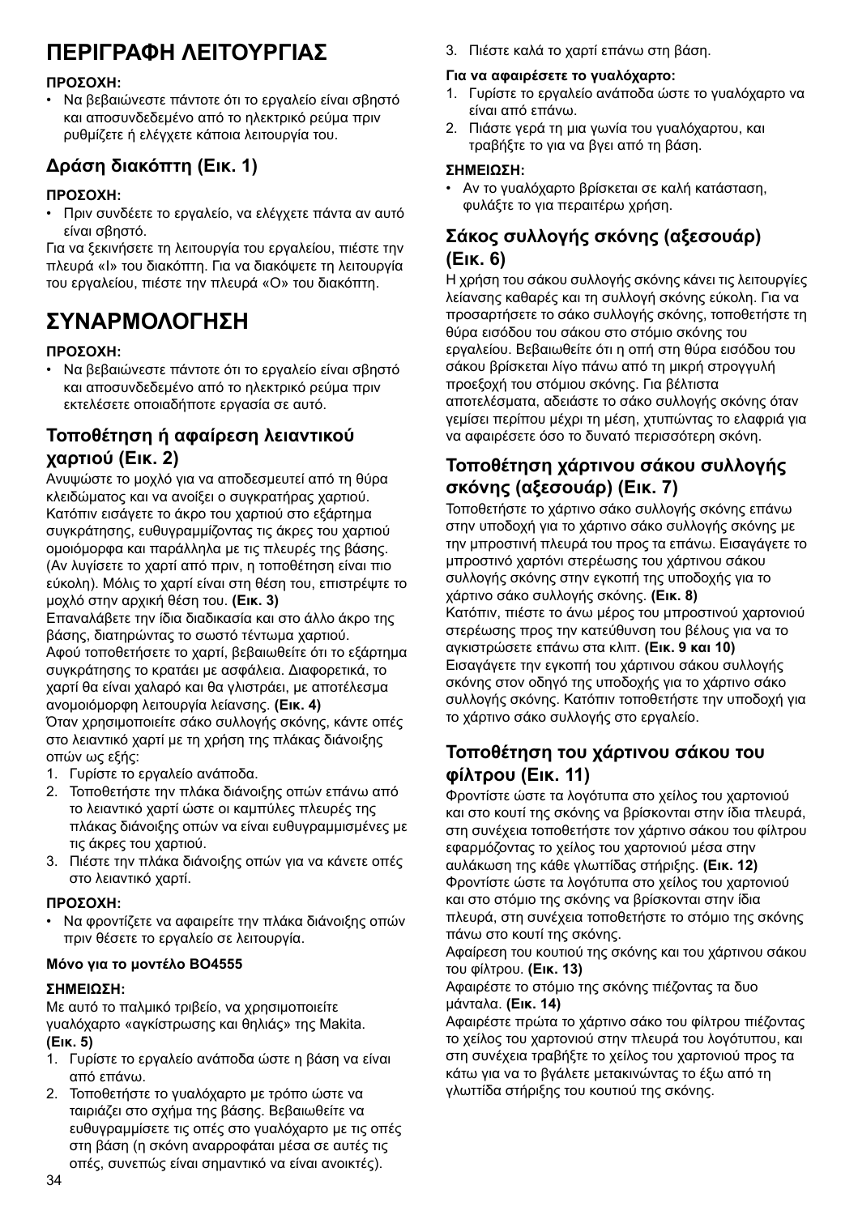# ΠΕΡΙΓΡΑΦΗ ΛΕΙΤΟΥΡΓΙΑΣ

**ΠΡΟΣΟΧΗ:**

- Να βεβαιώνεστε πάντοτε ότι το εργαλείο είναι σβηστό και αποσυνδεδεμένο από το ηλεκτρικό ρεύμα πριν ρυθμίζετε ή ελέγχετε κάποια λειτουργία του.

## Δράση διακόπτη (Εικ. 1)

**ΠΡΟΣΟΧΗ:**

- Πριν συνδέετε το εργαλείο, να ελέγχετε πάντα αν αυτό είναι σβηστό.

Για να ξεκινήσετε τη λειτουργία του εργαλείου, πιέστε την πλευρά «I» του διακόπτη. Για να διακόψετε τη λειτουργία του εργαλείου, πιέστε την πλευρά «O» του διακόπτη.

# ΣΥΝΑΡΜΟΛΟΓΗΣΗ

**ΠΡΟΣΟΧΗ:**

- Να βεβαιώνεστε πάντοτε ότι το εργαλείο είναι σβηστό και αποσυνδεδεμένο από το ηλεκτρικό ρεύμα πριν εκτελέσετε οποιαδήποτε εργασία σε αυτό.

## Τοποθέτηση ή αφαίρεση λειαντικού χαρτιού (Εικ. 2)

Ανυψώστε το μοχλό για να αποδεσμευτεί από τη θύρα κλειδώματος και να ανοίξει ο συγκρατήρας χαρτιού. Κατόπιν εισάγετε το άκρο του χαρτιού στο εξάρτημα συγκράτησης, ευθυγραμμίζοντας τις άκρες του χαρτιού ομοιόμορφα και παράλληλα με τις πλευρές της βάσης. (Αν λυγίσετε το χαρτί από πριν, η τοποθέτηση είναι πιο εύκολη). Μόλις το χαρτί είναι στη θέση του, επιστρέψτε το μοχλό στην αρχική θέση του. **(Εικ. 3)**

Επαναλάβετε την ίδια διαδικασία και στο άλλο άκρο της βάσης, διατηρώντας το σωστό τέντωμα χαρτιού.

Αφού τοποθετήσετε το χαρτί, βεβαιωθείτε ότι το εξάρτημα συγκράτησης το κρατάει με ασφάλεια. Διαφορετικά, το χαρτί θα είναι χαλαρό και θα γλιστράει, με αποτέλεσμα ανομοιόμορφη λειτουργία λείανσης. **(Εικ. 4)**

Όταν χρησιμοποιείτε σάκο συλλογής σκόνης, κάντε οπές στο λειαντικό χαρτί με τη χρήση της πλάκας διάνοιξης οπών ως εξής:

1. Γυρίστε το εργαλείο ανάποδα.
2. Τοποθετήστε την πλάκα διάνοιξης οπών επάνω από το λειαντικό χαρτί ώστε οι καμπύλες πλευρές της πλάκας διάνοιξης οπών να είναι ευθυγραμμισμένες με τις άκρες του χαρτιού.
3. Πιέστε την πλάκα διάνοιξης οπών για να κάνετε οπές στο λειαντικό χαρτί.

**ΠΡΟΣΟΧΗ:**

- Να φροντίζετε να αφαιρείτε την πλάκα διάνοιξης οπών πριν θέσετε το εργαλείο σε λειτουργία.

**Μόνο για το μοντέλο BO4555**

**ΣΗΜΕΙΩΣΗ:**

Με αυτό το παλμικό τριβείο, να χρησιμοποιείτε γυαλόχαρτο «αγκίστρωσης και θηλιάς» της Makita. **(Εικ. 5)**

1. Γυρίστε το εργαλείο ανάποδα ώστε η βάση να είναι από επάνω.
2. Τοποθετήστε το γυαλόχαρτο με τρόπο ώστε να ταιριάζει στο σχήμα της βάσης. Βεβαιωθείτε να ευθυγραμμίσετε τις οπές στο γυαλόχαρτο με τις οπές στη βάση (η σκόνη αναρροφάται μέσα σε αυτές τις οπές, συνεπώς είναι σημαντικό να είναι ανοικτές).
3. Πιέστε καλά το χαρτί επάνω στη βάση.

**Για να αφαιρέσετε το γυαλόχαρτο:**

1. Γυρίστε το εργαλείο ανάποδα ώστε το γυαλόχαρτο να είναι από επάνω.
2. Πιάστε γερά τη μια γωνία του γυαλόχαρτου, και τραβήξτε το για να βγει από τη βάση.

**ΣΗΜΕΙΩΣΗ:**

- Αν το γυαλόχαρτο βρίσκεται σε καλή κατάσταση, φυλάξτε το για περαιτέρω χρήση.

## Σάκος συλλογής σκόνης (αξεσουάρ) (Εικ. 6)

Η χρήση του σάκου συλλογής σκόνης κάνει τις λειτουργίες λείανσης καθαρές και τη συλλογή σκόνης εύκολη. Για να προσαρτήσετε το σάκο συλλογής σκόνης, τοποθετήστε τη θύρα εισόδου του σάκου στο στόμιο σκόνης του εργαλείου. Βεβαιωθείτε ότι η οπή στη θύρα εισόδου του σάκου βρίσκεται λίγο πάνω από τη μικρή στρογγυλή προεξοχή του στόμιου σκόνης. Για βέλτιστα αποτελέσματα, αδειάστε το σάκο συλλογής σκόνης όταν γεμίσει περίπου μέχρι τη μέση, χτυπώντας το ελαφριά για να αφαιρέσετε όσο το δυνατό περισσότερη σκόνη.

## Τοποθέτηση χάρτινου σάκου συλλογής σκόνης (αξεσουάρ) (Εικ. 7)

Τοποθετήστε το χάρτινο σάκο συλλογής σκόνης επάνω στην υποδοχή για το χάρτινο σάκο συλλογής σκόνης με την μπροστινή πλευρά του προς τα επάνω. Εισαγάγετε το μπροστινό χαρτόνι στερέωσης του χάρτινου σάκου συλλογής σκόνης στην εγκοπή της υποδοχής για το χάρτινο σάκο συλλογής σκόνης. **(Εικ. 8)**

Κατόπιν, πιέστε το άνω μέρος του μπροστινού χαρτονιού στερέωσης προς την κατεύθυνση του βέλους για να το αγκιστρώσετε επάνω στα κλιπ. **(Εικ. 9 και 10)**

Εισαγάγετε την εγκοπή του χάρτινου σάκου συλλογής σκόνης στον οδηγό της υποδοχής για το χάρτινο σάκο συλλογής σκόνης. Κατόπιν τοποθετήστε την υποδοχή για το χάρτινο σάκο συλλογής στο εργαλείο.

## Τοποθέτηση του χάρτινου σάκου του φίλτρου (Εικ. 11)

Φροντίστε ώστε τα λογότυπα στο χείλος του χαρτονιού και στο κουτί της σκόνης να βρίσκονται στην ίδια πλευρά, στη συνέχεια τοποθετήστε τον χάρτινο σάκου του φίλτρου εφαρμόζοντας το χείλος του χαρτονιού μέσα στην αυλάκωση της κάθε γλωττίδας στήριξης. **(Εικ. 12)**

Φροντίστε ώστε τα λογότυπα στο χείλος του χαρτονιού και στο στόμιο της σκόνης να βρίσκονται στην ίδια πλευρά, στη συνέχεια τοποθετήστε το στόμιο της σκόνης πάνω στο κουτί της σκόνης.

Αφαίρεση του κουτιού της σκόνης και του χάρτινου σάκου του φίλτρου. **(Εικ. 13)**

Αφαιρέστε το στόμιο της σκόνης πιέζοντας τα δυο μάνταλα. **(Εικ. 14)**

Αφαιρέστε πρώτα το χάρτινο σάκο του φίλτρου πιέζοντας το χείλος του χαρτονιού στην πλευρά του λογότυπου, και στη συνέχεια τραβήξτε το χείλος του χαρτονιού προς τα κάτω για να το βγάλετε μετακινώντας το έξω από τη γλωττίδα στήριξης του κουτιού της σκόνης.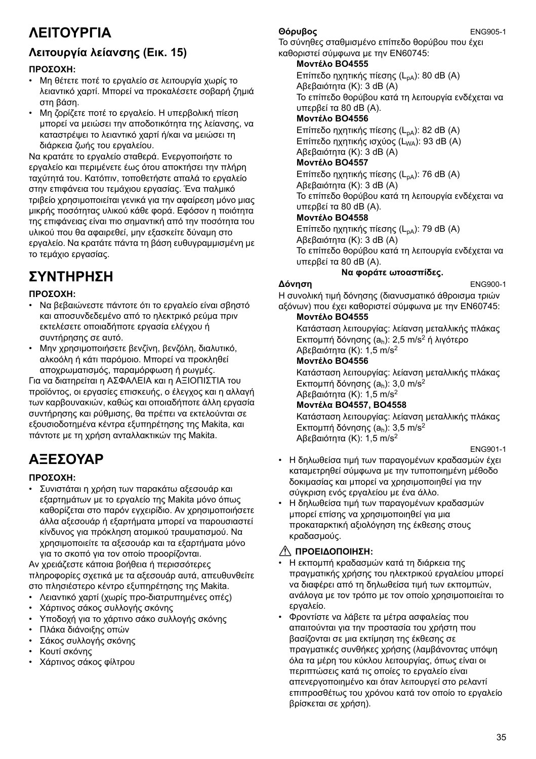# ΛΕΙΤΟΥΡΓΙΑ

## Λειτουργία λείανσης (Εικ. 15)

**ΠΡΟΣΟΧΗ:**

- Μη θέτετε ποτέ το εργαλείο σε λειτουργία χωρίς το λειαντικό χαρτί. Μπορεί να προκαλέσετε σοβαρή ζημιά στη βάση.
- Μη ζορίζετε ποτέ το εργαλείο. Η υπερβολική πίεση μπορεί να μειώσει την αποδοτικότητα της λείανσης, να καταστρέψει το λειαντικό χαρτί ή/και να μειώσει τη διάρκεια ζωής του εργαλείου.

Να κρατάτε το εργαλείο σταθερά. Ενεργοποιήστε το εργαλείο και περιμένετε έως ότου αποκτήσει την πλήρη ταχύτητά του. Κατόπιν, τοποθετήστε απαλά το εργαλείο στην επιφάνεια του τεμάχιου εργασίας. Ένα παλμικό τριβείο χρησιμοποιείται γενικά για την αφαίρεση μόνο μιας μικρής ποσότητας υλικού κάθε φορά. Εφόσον η ποιότητα της επιφάνειας είναι πιο σημαντική από την ποσότητα του υλικού που θα αφαιρεθεί, μην εξασκείτε δύναμη στο εργαλείο. Να κρατάτε πάντα τη βάση ευθυγραμμισμένη με το τεμάχιο εργασίας.

# ΣΥΝΤΗΡΗΣΗ

**ΠΡΟΣΟΧΗ:**

- Να βεβαιώνεστε πάντοτε ότι το εργαλείο είναι σβηστό και αποσυνδεδεμένο από το ηλεκτρικό ρεύμα πριν εκτελέσετε οποιαδήποτε εργασία ελέγχου ή συντήρησης σε αυτό.
- Μην χρησιμοποιήσετε βενζίνη, βενζόλη, διαλυτικό, αλκοόλη ή κάτι παρόμοιο. Μπορεί να προκληθεί αποχρωματισμός, παραμόρφωση ή ρωγμές.

Για να διατηρείται η ΑΣΦΑΛΕΙΑ και η ΑΞΙΟΠΙΣΤΙΑ του προϊόντος, οι εργασίες επισκευής, ο έλεγχος και η αλλαγή των καρβουνακιών, καθώς και οποιαδήποτε άλλη εργασία συντήρησης και ρύθμισης, θα πρέπει να εκτελούνται σε εξουσιοδοτημένα κέντρα εξυπηρέτησης της Makita, και πάντοτε με τη χρήση ανταλλακτικών της Makita.

# ΑΞΕΣΟΥΑΡ

**ΠΡΟΣΟΧΗ:**

- Συνιστάται η χρήση των παρακάτω αξεσουάρ και εξαρτημάτων με το εργαλείο της Makita μόνο όπως καθορίζεται στο παρόν εγχειρίδιο. Αν χρησιμοποιήσετε άλλα αξεσουάρ ή εξαρτήματα μπορεί να παρουσιαστεί κίνδυνος για πρόκληση ατομικού τραυματισμού. Να χρησιμοποιείτε τα αξεσουάρ και τα εξαρτήματα μόνο για το σκοπό για τον οποίο προορίζονται.

Αν χρειάζεστε κάποια βοήθεια ή περισσότερες πληροφορίες σχετικά με τα αξεσουάρ αυτά, απευθυνθείτε στο πλησιέστερο κέντρο εξυπηρέτησης της Makita.

- Λειαντικό χαρτί (χωρίς προ-διατρυπημένες οπές)
- Χάρτινος σάκος συλλογής σκόνης
- Υποδοχή για το χάρτινο σάκο συλλογής σκόνης
- Πλάκα διάνοιξης οπών
- Σάκος συλλογής σκόνης
- Κουτί σκόνης
- Χάρτινος σάκος φίλτρου

**Θόρυβος** ENG905-1

Το σύνηθες σταθμισμένο επίπεδο θορύβου που έχει καθοριστεί σύμφωνα με την EN60745:

**Μοντέλο BO4555**

Επίπεδο ηχητικής πίεσης ($L_{pA}$): 80 dB (A)
Αβεβαιότητα (K): 3 dB (A)
Το επίπεδο θορύβου κατά τη λειτουργία ενδέχεται να υπερβεί τα 80 dB (A).

**Μοντέλο BO4556**

Επίπεδο ηχητικής πίεσης ($L_{pA}$): 82 dB (A)
Επίπεδο ηχητικής ισχύος ($L_{WA}$): 93 dB (A)
Αβεβαιότητα (K): 3 dB (A)

**Μοντέλο BO4557**

Επίπεδο ηχητικής πίεσης ($L_{pA}$): 76 dB (A)
Αβεβαιότητα (K): 3 dB (A)
Το επίπεδο θορύβου κατά τη λειτουργία ενδέχεται να υπερβεί τα 80 dB (A).

**Μοντέλο BO4558**

Επίπεδο ηχητικής πίεσης ($L_{pA}$): 79 dB (A)
Αβεβαιότητα (K): 3 dB (A)
Το επίπεδο θορύβου κατά τη λειτουργία ενδέχεται να υπερβεί τα 80 dB (A).

**Να φοράτε ωτοασπίδες.**

**Δόνηση** ENG900-1

Η συνολική τιμή δόνησης (διανυσματικό άθροισμα τριών αξόνων) που έχει καθοριστεί σύμφωνα με την EN60745:

**Μοντέλο BO4555**

Κατάσταση λειτουργίας: λείανση μεταλλικής πλάκας
Εκπομπή δόνησης ($a_h$): 2,5 $m/s^2$ ή λιγότερο
Αβεβαιότητα (K): 1,5 $m/s^2$

**Μοντέλο BO4556**

Κατάσταση λειτουργίας: λείανση μεταλλικής πλάκας
Εκπομπή δόνησης ($a_h$): 3,0 $m/s^2$
Αβεβαιότητα (K): 1,5 $m/s^2$

**Μοντέλα BO4557, BO4558**

Κατάσταση λειτουργίας: λείανση μεταλλικής πλάκας
Εκπομπή δόνησης ($a_h$): 3,5 $m/s^2$
Αβεβαιότητα (K): 1,5 $m/s^2$

ENG901-1

- Η δηλωθείσα τιμή των παραγομένων κραδασμών έχει καταμετρηθεί σύμφωνα με την τυποποιημένη μέθοδο δοκιμασίας και μπορεί να χρησιμοποιηθεί για την σύγκριση ενός εργαλείου με ένα άλλο.
- Η δηλωθείσα τιμή των παραγομένων κραδασμών μπορεί επίσης να χρησιμοποιηθεί για μια προκαταρκτική αξιολόγηση της έκθεσης στους κραδασμούς.

**⚠ ΠΡΟΕΙΔΟΠΟΙΗΣΗ:**

- Η εκπομπή κραδασμών κατά τη διάρκεια της πραγματικής χρήσης του ηλεκτρικού εργαλείου μπορεί να διαφέρει από τη δηλωθείσα τιμή των εκπομπών, ανάλογα με τον τρόπο με τον οποίο χρησιμοποιείται το εργαλείο.
- Φροντίστε να λάβετε τα μέτρα ασφαλείας που απαιτούνται για την προστασία του χρήστη που βασίζονται σε μια εκτίμηση της έκθεσης σε πραγματικές συνθήκες χρήσης (λαμβάνοντας υπόψη όλα τα μέρη του κύκλου λειτουργίας, όπως είναι οι περιπτώσεις κατά τις οποίες το εργαλείο είναι απενεργοποιημένο και όταν λειτουργεί στο ρελαντί επιπροσθέτως του χρόνου κατά τον οποίο το εργαλείο βρίσκεται σε χρήση).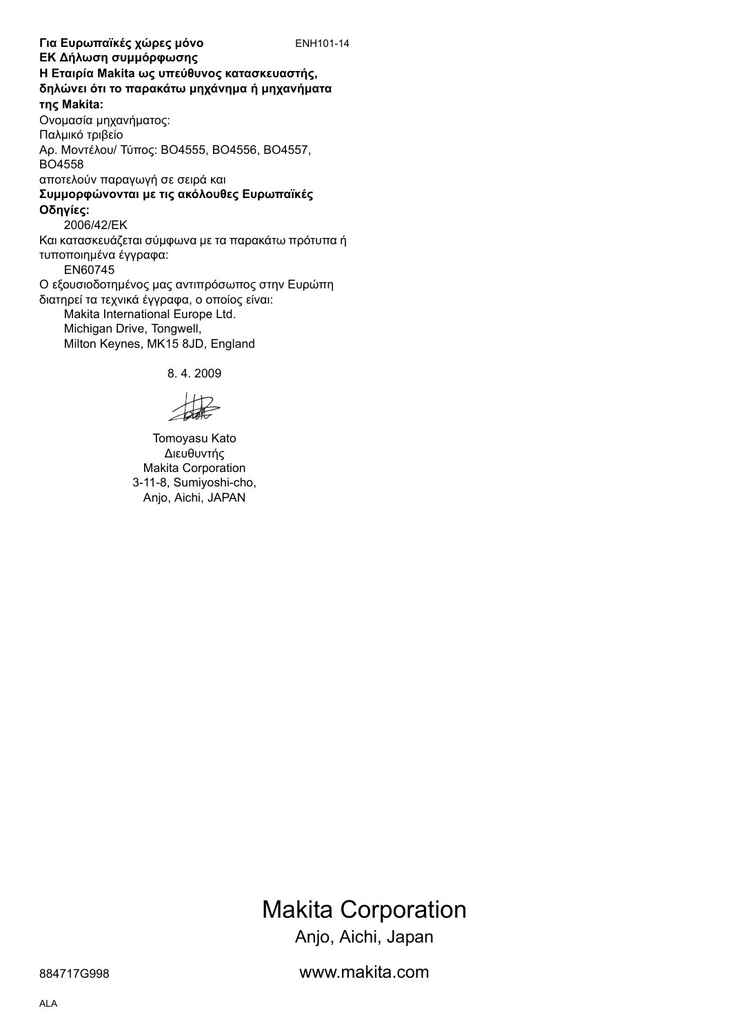**Για Ευρωπαϊκές χώρες μόνο** ENH101-14

**ΕΚ Δήλωση συμμόρφωσης**

**Η Εταιρία Makita ως υπεύθυνος κατασκευαστής, δηλώνει ότι το παρακάτω μηχάνημα ή μηχανήματα της Makita:**

Ονομασία μηχανήματος:
Παλμικό τριβείο
Αρ. Μοντέλου/ Τύπος: BO4555, BO4556, BO4557, BO4558
αποτελούν παραγωγή σε σειρά και

**Συμμορφώνονται με τις ακόλουθες Ευρωπαϊκές Οδηγίες:**

2006/42/ΕΚ

Και κατασκευάζεται σύμφωνα με τα παρακάτω πρότυπα ή τυποποιημένα έγγραφα:

EN60745

Ο εξουσιοδοτημένος μας αντιπρόσωπος στην Ευρώπη διατηρεί τα τεχνικά έγγραφα, ο οποίος είναι:

Makita International Europe Ltd.
Michigan Drive, Tongwell,
Milton Keynes, MK15 8JD, England

8. 4. 2009

Tomoyasu Kato
Διευθυντής
Makita Corporation
3-11-8, Sumiyoshi-cho,
Anjo, Aichi, JAPAN

Makita Corporation
Anjo, Aichi, Japan

884717G998

www.makita.com

ALA